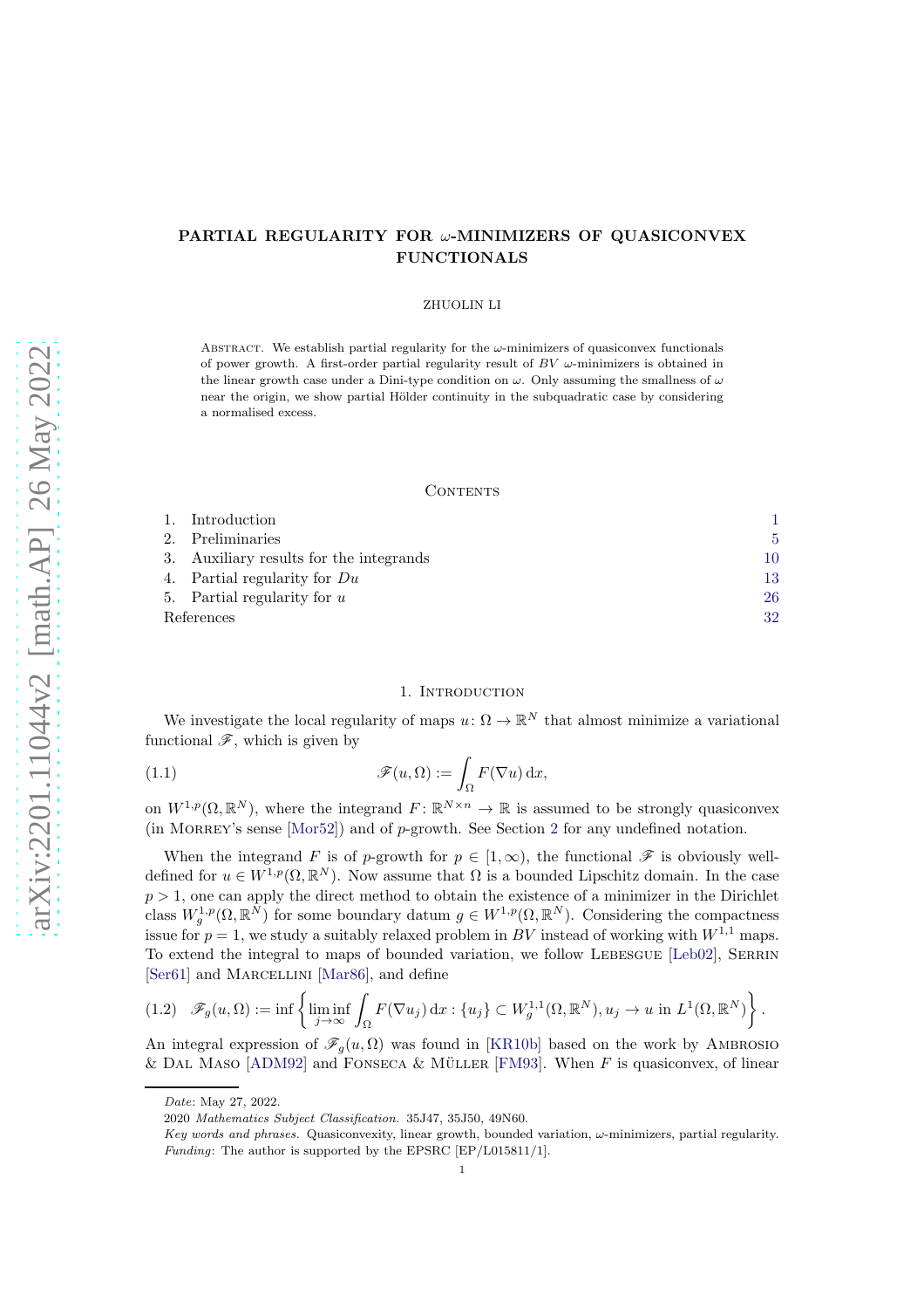# PARTIAL REGULARITY FOR $\omega$-MINIMIZERS OF QUASICONVEX FUNCTIONALS

ZHUOLIN LI

Abstract. We establish partial regularity for the $\omega$-minimizers of quasiconvex functionals of power growth. A first-order partial regularity result of $BV$ $\omega$-minimizers is obtained in the linear growth case under a Dini-type condition on $\omega$. Only assuming the smallness of $\omega$ near the origin, we show partial Hölder continuity in the subquadratic case by considering a normalised excess.

## Contents

1. Introduction 1
2. Preliminaries 5
3. Auxiliary results for the integrands 10
4. Partial regularity for $Du$ 13
5. Partial regularity for $u$ 26

References 32

## 1. Introduction

We investigate the local regularity of maps $u\colon \Omega \to \mathbb{R}^N$ that almost minimize a variational functional $\mathscr{F}$, which is given by

$$\mathscr{F}(u,\Omega) := \int_\Omega F(\nabla u)\,\mathrm{d}x, \tag{1.1}$$

on $W^{1,p}(\Omega,\mathbb{R}^N)$, where the integrand $F\colon \mathbb{R}^{N\times n} \to \mathbb{R}$ is assumed to be strongly quasiconvex (in Morrey's sense [Mor52]) and of $p$-growth. See Section 2 for any undefined notation.

When the integrand $F$ is of $p$-growth for $p \in [1,\infty)$, the functional $\mathscr{F}$ is obviously well-defined for $u \in W^{1,p}(\Omega,\mathbb{R}^N)$. Now assume that $\Omega$ is a bounded Lipschitz domain. In the case $p>1$, one can apply the direct method to obtain the existence of a minimizer in the Dirichlet class $W^{1,p}_g(\Omega,\mathbb{R}^N)$ for some boundary datum $g \in W^{1,p}(\Omega,\mathbb{R}^N)$. Considering the compactness issue for $p=1$, we study a suitably relaxed problem in $BV$ instead of working with $W^{1,1}$ maps. To extend the integral to maps of bounded variation, we follow Lebesgue [Leb02], Serrin [Ser61] and Marcellini [Mar86], and define

$$\mathscr{F}_g(u,\Omega) := \inf\left\{ \liminf_{j\to\infty} \int_\Omega F(\nabla u_j)\,\mathrm{d}x : \{u_j\} \subset W^{1,1}_g(\Omega,\mathbb{R}^N), u_j \to u \text{ in } L^1(\Omega,\mathbb{R}^N)\right\}. \tag{1.2}$$

An integral expression of $\mathscr{F}_g(u,\Omega)$ was found in [KR10b] based on the work by Ambrosio & Dal Maso [ADM92] and Fonseca & Müller [FM93]. When $F$ is quasiconvex, of linear

*Date*: May 27, 2022.

2020 *Mathematics Subject Classification.* 35J47, 35J50, 49N60.

*Key words and phrases.* Quasiconvexity, linear growth, bounded variation, $\omega$-minimizers, partial regularity.

*Funding*: The author is supported by the EPSRC [EP/L015811/1].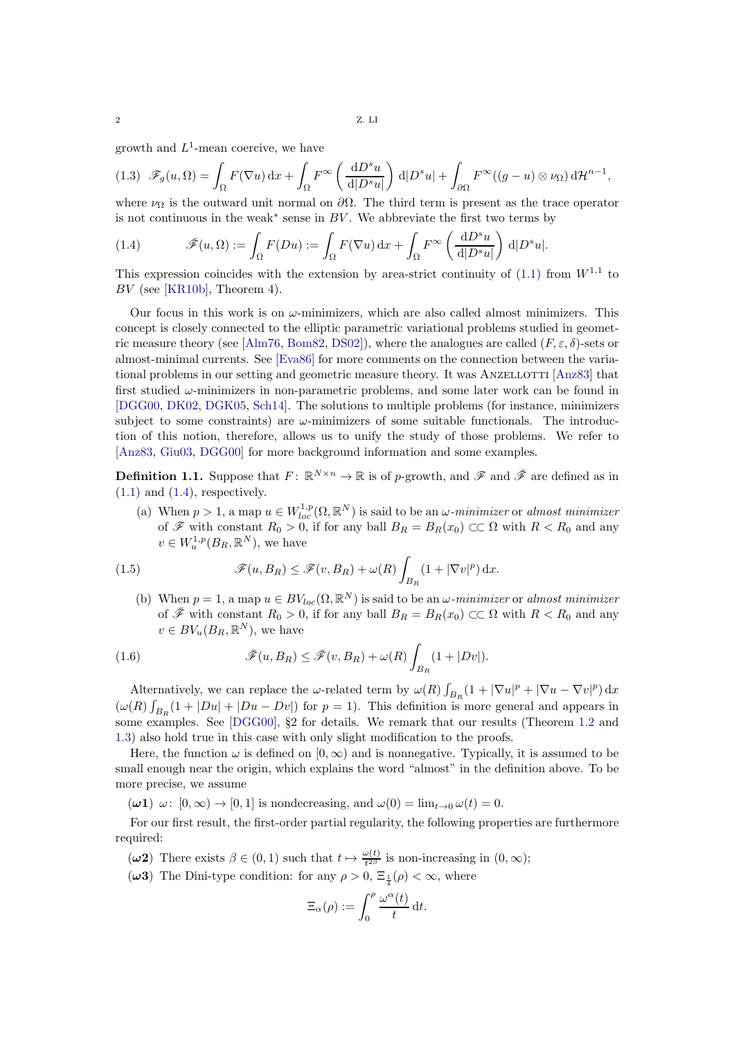growth and $L^1$-mean coercive, we have

$$\mathscr{F}_g(u,\Omega) = \int_\Omega F(\nabla u)\,\mathrm{d}x + \int_\Omega F^\infty\left(\frac{\mathrm{d}D^s u}{\mathrm{d}|D^s u|}\right)\mathrm{d}|D^s u| + \int_{\partial\Omega} F^\infty((g-u)\otimes\nu_\Omega)\,\mathrm{d}\mathcal{H}^{n-1}, \tag{1.3}$$

where $\nu_\Omega$ is the outward unit normal on $\partial\Omega$. The third term is present as the trace operator is not continuous in the weak* sense in $BV$. We abbreviate the first two terms by

$$\bar{\mathscr{F}}(u,\Omega) := \int_\Omega F(Du) := \int_\Omega F(\nabla u)\,\mathrm{d}x + \int_\Omega F^\infty\left(\frac{\mathrm{d}D^s u}{\mathrm{d}|D^s u|}\right)\mathrm{d}|D^s u|. \tag{1.4}$$

This expression coincides with the extension by area-strict continuity of (1.1) from $W^{1,1}$ to $BV$ (see [KR10b], Theorem 4).

Our focus in this work is on $\omega$-minimizers, which are also called almost minimizers. This concept is closely connected to the elliptic parametric variational problems studied in geometric measure theory (see [Alm76, Bom82, DS02]), where the analogues are called $(F,\varepsilon,\delta)$-sets or almost-minimal currents. See [Eva86] for more comments on the connection between the variational problems in our setting and geometric measure theory. It was Anzellotti [Anz83] that first studied $\omega$-minimizers in non-parametric problems, and some later work can be found in [DGG00, DK02, DGK05, Sch14]. The solutions to multiple problems (for instance, minimizers subject to some constraints) are $\omega$-minimizers of some suitable functionals. The introduction of this notion, therefore, allows us to unify the study of those problems. We refer to [Anz83, Giu03, DGG00] for more background information and some examples.

**Definition 1.1.** Suppose that $F\colon \mathbb{R}^{N\times n}\to\mathbb{R}$ is of $p$-growth, and $\mathscr{F}$ and $\bar{\mathscr{F}}$ are defined as in (1.1) and (1.4), respectively.

(a) When $p>1$, a map $u\in W^{1,p}_{loc}(\Omega,\mathbb{R}^N)$ is said to be an *$\omega$-minimizer* or *almost minimizer* of $\mathscr{F}$ with constant $R_0>0$, if for any ball $B_R = B_R(x_0)\subset\subset\Omega$ with $R<R_0$ and any $v\in W^{1,p}_u(B_R,\mathbb{R}^N)$, we have

$$\mathscr{F}(u,B_R) \le \mathscr{F}(v,B_R) + \omega(R)\int_{B_R}(1+|\nabla v|^p)\,\mathrm{d}x. \tag{1.5}$$

(b) When $p=1$, a map $u\in BV_{loc}(\Omega,\mathbb{R}^N)$ is said to be an *$\omega$-minimizer* or *almost minimizer* of $\bar{\mathscr{F}}$ with constant $R_0>0$, if for any ball $B_R = B_R(x_0)\subset\subset\Omega$ with $R<R_0$ and any $v\in BV_u(B_R,\mathbb{R}^N)$, we have

$$\bar{\mathscr{F}}(u,B_R) \le \bar{\mathscr{F}}(v,B_R) + \omega(R)\int_{B_R}(1+|Dv|). \tag{1.6}$$

Alternatively, we can replace the $\omega$-related term by $\omega(R)\int_{B_R}(1+|\nabla u|^p+|\nabla u-\nabla v|^p)\,\mathrm{d}x$ ($\omega(R)\int_{B_R}(1+|Du|+|Du-Dv|)$ for $p=1$). This definition is more general and appears in some examples. See [DGG00], §2 for details. We remark that our results (Theorem 1.2 and 1.3) also hold true in this case with only slight modification to the proofs.

Here, the function $\omega$ is defined on $[0,\infty)$ and is nonnegative. Typically, it is assumed to be small enough near the origin, which explains the word "almost" in the definition above. To be more precise, we assume

**($\omega$1)** $\omega\colon [0,\infty)\to[0,1]$ is nondecreasing, and $\omega(0)=\lim_{t\to 0}\omega(t)=0$.

For our first result, the first-order partial regularity, the following properties are furthermore required:

**($\omega$2)** There exists $\beta\in(0,1)$ such that $t\mapsto\frac{\omega(t)}{t^{2\beta}}$ is non-increasing in $(0,\infty)$;

**($\omega$3)** The Dini-type condition: for any $\rho>0$, $\Xi_{\frac{1}{4}}(\rho)<\infty$, where

$$\Xi_\alpha(\rho) := \int_0^\rho \frac{\omega^\alpha(t)}{t}\,\mathrm{d}t.$$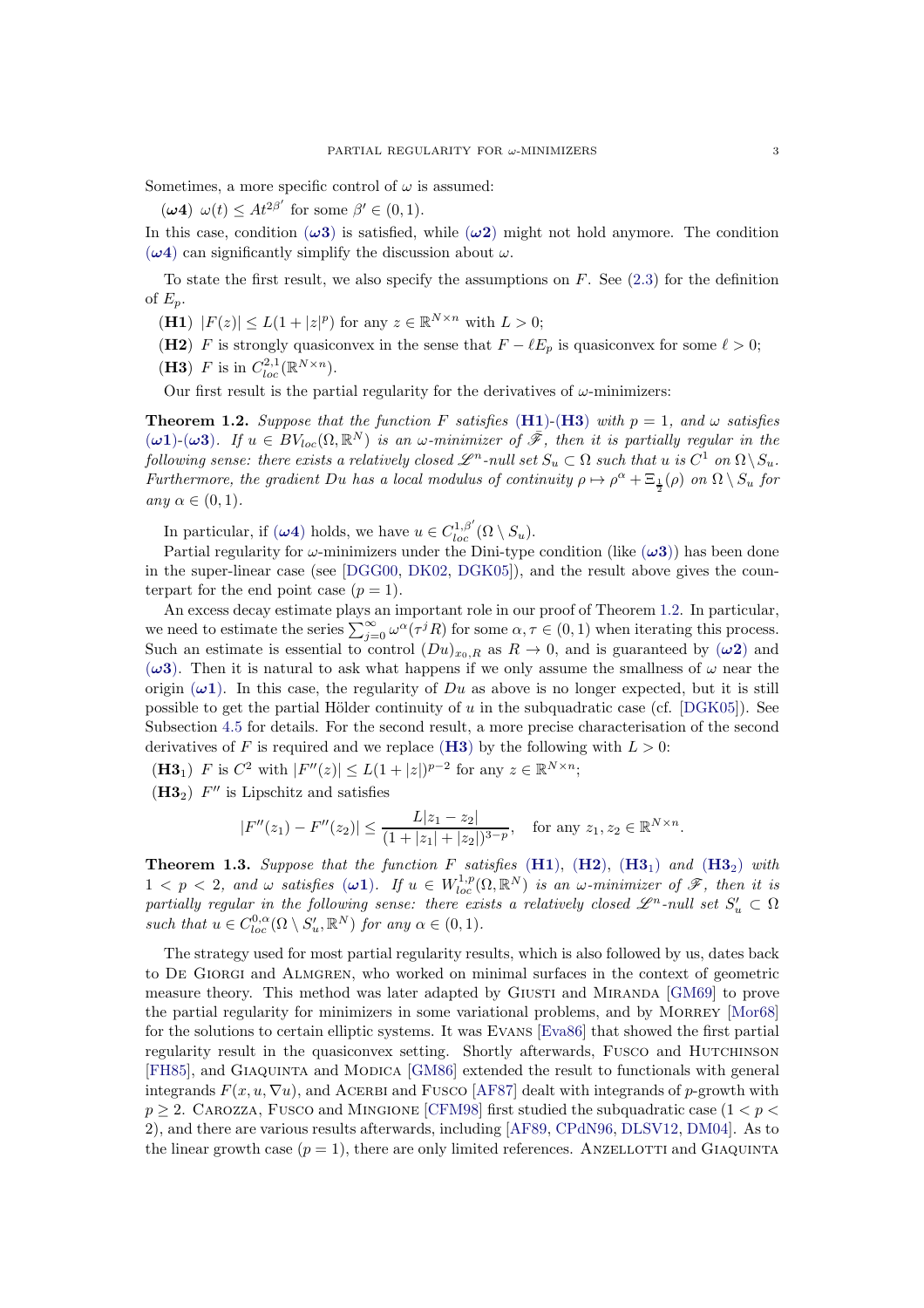Sometimes, a more specific control of $\omega$ is assumed:

**($\omega$4)** $\omega(t) \le At^{2\beta'}$ for some $\beta' \in (0,1)$.

In this case, condition ($\omega$3) is satisfied, while ($\omega$2) might not hold anymore. The condition ($\omega$4) can significantly simplify the discussion about $\omega$.

To state the first result, we also specify the assumptions on $F$. See (2.3) for the definition of $E_p$.

**(H1)** $|F(z)| \le L(1+|z|^p)$ for any $z \in \mathbb{R}^{N\times n}$ with $L > 0$;

**(H2)** $F$ is strongly quasiconvex in the sense that $F - \ell E_p$ is quasiconvex for some $\ell > 0$;

**(H3)** $F$ is in $C^{2,1}_{loc}(\mathbb{R}^{N\times n})$.

Our first result is the partial regularity for the derivatives of $\omega$-minimizers:

**Theorem 1.2.** *Suppose that the function $F$ satisfies (H1)-(H3) with $p = 1$, and $\omega$ satisfies ($\omega$1)-($\omega$3). If $u \in BV_{loc}(\Omega,\mathbb{R}^N)$ is an $\omega$-minimizer of $\widetilde{\mathscr{F}}$, then it is partially regular in the following sense: there exists a relatively closed $\mathscr{L}^n$-null set $S_u \subset \Omega$ such that $u$ is $C^1$ on $\Omega \setminus S_u$. Furthermore, the gradient $Du$ has a local modulus of continuity $\rho \mapsto \rho^\alpha + \Xi_{\frac{1}{2}}(\rho)$ on $\Omega \setminus S_u$ for any $\alpha \in (0,1)$.*

In particular, if ($\omega$4) holds, we have $u \in C^{1,\beta'}_{loc}(\Omega \setminus S_u)$.

Partial regularity for $\omega$-minimizers under the Dini-type condition (like ($\omega$3)) has been done in the super-linear case (see [DGG00, DK02, DGK05]), and the result above gives the counterpart for the end point case ($p = 1$).

An excess decay estimate plays an important role in our proof of Theorem 1.2. In particular, we need to estimate the series $\sum_{j=0}^{\infty} \omega^\alpha(\tau^j R)$ for some $\alpha, \tau \in (0,1)$ when iterating this process. Such an estimate is essential to control $(Du)_{x_0,R}$ as $R \to 0$, and is guaranteed by ($\omega$2) and ($\omega$3). Then it is natural to ask what happens if we only assume the smallness of $\omega$ near the origin ($\omega$1). In this case, the regularity of $Du$ as above is no longer expected, but it is still possible to get the partial Hölder continuity of $u$ in the subquadratic case (cf. [DGK05]). See Subsection 4.5 for details. For the second result, a more precise characterisation of the second derivatives of $F$ is required and we replace (H3) by the following with $L > 0$:

**(H3$_1$)** $F$ is $C^2$ with $|F''(z)| \le L(1+|z|)^{p-2}$ for any $z \in \mathbb{R}^{N\times n}$;

**(H3$_2$)** $F''$ is Lipschitz and satisfies

$$|F''(z_1) - F''(z_2)| \le \frac{L|z_1 - z_2|}{(1+|z_1|+|z_2|)^{3-p}}, \quad \text{for any } z_1, z_2 \in \mathbb{R}^{N\times n}.$$

**Theorem 1.3.** *Suppose that the function $F$ satisfies (H1), (H2), (H3$_1$) and (H3$_2$) with $1 < p < 2$, and $\omega$ satisfies ($\omega$1). If $u \in W^{1,p}_{loc}(\Omega,\mathbb{R}^N)$ is an $\omega$-minimizer of $\mathscr{F}$, then it is partially regular in the following sense: there exists a relatively closed $\mathscr{L}^n$-null set $S'_u \subset \Omega$ such that $u \in C^{0,\alpha}_{loc}(\Omega \setminus S'_u, \mathbb{R}^N)$ for any $\alpha \in (0,1)$.*

The strategy used for most partial regularity results, which is also followed by us, dates back to De Giorgi and Almgren, who worked on minimal surfaces in the context of geometric measure theory. This method was later adapted by Giusti and Miranda [GM69] to prove the partial regularity for minimizers in some variational problems, and by Morrey [Mor68] for the solutions to certain elliptic systems. It was Evans [Eva86] that showed the first partial regularity result in the quasiconvex setting. Shortly afterwards, Fusco and Hutchinson [FH85], and Giaquinta and Modica [GM86] extended the result to functionals with general integrands $F(x,u,\nabla u)$, and Acerbi and Fusco [AF87] dealt with integrands of $p$-growth with $p \ge 2$. Carozza, Fusco and Mingione [CFM98] first studied the subquadratic case ($1 < p < 2$), and there are various results afterwards, including [AF89, CPdN96, DLSV12, DM04]. As to the linear growth case ($p = 1$), there are only limited references. Anzellotti and Giaquinta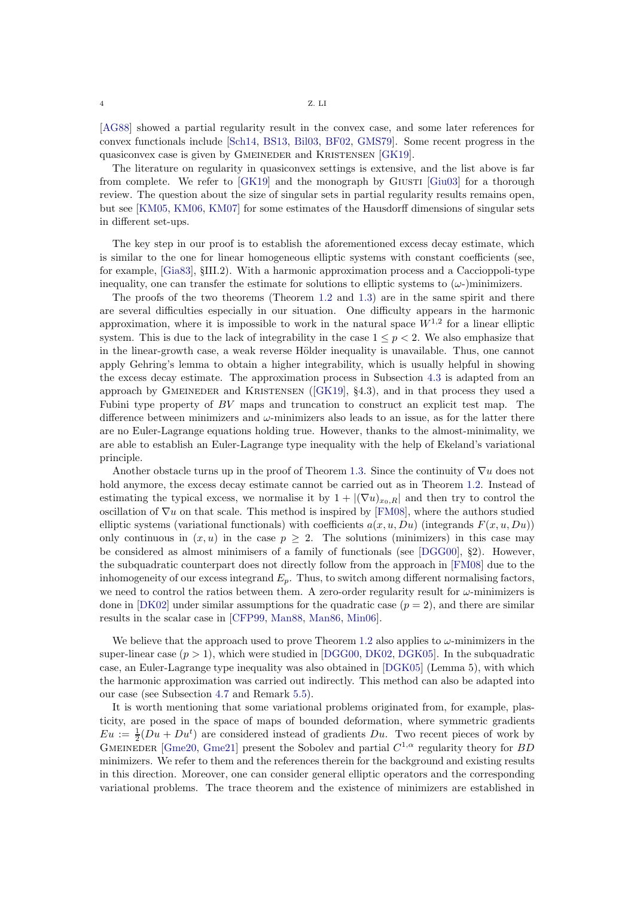[AG88] showed a partial regularity result in the convex case, and some later references for convex functionals include [Sch14, BS13, Bil03, BF02, GMS79]. Some recent progress in the quasiconvex case is given by Gmeineder and Kristensen [GK19].

The literature on regularity in quasiconvex settings is extensive, and the list above is far from complete. We refer to [GK19] and the monograph by Giusti [Giu03] for a thorough review. The question about the size of singular sets in partial regularity results remains open, but see [KM05, KM06, KM07] for some estimates of the Hausdorff dimensions of singular sets in different set-ups.

The key step in our proof is to establish the aforementioned excess decay estimate, which is similar to the one for linear homogeneous elliptic systems with constant coefficients (see, for example, [Gia83], §III.2). With a harmonic approximation process and a Caccioppoli-type inequality, one can transfer the estimate for solutions to elliptic systems to ($\omega$-)minimizers.

The proofs of the two theorems (Theorem 1.2 and 1.3) are in the same spirit and there are several difficulties especially in our situation. One difficulty appears in the harmonic approximation, where it is impossible to work in the natural space $W^{1,2}$ for a linear elliptic system. This is due to the lack of integrability in the case $1 \leq p < 2$. We also emphasize that in the linear-growth case, a weak reverse Hölder inequality is unavailable. Thus, one cannot apply Gehring's lemma to obtain a higher integrability, which is usually helpful in showing the excess decay estimate. The approximation process in Subsection 4.3 is adapted from an approach by Gmeineder and Kristensen ([GK19], §4.3), and in that process they used a Fubini type property of $BV$ maps and truncation to construct an explicit test map. The difference between minimizers and $\omega$-minimizers also leads to an issue, as for the latter there are no Euler-Lagrange equations holding true. However, thanks to the almost-minimality, we are able to establish an Euler-Lagrange type inequality with the help of Ekeland's variational principle.

Another obstacle turns up in the proof of Theorem 1.3. Since the continuity of $\nabla u$ does not hold anymore, the excess decay estimate cannot be carried out as in Theorem 1.2. Instead of estimating the typical excess, we normalise it by $1 + |(\nabla u)_{x_0,R}|$ and then try to control the oscillation of $\nabla u$ on that scale. This method is inspired by [FM08], where the authors studied elliptic systems (variational functionals) with coefficients $a(x, u, Du)$ (integrands $F(x, u, Du)$) only continuous in $(x, u)$ in the case $p \geq 2$. The solutions (minimizers) in this case may be considered as almost minimisers of a family of functionals (see [DGG00], §2). However, the subquadratic counterpart does not directly follow from the approach in [FM08] due to the inhomogeneity of our excess integrand $E_p$. Thus, to switch among different normalising factors, we need to control the ratios between them. A zero-order regularity result for $\omega$-minimizers is done in [DK02] under similar assumptions for the quadratic case ($p = 2$), and there are similar results in the scalar case in [CFP99, Man88, Man86, Min06].

We believe that the approach used to prove Theorem 1.2 also applies to $\omega$-minimizers in the super-linear case ($p > 1$), which were studied in [DGG00, DK02, DGK05]. In the subquadratic case, an Euler-Lagrange type inequality was also obtained in [DGK05] (Lemma 5), with which the harmonic approximation was carried out indirectly. This method can also be adapted into our case (see Subsection 4.7 and Remark 5.5).

It is worth mentioning that some variational problems originated from, for example, plasticity, are posed in the space of maps of bounded deformation, where symmetric gradients $Eu := \frac{1}{2}(Du + Du^t)$ are considered instead of gradients $Du$. Two recent pieces of work by Gmeineder [Gme20, Gme21] present the Sobolev and partial $C^{1,\alpha}$ regularity theory for $BD$ minimizers. We refer to them and the references therein for the background and existing results in this direction. Moreover, one can consider general elliptic operators and the corresponding variational problems. The trace theorem and the existence of minimizers are established in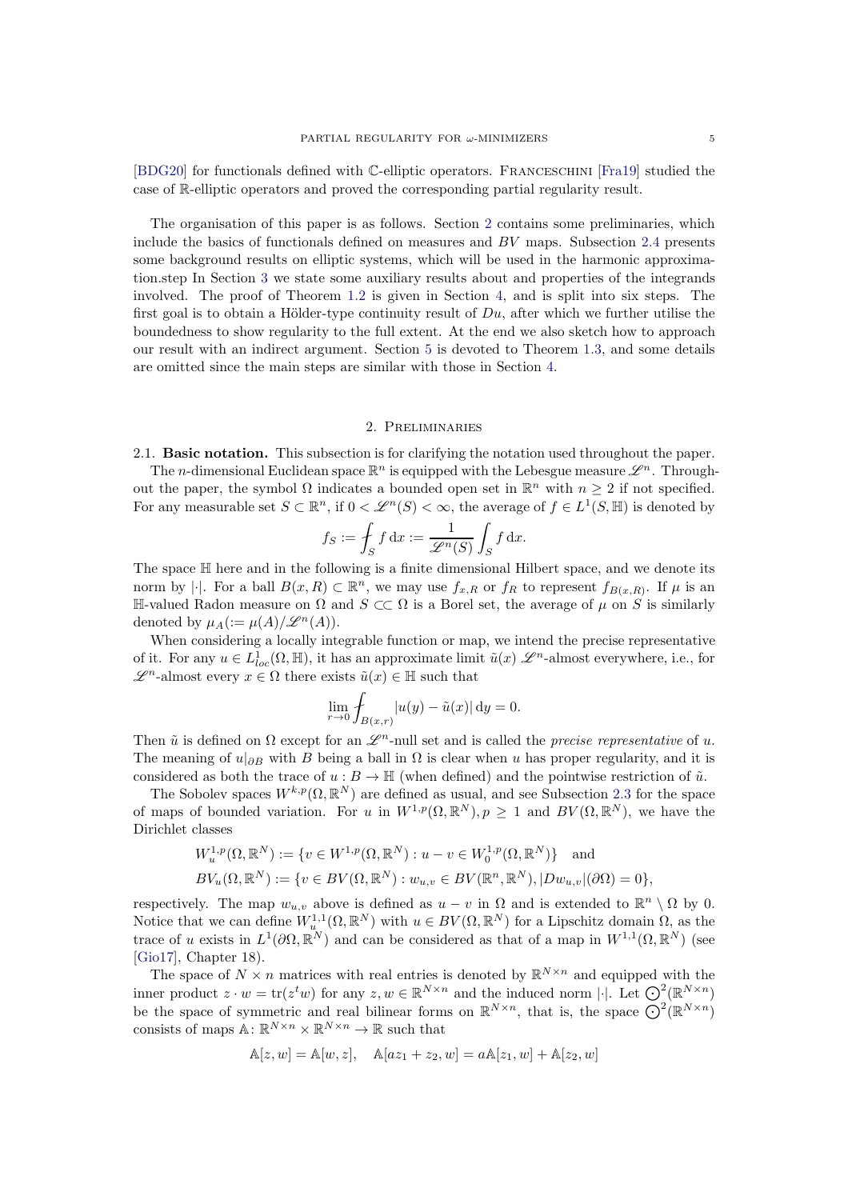[BDG20] for functionals defined with $\mathbb{C}$-elliptic operators. Franceschini [Fra19] studied the case of $\mathbb{R}$-elliptic operators and proved the corresponding partial regularity result.

The organisation of this paper is as follows. Section 2 contains some preliminaries, which include the basics of functionals defined on measures and $BV$ maps. Subsection 2.4 presents some background results on elliptic systems, which will be used in the harmonic approximation.step In Section 3 we state some auxiliary results about and properties of the integrands involved. The proof of Theorem 1.2 is given in Section 4, and is split into six steps. The first goal is to obtain a Hölder-type continuity result of $Du$, after which we further utilise the boundedness to show regularity to the full extent. At the end we also sketch how to approach our result with an indirect argument. Section 5 is devoted to Theorem 1.3, and some details are omitted since the main steps are similar with those in Section 4.

## 2. Preliminaries

**2.1. Basic notation.** This subsection is for clarifying the notation used throughout the paper.

The $n$-dimensional Euclidean space $\mathbb{R}^n$ is equipped with the Lebesgue measure $\mathscr{L}^n$. Throughout the paper, the symbol $\Omega$ indicates a bounded open set in $\mathbb{R}^n$ with $n \geq 2$ if not specified. For any measurable set $S \subset \mathbb{R}^n$, if $0 < \mathscr{L}^n(S) < \infty$, the average of $f \in L^1(S, \mathbb{H})$ is denoted by

$$f_S := \fint_S f \, \mathrm{d}x := \frac{1}{\mathscr{L}^n(S)} \int_S f \, \mathrm{d}x.$$

The space $\mathbb{H}$ here and in the following is a finite dimensional Hilbert space, and we denote its norm by $|\cdot|$. For a ball $B(x, R) \subset \mathbb{R}^n$, we may use $f_{x,R}$ or $f_R$ to represent $f_{B(x,R)}$. If $\mu$ is an $\mathbb{H}$-valued Radon measure on $\Omega$ and $S \subset\subset \Omega$ is a Borel set, the average of $\mu$ on $S$ is similarly denoted by $\mu_A (:= \mu(A)/\mathscr{L}^n(A))$.

When considering a locally integrable function or map, we intend the precise representative of it. For any $u \in L^1_{loc}(\Omega, \mathbb{H})$, it has an approximate limit $\tilde{u}(x)$ $\mathscr{L}^n$-almost everywhere, i.e., for $\mathscr{L}^n$-almost every $x \in \Omega$ there exists $\tilde{u}(x) \in \mathbb{H}$ such that

$$\lim_{r \to 0} \fint_{B(x,r)} |u(y) - \tilde{u}(x)| \, \mathrm{d}y = 0.$$

Then $\tilde{u}$ is defined on $\Omega$ except for an $\mathscr{L}^n$-null set and is called the *precise representative* of $u$. The meaning of $u|_{\partial B}$ with $B$ being a ball in $\Omega$ is clear when $u$ has proper regularity, and it is considered as both the trace of $u: B \to \mathbb{H}$ (when defined) and the pointwise restriction of $\tilde{u}$.

The Sobolev spaces $W^{k,p}(\Omega, \mathbb{R}^N)$ are defined as usual, and see Subsection 2.3 for the space of maps of bounded variation. For $u$ in $W^{1,p}(\Omega, \mathbb{R}^N), p \geq 1$ and $BV(\Omega, \mathbb{R}^N)$, we have the Dirichlet classes

$$W^{1,p}_u(\Omega, \mathbb{R}^N) := \{v \in W^{1,p}(\Omega, \mathbb{R}^N) : u - v \in W^{1,p}_0(\Omega, \mathbb{R}^N)\} \quad \text{and}$$
$$BV_u(\Omega, \mathbb{R}^N) := \{v \in BV(\Omega, \mathbb{R}^N) : w_{u,v} \in BV(\mathbb{R}^n, \mathbb{R}^N), |Dw_{u,v}|(\partial\Omega) = 0\},$$

respectively. The map $w_{u,v}$ above is defined as $u - v$ in $\Omega$ and is extended to $\mathbb{R}^n \setminus \Omega$ by 0. Notice that we can define $W^{1,1}_u(\Omega, \mathbb{R}^N)$ with $u \in BV(\Omega, \mathbb{R}^N)$ for a Lipschitz domain $\Omega$, as the trace of $u$ exists in $L^1(\partial\Omega, \mathbb{R}^N)$ and can be considered as that of a map in $W^{1,1}(\Omega, \mathbb{R}^N)$ (see [Gio17], Chapter 18).

The space of $N \times n$ matrices with real entries is denoted by $\mathbb{R}^{N \times n}$ and equipped with the inner product $z \cdot w = \mathrm{tr}(z^t w)$ for any $z, w \in \mathbb{R}^{N \times n}$ and the induced norm $|\cdot|$. Let $\bigodot^2(\mathbb{R}^{N \times n})$ be the space of symmetric and real bilinear forms on $\mathbb{R}^{N \times n}$, that is, the space $\bigodot^2(\mathbb{R}^{N \times n})$ consists of maps $\mathbb{A} : \mathbb{R}^{N \times n} \times \mathbb{R}^{N \times n} \to \mathbb{R}$ such that

$$\mathbb{A}[z, w] = \mathbb{A}[w, z], \quad \mathbb{A}[az_1 + z_2, w] = a\mathbb{A}[z_1, w] + \mathbb{A}[z_2, w]$$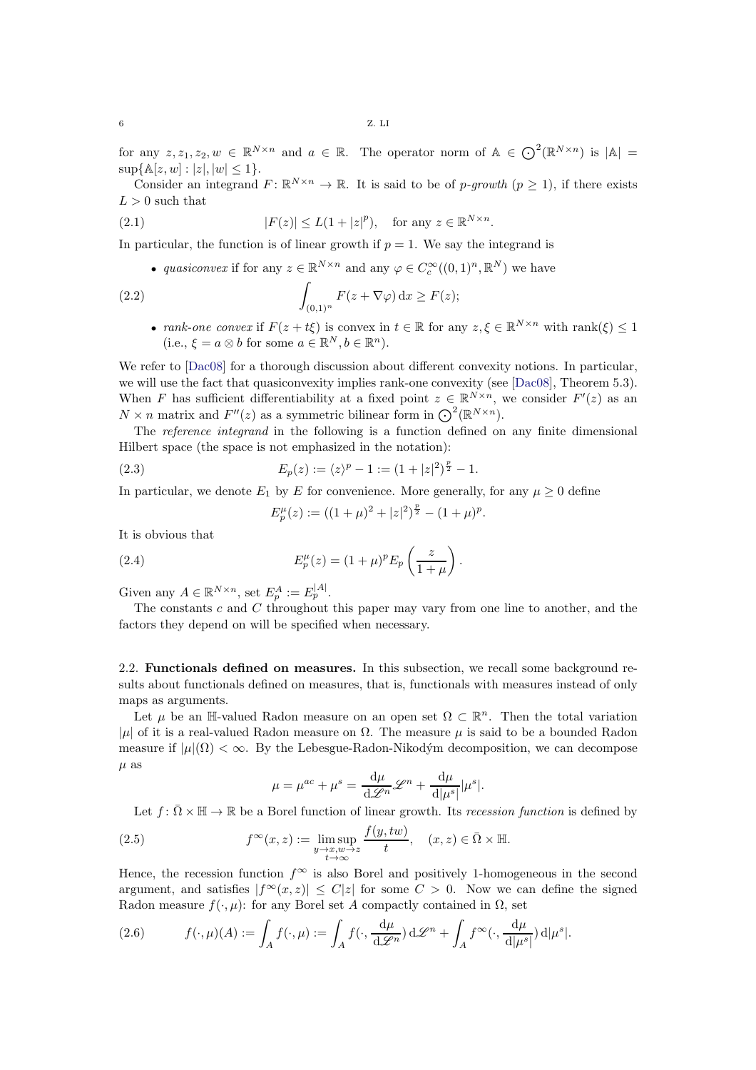for any $z, z_1, z_2, w \in \mathbb{R}^{N\times n}$ and $a \in \mathbb{R}$. The operator norm of $\mathbb{A} \in \bigodot^2(\mathbb{R}^{N\times n})$ is $|\mathbb{A}| = \sup\{\mathbb{A}[z,w] : |z|, |w| \le 1\}$.

Consider an integrand $F\colon \mathbb{R}^{N\times n} \to \mathbb{R}$. It is said to be of *p-growth* ($p \ge 1$), if there exists $L > 0$ such that

$$|F(z)| \le L(1 + |z|^p), \quad \text{for any } z \in \mathbb{R}^{N\times n}. \tag{2.1}$$

In particular, the function is of linear growth if $p = 1$. We say the integrand is

- *quasiconvex* if for any $z \in \mathbb{R}^{N\times n}$ and any $\varphi \in C_c^\infty((0,1)^n, \mathbb{R}^N)$ we have

$$\int_{(0,1)^n} F(z + \nabla\varphi)\,\mathrm{d}x \ge F(z); \tag{2.2}$$

- *rank-one convex* if $F(z + t\xi)$ is convex in $t \in \mathbb{R}$ for any $z, \xi \in \mathbb{R}^{N\times n}$ with $\operatorname{rank}(\xi) \le 1$ (i.e., $\xi = a \otimes b$ for some $a \in \mathbb{R}^N, b \in \mathbb{R}^n$).

We refer to [Dac08] for a thorough discussion about different convexity notions. In particular, we will use the fact that quasiconvexity implies rank-one convexity (see [Dac08], Theorem 5.3). When $F$ has sufficient differentiability at a fixed point $z \in \mathbb{R}^{N\times n}$, we consider $F'(z)$ as an $N \times n$ matrix and $F''(z)$ as a symmetric bilinear form in $\bigodot^2(\mathbb{R}^{N\times n})$.

The *reference integrand* in the following is a function defined on any finite dimensional Hilbert space (the space is not emphasized in the notation):

$$E_p(z) := \langle z\rangle^p - 1 := (1 + |z|^2)^{\frac{p}{2}} - 1. \tag{2.3}$$

In particular, we denote $E_1$ by $E$ for convenience. More generally, for any $\mu \ge 0$ define

$$E_p^\mu(z) := ((1+\mu)^2 + |z|^2)^{\frac{p}{2}} - (1+\mu)^p.$$

It is obvious that

$$E_p^\mu(z) = (1+\mu)^p E_p\left(\frac{z}{1+\mu}\right). \tag{2.4}$$

Given any $A \in \mathbb{R}^{N\times n}$, set $E_p^A := E_p^{|A|}$.

The constants $c$ and $C$ throughout this paper may vary from one line to another, and the factors they depend on will be specified when necessary.

## 2.2. Functionals defined on measures.

In this subsection, we recall some background results about functionals defined on measures, that is, functionals with measures instead of only maps as arguments.

Let $\mu$ be an $\mathbb{H}$-valued Radon measure on an open set $\Omega \subset \mathbb{R}^n$. Then the total variation $|\mu|$ of it is a real-valued Radon measure on $\Omega$. The measure $\mu$ is said to be a bounded Radon measure if $|\mu|(\Omega) < \infty$. By the Lebesgue-Radon-Nikodým decomposition, we can decompose $\mu$ as

$$\mu = \mu^{ac} + \mu^s = \frac{\mathrm{d}\mu}{\mathrm{d}\mathscr{L}^n}\mathscr{L}^n + \frac{\mathrm{d}\mu}{\mathrm{d}|\mu^s|}|\mu^s|.$$

Let $f\colon \bar\Omega \times \mathbb{H} \to \mathbb{R}$ be a Borel function of linear growth. Its *recession function* is defined by

$$f^\infty(x, z) := \limsup_{\substack{y\to x, w\to z\\ t\to\infty}} \frac{f(y, tw)}{t}, \quad (x, z) \in \bar\Omega \times \mathbb{H}. \tag{2.5}$$

Hence, the recession function $f^\infty$ is also Borel and positively 1-homogeneous in the second argument, and satisfies $|f^\infty(x,z)| \le C|z|$ for some $C > 0$. Now we can define the signed Radon measure $f(\cdot, \mu)$: for any Borel set $A$ compactly contained in $\Omega$, set

$$f(\cdot,\mu)(A) := \int_A f(\cdot,\mu) := \int_A f(\cdot, \frac{\mathrm{d}\mu}{\mathrm{d}\mathscr{L}^n})\,\mathrm{d}\mathscr{L}^n + \int_A f^\infty(\cdot, \frac{\mathrm{d}\mu}{\mathrm{d}|\mu^s|})\,\mathrm{d}|\mu^s|. \tag{2.6}$$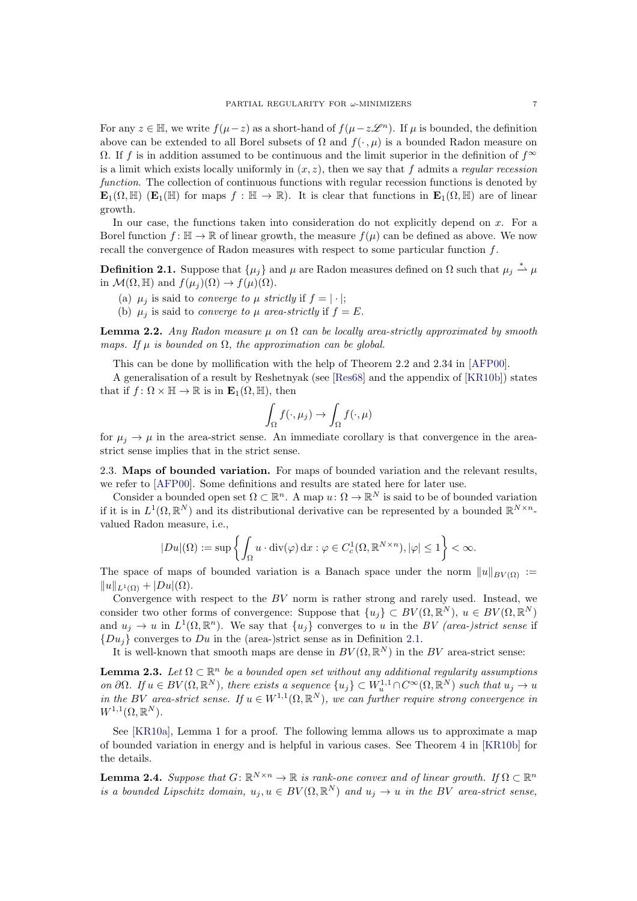For any $z \in \mathbb{H}$, we write $f(\mu - z)$ as a short-hand of $f(\mu - z\mathscr{L}^n)$. If $\mu$ is bounded, the definition above can be extended to all Borel subsets of $\Omega$ and $f(\cdot, \mu)$ is a bounded Radon measure on $\Omega$. If $f$ is in addition assumed to be continuous and the limit superior in the definition of $f^\infty$ is a limit which exists locally uniformly in $(x, z)$, then we say that $f$ admits a *regular recession function*. The collection of continuous functions with regular recession functions is denoted by $\mathbf{E}_1(\Omega, \mathbb{H})$ ($\mathbf{E}_1(\mathbb{H})$ for maps $f : \mathbb{H} \to \mathbb{R}$). It is clear that functions in $\mathbf{E}_1(\Omega, \mathbb{H})$ are of linear growth.

In our case, the functions taken into consideration do not explicitly depend on $x$. For a Borel function $f : \mathbb{H} \to \mathbb{R}$ of linear growth, the measure $f(\mu)$ can be defined as above. We now recall the convergence of Radon measures with respect to some particular function $f$.

**Definition 2.1.** Suppose that $\{\mu_j\}$ and $\mu$ are Radon measures defined on $\Omega$ such that $\mu_j \overset{*}{\rightharpoonup} \mu$ in $\mathcal{M}(\Omega, \mathbb{H})$ and $f(\mu_j)(\Omega) \to f(\mu)(\Omega)$.

(a) $\mu_j$ is said to *converge to* $\mu$ *strictly* if $f = |\cdot|$;
(b) $\mu_j$ is said to *converge to* $\mu$ *area-strictly* if $f = E$.

**Lemma 2.2.** *Any Radon measure $\mu$ on $\Omega$ can be locally area-strictly approximated by smooth maps. If $\mu$ is bounded on $\Omega$, the approximation can be global.*

This can be done by mollification with the help of Theorem 2.2 and 2.34 in [AFP00].

A generalisation of a result by Reshetnyak (see [Res68] and the appendix of [KR10b]) states that if $f : \Omega \times \mathbb{H} \to \mathbb{R}$ is in $\mathbf{E}_1(\Omega, \mathbb{H})$, then

$$\int_\Omega f(\cdot, \mu_j) \to \int_\Omega f(\cdot, \mu)$$

for $\mu_j \to \mu$ in the area-strict sense. An immediate corollary is that convergence in the area-strict sense implies that in the strict sense.

## 2.3. Maps of bounded variation.

For maps of bounded variation and the relevant results, we refer to [AFP00]. Some definitions and results are stated here for later use.

Consider a bounded open set $\Omega \subset \mathbb{R}^n$. A map $u : \Omega \to \mathbb{R}^N$ is said to be of bounded variation if it is in $L^1(\Omega, \mathbb{R}^N)$ and its distributional derivative can be represented by a bounded $\mathbb{R}^{N\times n}$-valued Radon measure, i.e.,

$$|Du|(\Omega) := \sup\left\{\int_\Omega u \cdot \operatorname{div}(\varphi)\,\mathrm{d}x : \varphi \in C_c^1(\Omega, \mathbb{R}^{N\times n}), |\varphi| \le 1\right\} < \infty.$$

The space of maps of bounded variation is a Banach space under the norm $\|u\|_{BV(\Omega)} := \|u\|_{L^1(\Omega)} + |Du|(\Omega)$.

Convergence with respect to the $BV$ norm is rather strong and rarely used. Instead, we consider two other forms of convergence: Suppose that $\{u_j\} \subset BV(\Omega, \mathbb{R}^N)$, $u \in BV(\Omega, \mathbb{R}^N)$ and $u_j \to u$ in $L^1(\Omega, \mathbb{R}^n)$. We say that $\{u_j\}$ converges to $u$ in the *BV (area-)strict sense* if $\{Du_j\}$ converges to $Du$ in the (area-)strict sense as in Definition 2.1.

It is well-known that smooth maps are dense in $BV(\Omega, \mathbb{R}^N)$ in the $BV$ area-strict sense:

**Lemma 2.3.** *Let $\Omega \subset \mathbb{R}^n$ be a bounded open set without any additional regularity assumptions on $\partial\Omega$. If $u \in BV(\Omega, \mathbb{R}^N)$, there exists a sequence $\{u_j\} \subset W_u^{1,1} \cap C^\infty(\Omega, \mathbb{R}^N)$ such that $u_j \to u$ in the $BV$ area-strict sense. If $u \in W^{1,1}(\Omega, \mathbb{R}^N)$, we can further require strong convergence in $W^{1,1}(\Omega, \mathbb{R}^N)$.*

See [KR10a], Lemma 1 for a proof. The following lemma allows us to approximate a map of bounded variation in energy and is helpful in various cases. See Theorem 4 in [KR10b] for the details.

**Lemma 2.4.** *Suppose that $G : \mathbb{R}^{N\times n} \to \mathbb{R}$ is rank-one convex and of linear growth. If $\Omega \subset \mathbb{R}^n$ is a bounded Lipschitz domain, $u_j, u \in BV(\Omega, \mathbb{R}^N)$ and $u_j \to u$ in the $BV$ area-strict sense,*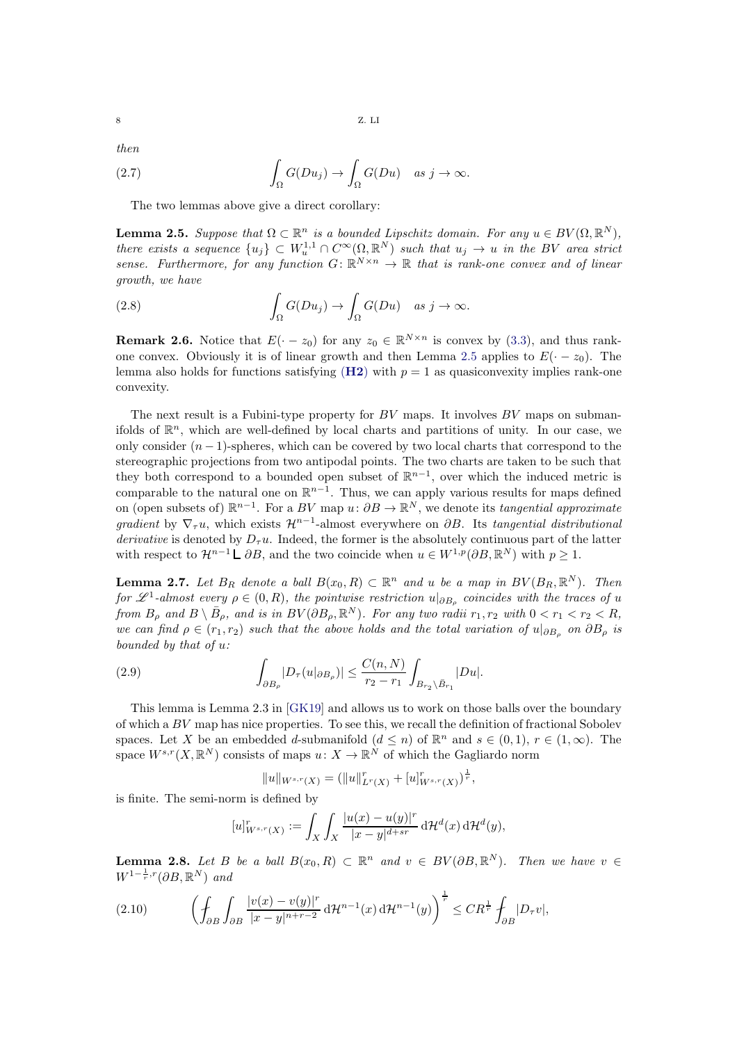*then*

$$\int_\Omega G(Du_j) \to \int_\Omega G(Du) \quad \text{as } j \to \infty. \tag{2.7}$$

The two lemmas above give a direct corollary:

**Lemma 2.5.** *Suppose that $\Omega \subset \mathbb{R}^n$ is a bounded Lipschitz domain. For any $u \in BV(\Omega, \mathbb{R}^N)$, there exists a sequence $\{u_j\} \subset W^{1,1}_u \cap C^\infty(\Omega, \mathbb{R}^N)$ such that $u_j \to u$ in the $BV$ area strict sense. Furthermore, for any function $G\colon \mathbb{R}^{N\times n} \to \mathbb{R}$ that is rank-one convex and of linear growth, we have*

$$\int_\Omega G(Du_j) \to \int_\Omega G(Du) \quad \text{as } j \to \infty. \tag{2.8}$$

**Remark 2.6.** Notice that $E(\cdot - z_0)$ for any $z_0 \in \mathbb{R}^{N\times n}$ is convex by (3.3), and thus rank-one convex. Obviously it is of linear growth and then Lemma 2.5 applies to $E(\cdot - z_0)$. The lemma also holds for functions satisfying **(H2)** with $p = 1$ as quasiconvexity implies rank-one convexity.

The next result is a Fubini-type property for $BV$ maps. It involves $BV$ maps on submanifolds of $\mathbb{R}^n$, which are well-defined by local charts and partitions of unity. In our case, we only consider $(n-1)$-spheres, which can be covered by two local charts that correspond to the stereographic projections from two antipodal points. The two charts are taken to be such that they both correspond to a bounded open subset of $\mathbb{R}^{n-1}$, over which the induced metric is comparable to the natural one on $\mathbb{R}^{n-1}$. Thus, we can apply various results for maps defined on (open subsets of) $\mathbb{R}^{n-1}$. For a $BV$ map $u\colon \partial B \to \mathbb{R}^N$, we denote its *tangential approximate gradient* by $\nabla_\tau u$, which exists $\mathcal{H}^{n-1}$-almost everywhere on $\partial B$. Its *tangential distributional derivative* is denoted by $D_\tau u$. Indeed, the former is the absolutely continuous part of the latter with respect to $\mathcal{H}^{n-1} \llcorner \partial B$, and the two coincide when $u \in W^{1,p}(\partial B, \mathbb{R}^N)$ with $p \geq 1$.

**Lemma 2.7.** *Let $B_R$ denote a ball $B(x_0, R) \subset \mathbb{R}^n$ and $u$ be a map in $BV(B_R, \mathbb{R}^N)$. Then for $\mathscr{L}^1$-almost every $\rho \in (0, R)$, the pointwise restriction $u|_{\partial B_\rho}$ coincides with the traces of $u$ from $B_\rho$ and $B \setminus \bar{B}_\rho$, and is in $BV(\partial B_\rho, \mathbb{R}^N)$. For any two radii $r_1, r_2$ with $0 < r_1 < r_2 < R$, we can find $\rho \in (r_1, r_2)$ such that the above holds and the total variation of $u|_{\partial B_\rho}$ on $\partial B_\rho$ is bounded by that of $u$:*

$$\int_{\partial B_\rho} |D_\tau(u|_{\partial B_\rho})| \leq \frac{C(n,N)}{r_2 - r_1} \int_{B_{r_2}\setminus \bar{B}_{r_1}} |Du|. \tag{2.9}$$

This lemma is Lemma 2.3 in [GK19] and allows us to work on those balls over the boundary of which a $BV$ map has nice properties. To see this, we recall the definition of fractional Sobolev spaces. Let $X$ be an embedded $d$-submanifold ($d \leq n$) of $\mathbb{R}^n$ and $s \in (0,1)$, $r \in (1, \infty)$. The space $W^{s,r}(X, \mathbb{R}^N)$ consists of maps $u\colon X \to \mathbb{R}^N$ of which the Gagliardo norm

$$\|u\|_{W^{s,r}(X)} = (\|u\|^r_{L^r(X)} + [u]^r_{W^{s,r}(X)})^{\frac{1}{r}},$$

is finite. The semi-norm is defined by

$$[u]^r_{W^{s,r}(X)} := \int_X \int_X \frac{|u(x) - u(y)|^r}{|x-y|^{d+sr}} \, \mathrm{d}\mathcal{H}^d(x) \, \mathrm{d}\mathcal{H}^d(y),$$

**Lemma 2.8.** *Let $B$ be a ball $B(x_0, R) \subset \mathbb{R}^n$ and $v \in BV(\partial B, \mathbb{R}^N)$. Then we have $v \in W^{1-\frac{1}{r}, r}(\partial B, \mathbb{R}^N)$ and*

$$\left( \fint_{\partial B} \int_{\partial B} \frac{|v(x) - v(y)|^r}{|x-y|^{n+r-2}} \, \mathrm{d}\mathcal{H}^{n-1}(x) \, \mathrm{d}\mathcal{H}^{n-1}(y) \right)^{\frac{1}{r}} \leq C R^{\frac{1}{r}} \fint_{\partial B} |D_\tau v|, \tag{2.10}$$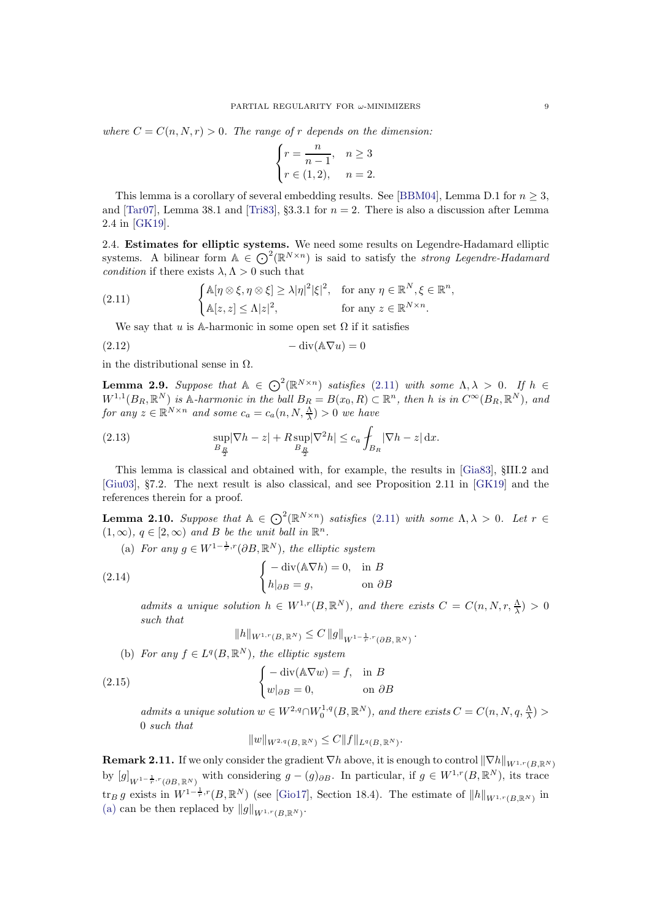*where $C = C(n, N, r) > 0$. The range of $r$ depends on the dimension:*

$$\begin{cases} r = \dfrac{n}{n-1}, & n \geq 3 \\ r \in (1, 2), & n = 2. \end{cases}$$

This lemma is a corollary of several embedding results. See [BBM04], Lemma D.1 for $n \geq 3$, and [Tar07], Lemma 38.1 and [Tri83], §3.3.1 for $n = 2$. There is also a discussion after Lemma 2.4 in [GK19].

### 2.4. Estimates for elliptic systems.

We need some results on Legendre-Hadamard elliptic systems. A bilinear form $\mathbb{A} \in \bigodot^2(\mathbb{R}^{N\times n})$ is said to satisfy the *strong Legendre-Hadamard condition* if there exists $\lambda, \Lambda > 0$ such that

$$\begin{cases} \mathbb{A}[\eta \otimes \xi, \eta \otimes \xi] \geq \lambda |\eta|^2 |\xi|^2, & \text{for any } \eta \in \mathbb{R}^N, \xi \in \mathbb{R}^n, \\ \mathbb{A}[z, z] \leq \Lambda |z|^2, & \text{for any } z \in \mathbb{R}^{N\times n}. \end{cases} \tag{2.11}$$

We say that $u$ is $\mathbb{A}$-harmonic in some open set $\Omega$ if it satisfies

$$-\operatorname{div}(\mathbb{A}\nabla u) = 0 \tag{2.12}$$

in the distributional sense in $\Omega$.

**Lemma 2.9.** *Suppose that $\mathbb{A} \in \bigodot^2(\mathbb{R}^{N\times n})$ satisfies (2.11) with some $\Lambda, \lambda > 0$. If $h \in W^{1,1}(B_R, \mathbb{R}^N)$ is $\mathbb{A}$-harmonic in the ball $B_R = B(x_0, R) \subset \mathbb{R}^n$, then $h$ is in $C^\infty(B_R, \mathbb{R}^N)$, and for any $z \in \mathbb{R}^{N\times n}$ and some $c_a = c_a(n, N, \frac{\Lambda}{\lambda}) > 0$ we have*

$$\sup_{B_{\frac{R}{2}}} |\nabla h - z| + R \sup_{B_{\frac{R}{2}}} |\nabla^2 h| \leq c_a \fint_{B_R} |\nabla h - z| \, \mathrm{d}x. \tag{2.13}$$

This lemma is classical and obtained with, for example, the results in [Gia83], §III.2 and [Giu03], §7.2. The next result is also classical, and see Proposition 2.11 in [GK19] and the references therein for a proof.

**Lemma 2.10.** *Suppose that $\mathbb{A} \in \bigodot^2(\mathbb{R}^{N\times n})$ satisfies (2.11) with some $\Lambda, \lambda > 0$. Let $r \in (1, \infty)$, $q \in [2, \infty)$ and $B$ be the unit ball in $\mathbb{R}^n$.*

(a) *For any $g \in W^{1-\frac{1}{r},r}(\partial B, \mathbb{R}^N)$, the elliptic system*

$$\begin{cases} -\operatorname{div}(\mathbb{A}\nabla h) = 0, & \text{in } B \\ h|_{\partial B} = g, & \text{on } \partial B \end{cases} \tag{2.14}$$

*admits a unique solution $h \in W^{1,r}(B, \mathbb{R}^N)$, and there exists $C = C(n, N, r, \frac{\Lambda}{\lambda}) > 0$ such that*

$$\|h\|_{W^{1,r}(B,\mathbb{R}^N)} \leq C \|g\|_{W^{1-\frac{1}{r},r}(\partial B,\mathbb{R}^N)}.$$

(b) *For any $f \in L^q(B, \mathbb{R}^N)$, the elliptic system*

$$\begin{cases} -\operatorname{div}(\mathbb{A}\nabla w) = f, & \text{in } B \\ w|_{\partial B} = 0, & \text{on } \partial B \end{cases} \tag{2.15}$$

*admits a unique solution $w \in W^{2,q} \cap W_0^{1,q}(B, \mathbb{R}^N)$, and there exists $C = C(n, N, q, \frac{\Lambda}{\lambda}) > 0$ such that*

$$\|w\|_{W^{2,q}(B,\mathbb{R}^N)} \leq C \|f\|_{L^q(B,\mathbb{R}^N)}.$$

**Remark 2.11.** If we only consider the gradient $\nabla h$ above, it is enough to control $\|\nabla h\|_{W^{1,r}(B,\mathbb{R}^N)}$ by $[g]_{W^{1-\frac{1}{r},r}(\partial B,\mathbb{R}^N)}$ with considering $g - (g)_{\partial B}$. In particular, if $g \in W^{1,r}(B, \mathbb{R}^N)$, its trace $\operatorname{tr}_B g$ exists in $W^{1-\frac{1}{r},r}(B, \mathbb{R}^N)$ (see [Gio17], Section 18.4). The estimate of $\|h\|_{W^{1,r}(B,\mathbb{R}^N)}$ in (a) can be then replaced by $\|g\|_{W^{1,r}(B,\mathbb{R}^N)}$.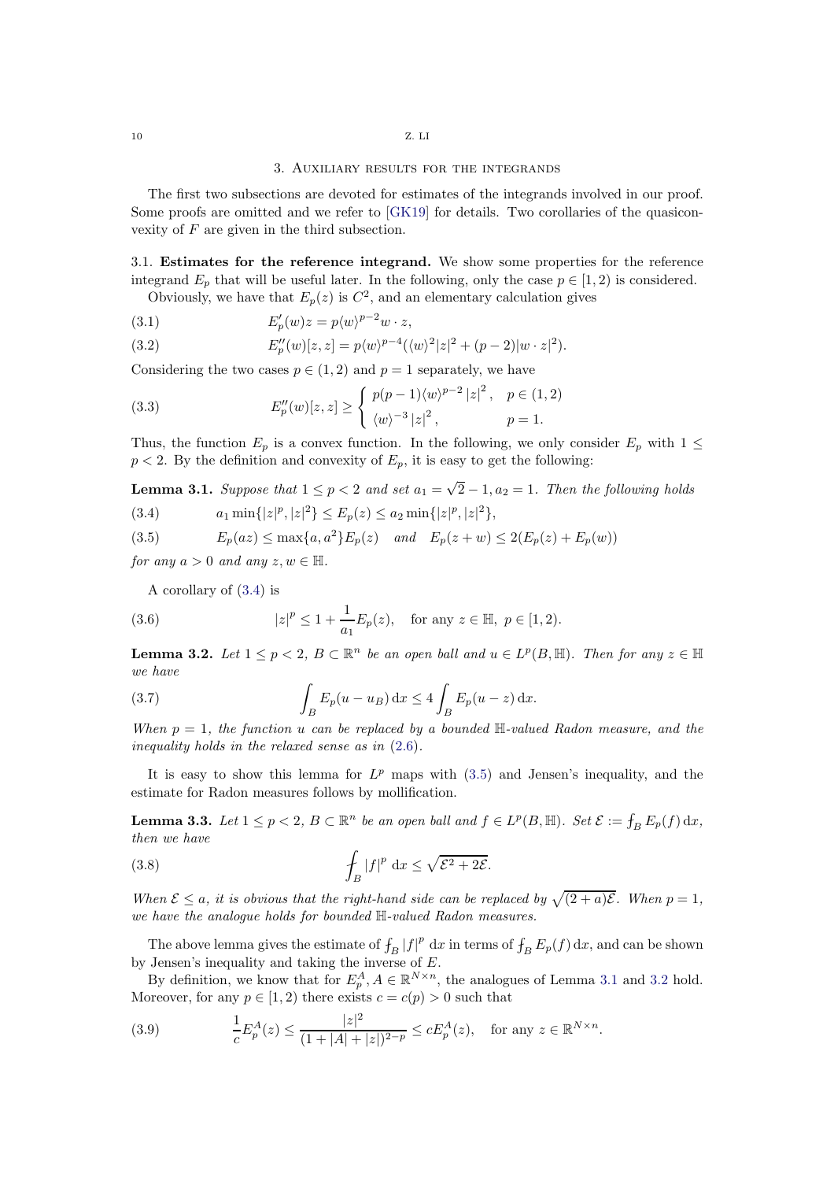## 3. Auxiliary results for the integrands

The first two subsections are devoted for estimates of the integrands involved in our proof. Some proofs are omitted and we refer to [GK19] for details. Two corollaries of the quasiconvexity of $F$ are given in the third subsection.

### 3.1. Estimates for the reference integrand.

We show some properties for the reference integrand $E_p$ that will be useful later. In the following, only the case $p \in [1, 2)$ is considered.

Obviously, we have that $E_p(z)$ is $C^2$, and an elementary calculation gives

$$E_p'(w)z = p\langle w\rangle^{p-2} w \cdot z, \tag{3.1}$$

$$E_p''(w)[z,z] = p\langle w\rangle^{p-4}(\langle w\rangle^2 |z|^2 + (p-2)|w\cdot z|^2). \tag{3.2}$$

Considering the two cases $p \in (1, 2)$ and $p = 1$ separately, we have

$$E_p''(w)[z,z] \geq \begin{cases} p(p-1)\langle w\rangle^{p-2} |z|^2, & p \in (1,2) \\ \langle w\rangle^{-3} |z|^2, & p = 1. \end{cases} \tag{3.3}$$

Thus, the function $E_p$ is a convex function. In the following, we only consider $E_p$ with $1 \leq p < 2$. By the definition and convexity of $E_p$, it is easy to get the following:

**Lemma 3.1.** *Suppose that $1 \leq p < 2$ and set $a_1 = \sqrt{2} - 1, a_2 = 1$. Then the following holds*

$$a_1 \min\{|z|^p, |z|^2\} \leq E_p(z) \leq a_2 \min\{|z|^p, |z|^2\}, \tag{3.4}$$

$$E_p(az) \leq \max\{a, a^2\} E_p(z) \quad \text{and} \quad E_p(z+w) \leq 2(E_p(z) + E_p(w)) \tag{3.5}$$

*for any $a > 0$ and any $z, w \in \mathbb{H}$.*

A corollary of (3.4) is

$$|z|^p \leq 1 + \frac{1}{a_1} E_p(z), \quad \text{for any } z \in \mathbb{H},\ p \in [1,2). \tag{3.6}$$

**Lemma 3.2.** *Let $1 \leq p < 2$, $B \subset \mathbb{R}^n$ be an open ball and $u \in L^p(B, \mathbb{H})$. Then for any $z \in \mathbb{H}$ we have*

$$\int_B E_p(u - u_B)\, \mathrm{d}x \leq 4 \int_B E_p(u - z)\, \mathrm{d}x. \tag{3.7}$$

*When $p = 1$, the function $u$ can be replaced by a bounded $\mathbb{H}$-valued Radon measure, and the inequality holds in the relaxed sense as in (2.6).*

It is easy to show this lemma for $L^p$ maps with (3.5) and Jensen's inequality, and the estimate for Radon measures follows by mollification.

**Lemma 3.3.** *Let $1 \leq p < 2$, $B \subset \mathbb{R}^n$ be an open ball and $f \in L^p(B, \mathbb{H})$. Set $\mathcal{E} := \fint_B E_p(f)\, \mathrm{d}x$, then we have*

$$\fint_B |f|^p \, \mathrm{d}x \leq \sqrt{\mathcal{E}^2 + 2\mathcal{E}}. \tag{3.8}$$

*When $\mathcal{E} \leq a$, it is obvious that the right-hand side can be replaced by $\sqrt{(2+a)\mathcal{E}}$. When $p = 1$, we have the analogue holds for bounded $\mathbb{H}$-valued Radon measures.*

The above lemma gives the estimate of $\fint_B |f|^p \, \mathrm{d}x$ in terms of $\fint_B E_p(f)\, \mathrm{d}x$, and can be shown by Jensen's inequality and taking the inverse of $E$.

By definition, we know that for $E_p^A, A \in \mathbb{R}^{N\times n}$, the analogues of Lemma 3.1 and 3.2 hold. Moreover, for any $p \in [1, 2)$ there exists $c = c(p) > 0$ such that

$$\frac{1}{c} E_p^A(z) \leq \frac{|z|^2}{(1 + |A| + |z|)^{2-p}} \leq c E_p^A(z), \quad \text{for any } z \in \mathbb{R}^{N\times n}. \tag{3.9}$$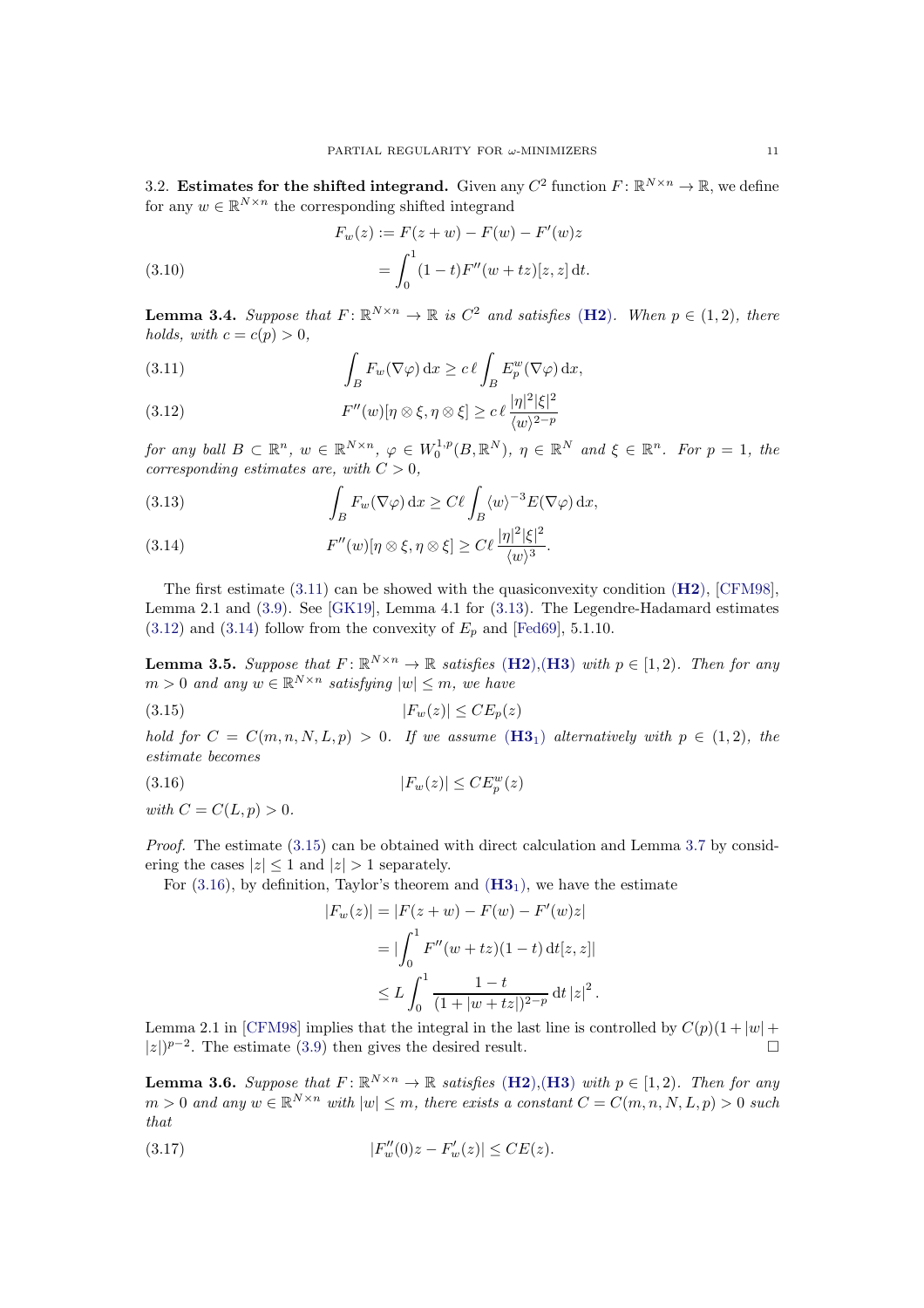3.2. **Estimates for the shifted integrand.** Given any $C^2$ function $F\colon \mathbb{R}^{N\times n} \to \mathbb{R}$, we define for any $w \in \mathbb{R}^{N\times n}$ the corresponding shifted integrand

$$
\begin{aligned}
F_w(z) &:= F(z+w) - F(w) - F'(w)z \\
&= \int_0^1 (1-t) F''(w+tz)[z,z]\,\mathrm{d}t. \qquad (3.10)
\end{aligned}
$$

**Lemma 3.4.** *Suppose that $F\colon \mathbb{R}^{N\times n} \to \mathbb{R}$ is $C^2$ and satisfies* (**H2**). *When $p \in (1,2)$, there holds, with $c = c(p) > 0$,*

$$
\int_B F_w(\nabla\varphi)\,\mathrm{d}x \geq c\,\ell \int_B E_p^w(\nabla\varphi)\,\mathrm{d}x, \qquad (3.11)
$$

$$
F''(w)[\eta\otimes\xi, \eta\otimes\xi] \geq c\,\ell\, \frac{|\eta|^2|\xi|^2}{\langle w\rangle^{2-p}} \qquad (3.12)
$$

*for any ball $B \subset \mathbb{R}^n$, $w \in \mathbb{R}^{N\times n}$, $\varphi \in W_0^{1,p}(B,\mathbb{R}^N)$, $\eta \in \mathbb{R}^N$ and $\xi \in \mathbb{R}^n$. For $p = 1$, the corresponding estimates are, with $C > 0$,*

$$
\int_B F_w(\nabla\varphi)\,\mathrm{d}x \geq C\ell \int_B \langle w\rangle^{-3} E(\nabla\varphi)\,\mathrm{d}x, \qquad (3.13)
$$

$$
F''(w)[\eta\otimes\xi, \eta\otimes\xi] \geq C\,\ell\, \frac{|\eta|^2|\xi|^2}{\langle w\rangle^{3}}. \qquad (3.14)
$$

The first estimate (3.11) can be showed with the quasiconvexity condition (**H2**), [CFM98], Lemma 2.1 and (3.9). See [GK19], Lemma 4.1 for (3.13). The Legendre-Hadamard estimates (3.12) and (3.14) follow from the convexity of $E_p$ and [Fed69], 5.1.10.

**Lemma 3.5.** *Suppose that $F\colon \mathbb{R}^{N\times n} \to \mathbb{R}$ satisfies* (**H2**),(**H3**) *with $p \in [1,2)$. Then for any $m > 0$ and any $w \in \mathbb{R}^{N\times n}$ satisfying $|w| \leq m$, we have*

$$
|F_w(z)| \leq C E_p(z) \qquad (3.15)
$$

*hold for $C = C(m,n,N,L,p) > 0$. If we assume* (**H3$_1$**) *alternatively with $p \in (1,2)$, the estimate becomes*

$$
|F_w(z)| \leq C E_p^w(z) \qquad (3.16)
$$

*with $C = C(L,p) > 0$.*

*Proof.* The estimate (3.15) can be obtained with direct calculation and Lemma 3.7 by considering the cases $|z| \leq 1$ and $|z| > 1$ separately.

For (3.16), by definition, Taylor's theorem and (**H3$_1$**), we have the estimate

$$
\begin{aligned}
|F_w(z)| &= |F(z+w) - F(w) - F'(w)z| \\
&= |\int_0^1 F''(w+tz)(1-t)\,\mathrm{d}t[z,z]| \\
&\leq L \int_0^1 \frac{1-t}{(1+|w+tz|)^{2-p}}\,\mathrm{d}t\,|z|^2\,.
\end{aligned}
$$

Lemma 2.1 in [CFM98] implies that the integral in the last line is controlled by $C(p)(1+|w|+|z|)^{p-2}$. The estimate (3.9) then gives the desired result. $\square$

**Lemma 3.6.** *Suppose that $F\colon \mathbb{R}^{N\times n} \to \mathbb{R}$ satisfies* (**H2**),(**H3**) *with $p \in [1,2)$. Then for any $m > 0$ and any $w \in \mathbb{R}^{N\times n}$ with $|w| \leq m$, there exists a constant $C = C(m,n,N,L,p) > 0$ such that*

$$
|F_w''(0)z - F_w'(z)| \leq C E(z). \qquad (3.17)
$$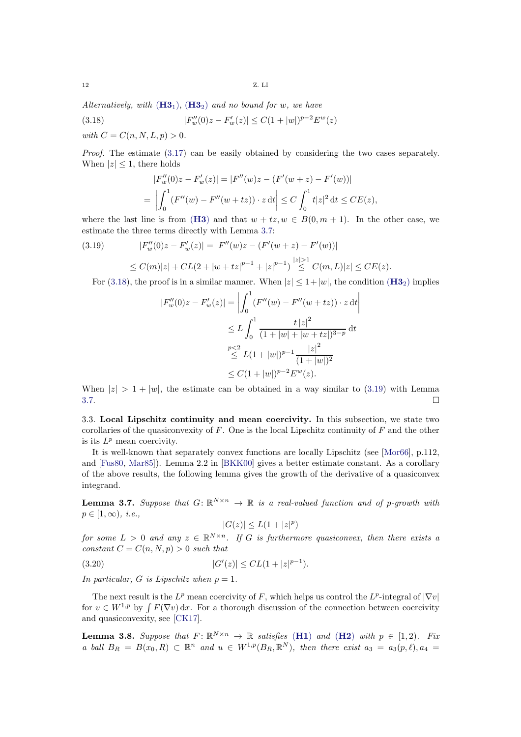*Alternatively, with* (**H3**$_1$), (**H3**$_2$) *and no bound for* $w$, *we have*

$$|F''_w(0)z - F'_w(z)| \le C(1+|w|)^{p-2}E^w(z) \tag{3.18}$$

*with* $C = C(n, N, L, p) > 0$.

*Proof.* The estimate (3.17) can be easily obtained by considering the two cases separately. When $|z| \le 1$, there holds

$$|F''_w(0)z - F'_w(z)| = |F''(w)z - (F'(w+z) - F'(w))|$$
$$= \left|\int_0^1 (F''(w) - F''(w+tz)) \cdot z \,\mathrm{d}t\right| \le C\int_0^1 t|z|^2 \,\mathrm{d}t \le CE(z),$$

where the last line is from (**H3**) and that $w + tz, w \in B(0, m+1)$. In the other case, we estimate the three terms directly with Lemma 3.7:

$$|F''_w(0)z - F'_w(z)| = |F''(w)z - (F'(w+z) - F'(w))| \tag{3.19}$$
$$\le C(m)|z| + CL(2 + |w+tz|^{p-1} + |z|^{p-1}) \overset{|z|>1}{\le} C(m, L)|z| \le CE(z).$$

For (3.18), the proof is in a similar manner. When $|z| \le 1+|w|$, the condition (**H3**$_2$) implies

$$|F''_w(0)z - F'_w(z)| = \left|\int_0^1 (F''(w) - F''(w+tz)) \cdot z \,\mathrm{d}t\right|$$
$$\le L\int_0^1 \frac{t\,|z|^2}{(1+|w|+|w+tz|)^{3-p}}\,\mathrm{d}t$$
$$\overset{p<2}{\le} L(1+|w|)^{p-1}\frac{|z|^2}{(1+|w|)^2}$$
$$\le C(1+|w|)^{p-2}E^w(z).$$

When $|z| > 1 + |w|$, the estimate can be obtained in a way similar to (3.19) with Lemma 3.7. $\square$

**3.3. Local Lipschitz continuity and mean coercivity.** In this subsection, we state two corollaries of the quasiconvexity of $F$. One is the local Lipschitz continuity of $F$ and the other is its $L^p$ mean coercivity.

It is well-known that separately convex functions are locally Lipschitz (see [Mor66], p.112, and [Fus80, Mar85]). Lemma 2.2 in [BKK00] gives a better estimate constant. As a corollary of the above results, the following lemma gives the growth of the derivative of a quasiconvex integrand.

**Lemma 3.7.** *Suppose that* $G\colon \mathbb{R}^{N\times n} \to \mathbb{R}$ *is a real-valued function and of* $p$*-growth with* $p \in [1,\infty)$, *i.e.,*

$$|G(z)| \le L(1+|z|^p)$$

*for some* $L > 0$ *and any* $z \in \mathbb{R}^{N\times n}$. *If* $G$ *is furthermore quasiconvex, then there exists a constant* $C = C(n, N, p) > 0$ *such that*

$$|G'(z)| \le CL(1+|z|^{p-1}). \tag{3.20}$$

*In particular,* $G$ *is Lipschitz when* $p = 1$.

The next result is the $L^p$ mean coercivity of $F$, which helps us control the $L^p$-integral of $|\nabla v|$ for $v \in W^{1,p}$ by $\int F(\nabla v)\,\mathrm{d}x$. For a thorough discussion of the connection between coercivity and quasiconvexity, see [CK17].

**Lemma 3.8.** *Suppose that* $F\colon \mathbb{R}^{N\times n} \to \mathbb{R}$ *satisfies* (**H1**) *and* (**H2**) *with* $p \in [1, 2)$. *Fix a ball* $B_R = B(x_0, R) \subset \mathbb{R}^n$ *and* $u \in W^{1,p}(B_R, \mathbb{R}^N)$, *then there exist* $a_3 = a_3(p, \ell), a_4 =$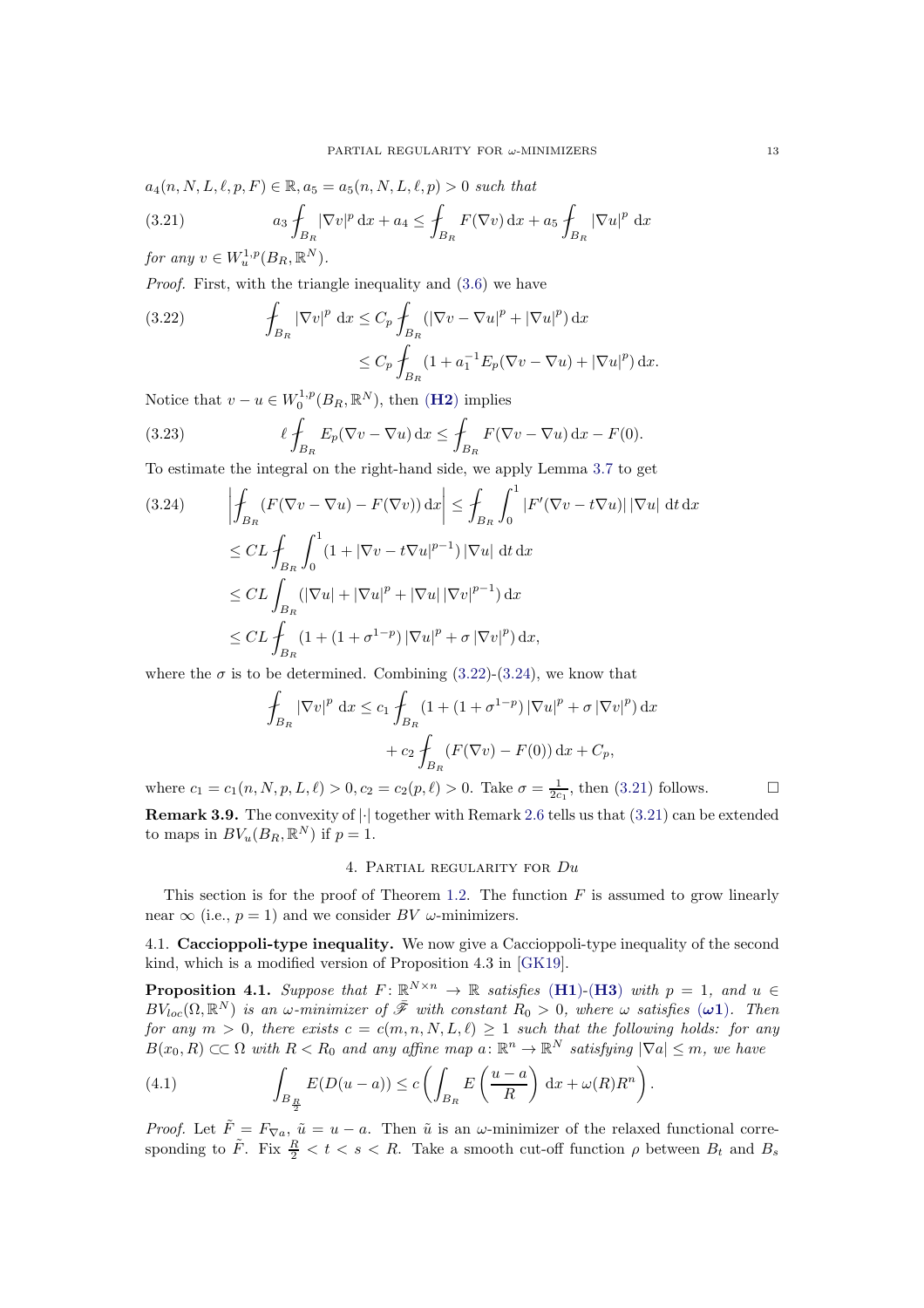$a_4(n,N,L,\ell,p,F) \in \mathbb{R}, a_5 = a_5(n,N,L,\ell,p) > 0$ *such that*

$$a_3 \fint_{B_R} |\nabla v|^p \, \mathrm{d}x + a_4 \le \fint_{B_R} F(\nabla v) \, \mathrm{d}x + a_5 \fint_{B_R} |\nabla u|^p \, \mathrm{d}x \tag{3.21}$$

*for any* $v \in W^{1,p}_u(B_R, \mathbb{R}^N)$.

*Proof.* First, with the triangle inequality and (3.6) we have

$$\begin{aligned} \fint_{B_R} |\nabla v|^p \, \mathrm{d}x &\le C_p \fint_{B_R} (|\nabla v - \nabla u|^p + |\nabla u|^p) \, \mathrm{d}x \\ &\le C_p \fint_{B_R} (1 + a_1^{-1} E_p(\nabla v - \nabla u) + |\nabla u|^p) \, \mathrm{d}x. \end{aligned} \tag{3.22}$$

Notice that $v - u \in W^{1,p}_0(B_R, \mathbb{R}^N)$, then (**H2**) implies

$$\ell \fint_{B_R} E_p(\nabla v - \nabla u) \, \mathrm{d}x \le \fint_{B_R} F(\nabla v - \nabla u) \, \mathrm{d}x - F(0). \tag{3.23}$$

To estimate the integral on the right-hand side, we apply Lemma 3.7 to get

$$\begin{aligned} \left| \fint_{B_R} (F(\nabla v - \nabla u) - F(\nabla v)) \, \mathrm{d}x \right| &\le \fint_{B_R} \int_0^1 |F'(\nabla v - t\nabla u)| \, |\nabla u| \, \mathrm{d}t \, \mathrm{d}x \\ &\le CL \fint_{B_R} \int_0^1 (1 + |\nabla v - t\nabla u|^{p-1}) \, |\nabla u| \, \mathrm{d}t \, \mathrm{d}x \\ &\le CL \int_{B_R} (|\nabla u| + |\nabla u|^p + |\nabla u| \, |\nabla v|^{p-1}) \, \mathrm{d}x \\ &\le CL \fint_{B_R} (1 + (1 + \sigma^{1-p}) \, |\nabla u|^p + \sigma \, |\nabla v|^p) \, \mathrm{d}x, \end{aligned} \tag{3.24}$$

where the $\sigma$ is to be determined. Combining (3.22)-(3.24), we know that

$$\begin{aligned} \fint_{B_R} |\nabla v|^p \, \mathrm{d}x &\le c_1 \fint_{B_R} (1 + (1 + \sigma^{1-p}) \, |\nabla u|^p + \sigma \, |\nabla v|^p) \, \mathrm{d}x \\ &\quad + c_2 \fint_{B_R} (F(\nabla v) - F(0)) \, \mathrm{d}x + C_p, \end{aligned}$$

where $c_1 = c_1(n,N,p,L,\ell) > 0, c_2 = c_2(p,\ell) > 0$. Take $\sigma = \frac{1}{2c_1}$, then (3.21) follows. □

**Remark 3.9.** The convexity of $|\cdot|$ together with Remark 2.6 tells us that (3.21) can be extended to maps in $BV_u(B_R, \mathbb{R}^N)$ if $p = 1$.

## 4. Partial regularity for $Du$

This section is for the proof of Theorem 1.2. The function $F$ is assumed to grow linearly near $\infty$ (i.e., $p = 1$) and we consider $BV$ $\omega$-minimizers.

**4.1. Caccioppoli-type inequality.** We now give a Caccioppoli-type inequality of the second kind, which is a modified version of Proposition 4.3 in [GK19].

**Proposition 4.1.** *Suppose that* $F \colon \mathbb{R}^{N \times n} \to \mathbb{R}$ *satisfies* (**H1**)-(**H3**) *with* $p = 1$*, and* $u \in BV_{loc}(\Omega, \mathbb{R}^N)$ *is an* $\omega$*-minimizer of* $\bar{\mathscr{F}}$ *with constant* $R_0 > 0$*, where* $\omega$ *satisfies* (**$\omega$1**)*. Then for any* $m > 0$*, there exists* $c = c(m,n,N,L,\ell) \ge 1$ *such that the following holds: for any* $B(x_0,R) \subset\subset \Omega$ *with* $R < R_0$ *and any affine map* $a \colon \mathbb{R}^n \to \mathbb{R}^N$ *satisfying* $|\nabla a| \le m$*, we have*

$$\int_{B_{\frac{R}{2}}} E(D(u-a)) \le c \left( \int_{B_R} E\left(\frac{u-a}{R}\right) \, \mathrm{d}x + \omega(R) R^n \right). \tag{4.1}$$

*Proof.* Let $\tilde{F} = F_{\nabla a}$, $\tilde{u} = u - a$. Then $\tilde{u}$ is an $\omega$-minimizer of the relaxed functional corresponding to $\tilde{F}$. Fix $\frac{R}{2} < t < s < R$. Take a smooth cut-off function $\rho$ between $B_t$ and $B_s$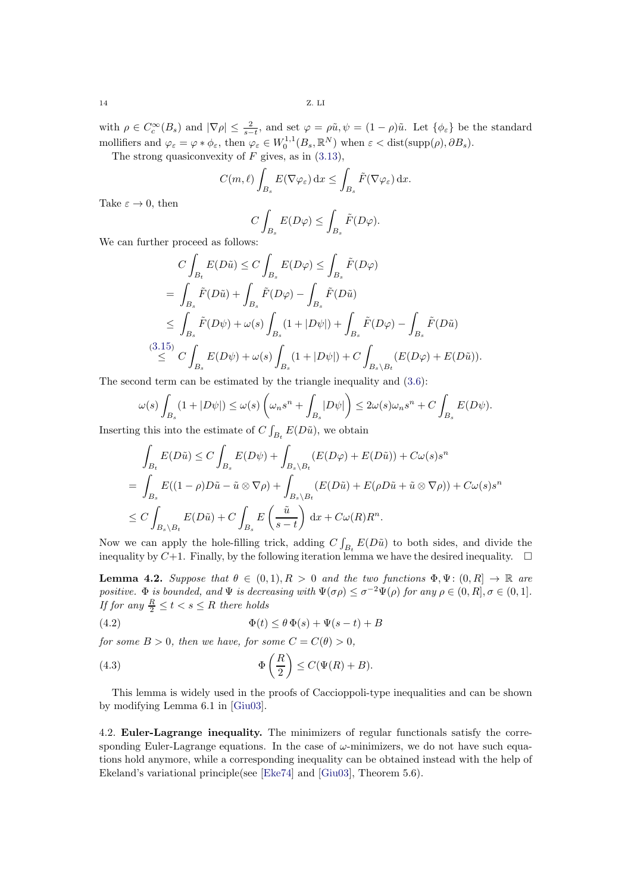with $\rho \in C_c^\infty(B_s)$ and $|\nabla\rho| \leq \frac{2}{s-t}$, and set $\varphi = \rho\tilde{u}, \psi = (1-\rho)\tilde{u}$. Let $\{\phi_\varepsilon\}$ be the standard mollifiers and $\varphi_\varepsilon = \varphi * \phi_\varepsilon$, then $\varphi_\varepsilon \in W_0^{1,1}(B_s, \mathbb{R}^N)$ when $\varepsilon < \operatorname{dist}(\operatorname{supp}(\rho), \partial B_s)$.

The strong quasiconvexity of $F$ gives, as in (3.13),

$$C(m,\ell)\int_{B_s} E(\nabla\varphi_\varepsilon)\,\mathrm{d}x \leq \int_{B_s} \tilde{F}(\nabla\varphi_\varepsilon)\,\mathrm{d}x.$$

Take $\varepsilon \to 0$, then

$$C\int_{B_s} E(D\varphi) \leq \int_{B_s} \tilde{F}(D\varphi).$$

We can further proceed as follows:

$$\begin{aligned}
&C\int_{B_t} E(D\tilde{u}) \leq C\int_{B_s} E(D\varphi) \leq \int_{B_s} \tilde{F}(D\varphi) \\
=& \int_{B_s} \tilde{F}(D\tilde{u}) + \int_{B_s} \tilde{F}(D\varphi) - \int_{B_s} \tilde{F}(D\tilde{u}) \\
\leq& \int_{B_s} \tilde{F}(D\psi) + \omega(s)\int_{B_s}(1+|D\psi|) + \int_{B_s} \tilde{F}(D\varphi) - \int_{B_s} \tilde{F}(D\tilde{u}) \\
\overset{(3.15)}{\leq}& C\int_{B_s} E(D\psi) + \omega(s)\int_{B_s}(1+|D\psi|) + C\int_{B_s\setminus B_t}(E(D\varphi) + E(D\tilde{u})).
\end{aligned}$$

The second term can be estimated by the triangle inequality and (3.6):

$$\omega(s)\int_{B_s}(1+|D\psi|) \leq \omega(s)\left(\omega_n s^n + \int_{B_s}|D\psi|\right) \leq 2\omega(s)\omega_n s^n + C\int_{B_s} E(D\psi).$$

Inserting this into the estimate of $C\int_{B_t} E(D\tilde{u})$, we obtain

$$\begin{aligned}
&\int_{B_t} E(D\tilde{u}) \leq C\int_{B_s} E(D\psi) + \int_{B_s\setminus B_t}(E(D\varphi) + E(D\tilde{u})) + C\omega(s)s^n \\
=& \int_{B_s} E((1-\rho)D\tilde{u} - \tilde{u}\otimes\nabla\rho) + \int_{B_s\setminus B_t}(E(D\tilde{u}) + E(\rho D\tilde{u} + \tilde{u}\otimes\nabla\rho)) + C\omega(s)s^n \\
\leq& C\int_{B_s\setminus B_t} E(D\tilde{u}) + C\int_{B_s} E\left(\frac{\tilde{u}}{s-t}\right)\mathrm{d}x + C\omega(R)R^n.
\end{aligned}$$

Now we can apply the hole-filling trick, adding $C\int_{B_t} E(D\tilde{u})$ to both sides, and divide the inequality by $C+1$. Finally, by the following iteration lemma we have the desired inequality. $\square$

**Lemma 4.2.** *Suppose that $\theta \in (0,1), R > 0$ and the two functions $\Phi, \Psi\colon (0,R] \to \mathbb{R}$ are positive. $\Phi$ is bounded, and $\Psi$ is decreasing with $\Psi(\sigma\rho) \leq \sigma^{-2}\Psi(\rho)$ for any $\rho \in (0,R], \sigma \in (0,1]$. If for any $\frac{R}{2} \leq t < s \leq R$ there holds*

$$\Phi(t) \leq \theta\,\Phi(s) + \Psi(s-t) + B \tag{4.2}$$

*for some $B > 0$, then we have, for some $C = C(\theta) > 0$,*

$$\Phi\left(\frac{R}{2}\right) \leq C(\Psi(R) + B). \tag{4.3}$$

This lemma is widely used in the proofs of Caccioppoli-type inequalities and can be shown by modifying Lemma 6.1 in [Giu03].

4.2. **Euler-Lagrange inequality.** The minimizers of regular functionals satisfy the corresponding Euler-Lagrange equations. In the case of $\omega$-minimizers, we do not have such equations hold anymore, while a corresponding inequality can be obtained instead with the help of Ekeland's variational principle(see [Eke74] and [Giu03], Theorem 5.6).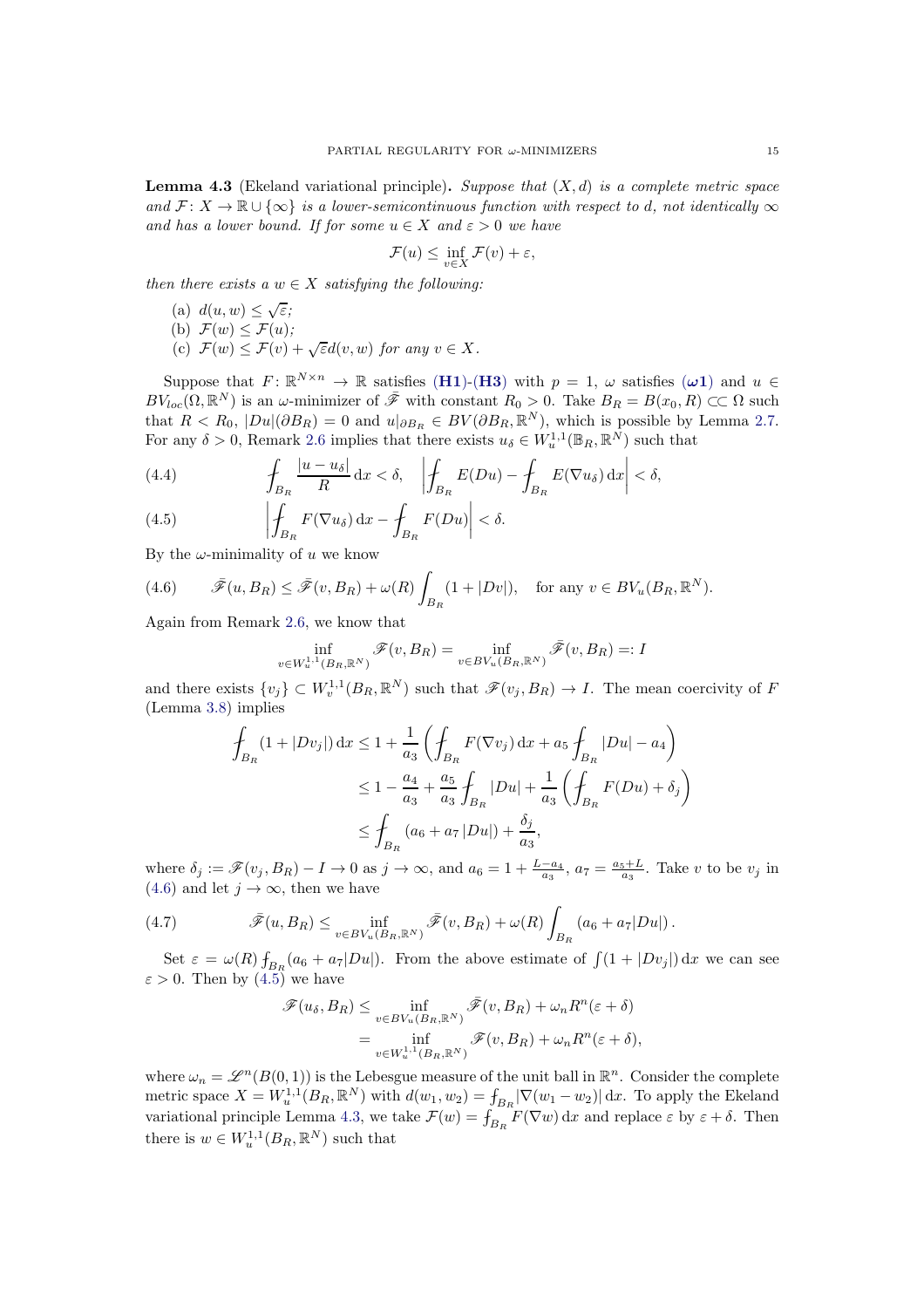**Lemma 4.3** (Ekeland variational principle)**.** *Suppose that $(X, d)$ is a complete metric space and $\mathcal{F}\colon X \to \mathbb{R} \cup \{\infty\}$ is a lower-semicontinuous function with respect to $d$, not identically $\infty$ and has a lower bound. If for some $u \in X$ and $\varepsilon > 0$ we have*

$$\mathcal{F}(u) \leq \inf_{v \in X} \mathcal{F}(v) + \varepsilon,$$

*then there exists a $w \in X$ satisfying the following:*

(a) $d(u, w) \leq \sqrt{\varepsilon}$;
(b) $\mathcal{F}(w) \leq \mathcal{F}(u)$;
(c) $\mathcal{F}(w) \leq \mathcal{F}(v) + \sqrt{\varepsilon} d(v, w)$ *for any* $v \in X$.

Suppose that $F\colon \mathbb{R}^{N\times n} \to \mathbb{R}$ satisfies (**H1**)-(**H3**) with $p = 1$, $\omega$ satisfies ($\boldsymbol{\omega 1}$) and $u \in BV_{loc}(\Omega, \mathbb{R}^N)$ is an $\omega$-minimizer of $\bar{\mathscr{F}}$ with constant $R_0 > 0$. Take $B_R = B(x_0, R) \subset\subset \Omega$ such that $R < R_0$, $|Du|(\partial B_R) = 0$ and $u|_{\partial B_R} \in BV(\partial B_R, \mathbb{R}^N)$, which is possible by Lemma 2.7. For any $\delta > 0$, Remark 2.6 implies that there exists $u_\delta \in W^{1,1}_u(\mathbb{B}_R, \mathbb{R}^N)$ such that

$$\fint_{B_R} \frac{|u - u_\delta|}{R} \,\mathrm{d}x < \delta, \quad \left| \fint_{B_R} E(Du) - \fint_{B_R} E(\nabla u_\delta) \,\mathrm{d}x \right| < \delta, \tag{4.4}$$

$$\left| \fint_{B_R} F(\nabla u_\delta) \,\mathrm{d}x - \fint_{B_R} F(Du) \right| < \delta. \tag{4.5}$$

By the $\omega$-minimality of $u$ we know

$$\bar{\mathscr{F}}(u, B_R) \leq \bar{\mathscr{F}}(v, B_R) + \omega(R) \int_{B_R} (1 + |Dv|), \quad \text{for any } v \in BV_u(B_R, \mathbb{R}^N). \tag{4.6}$$

Again from Remark 2.6, we know that

$$\inf_{v \in W^{1,1}_u(B_R, \mathbb{R}^N)} \mathscr{F}(v, B_R) = \inf_{v \in BV_u(B_R, \mathbb{R}^N)} \bar{\mathscr{F}}(v, B_R) =: I$$

and there exists $\{v_j\} \subset W^{1,1}_v(B_R, \mathbb{R}^N)$ such that $\mathscr{F}(v_j, B_R) \to I$. The mean coercivity of $F$ (Lemma 3.8) implies

$$\begin{aligned}
\fint_{B_R} (1 + |Dv_j|) \,\mathrm{d}x &\leq 1 + \frac{1}{a_3} \left( \fint_{B_R} F(\nabla v_j) \,\mathrm{d}x + a_5 \fint_{B_R} |Du| - a_4 \right) \\
&\leq 1 - \frac{a_4}{a_3} + \frac{a_5}{a_3} \fint_{B_R} |Du| + \frac{1}{a_3} \left( \fint_{B_R} F(Du) + \delta_j \right) \\
&\leq \fint_{B_R} (a_6 + a_7 |Du|) + \frac{\delta_j}{a_3},
\end{aligned}$$

where $\delta_j := \mathscr{F}(v_j, B_R) - I \to 0$ as $j \to \infty$, and $a_6 = 1 + \frac{L - a_4}{a_3}$, $a_7 = \frac{a_5 + L}{a_3}$. Take $v$ to be $v_j$ in (4.6) and let $j \to \infty$, then we have

$$\bar{\mathscr{F}}(u, B_R) \leq \inf_{v \in BV_u(B_R, \mathbb{R}^N)} \bar{\mathscr{F}}(v, B_R) + \omega(R) \int_{B_R} (a_6 + a_7 |Du|). \tag{4.7}$$

Set $\varepsilon = \omega(R) \fint_{B_R} (a_6 + a_7 |Du|)$. From the above estimate of $\int (1 + |Dv_j|) \,\mathrm{d}x$ we can see $\varepsilon > 0$. Then by (4.5) we have

$$\begin{aligned}
\mathscr{F}(u_\delta, B_R) &\leq \inf_{v \in BV_u(B_R, \mathbb{R}^N)} \bar{\mathscr{F}}(v, B_R) + \omega_n R^n (\varepsilon + \delta) \\
&= \inf_{v \in W^{1,1}_u(B_R, \mathbb{R}^N)} \mathscr{F}(v, B_R) + \omega_n R^n (\varepsilon + \delta),
\end{aligned}$$

where $\omega_n = \mathscr{L}^n(B(0, 1))$ is the Lebesgue measure of the unit ball in $\mathbb{R}^n$. Consider the complete metric space $X = W^{1,1}_u(B_R, \mathbb{R}^N)$ with $d(w_1, w_2) = \fint_{B_R} |\nabla(w_1 - w_2)| \,\mathrm{d}x$. To apply the Ekeland variational principle Lemma 4.3, we take $\mathcal{F}(w) = \fint_{B_R} F(\nabla w) \,\mathrm{d}x$ and replace $\varepsilon$ by $\varepsilon + \delta$. Then there is $w \in W^{1,1}_u(B_R, \mathbb{R}^N)$ such that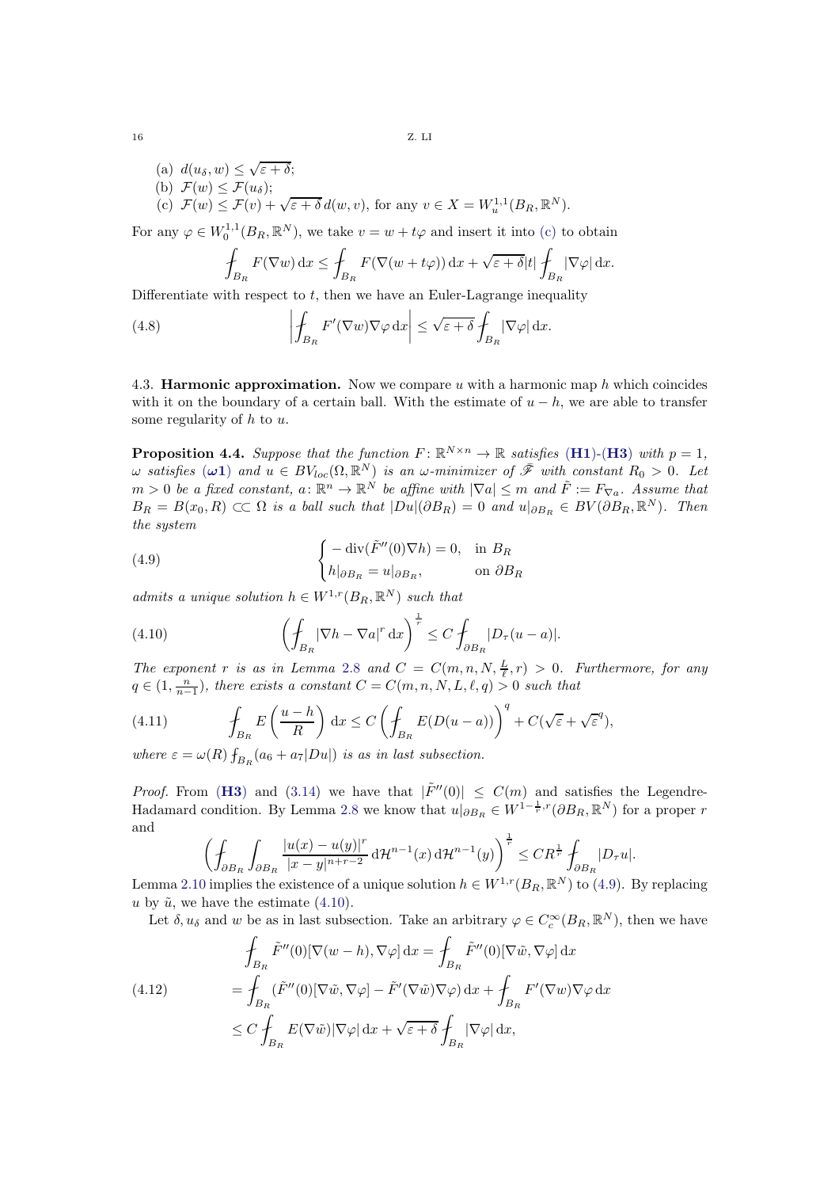(a) $d(u_\delta, w) \le \sqrt{\varepsilon+\delta}$;
(b) $\mathcal{F}(w) \le \mathcal{F}(u_\delta)$;
(c) $\mathcal{F}(w) \le \mathcal{F}(v) + \sqrt{\varepsilon+\delta}\, d(w,v)$, for any $v \in X = W^{1,1}_u(B_R, \mathbb{R}^N)$.

For any $\varphi \in W^{1,1}_0(B_R, \mathbb{R}^N)$, we take $v = w + t\varphi$ and insert it into (c) to obtain

$$\fint_{B_R} F(\nabla w)\,\mathrm{d}x \le \fint_{B_R} F(\nabla(w+t\varphi))\,\mathrm{d}x + \sqrt{\varepsilon+\delta}|t| \fint_{B_R} |\nabla\varphi|\,\mathrm{d}x.$$

Differentiate with respect to $t$, then we have an Euler-Lagrange inequality

$$\left| \fint_{B_R} F'(\nabla w)\nabla\varphi\,\mathrm{d}x \right| \le \sqrt{\varepsilon+\delta} \fint_{B_R} |\nabla\varphi|\,\mathrm{d}x. \tag{4.8}$$

4.3. **Harmonic approximation.** Now we compare $u$ with a harmonic map $h$ which coincides with it on the boundary of a certain ball. With the estimate of $u-h$, we are able to transfer some regularity of $h$ to $u$.

**Proposition 4.4.** *Suppose that the function $F\colon \mathbb{R}^{N\times n} \to \mathbb{R}$ satisfies* **(H1)**-**(H3)** *with $p=1$, $\omega$ satisfies* ($\boldsymbol{\omega 1}$) *and $u \in BV_{loc}(\Omega, \mathbb{R}^N)$ is an $\omega$-minimizer of $\mathscr{F}$ with constant $R_0 > 0$. Let $m > 0$ be a fixed constant, $a\colon \mathbb{R}^n \to \mathbb{R}^N$ be affine with $|\nabla a| \le m$ and $\tilde{F} := F_{\nabla a}$. Assume that $B_R = B(x_0, R) \subset\subset \Omega$ is a ball such that $|Du|(\partial B_R) = 0$ and $u|_{\partial B_R} \in BV(\partial B_R, \mathbb{R}^N)$. Then the system*

$$\begin{cases} -\operatorname{div}(\tilde{F}''(0)\nabla h) = 0, & \text{in } B_R \\ h|_{\partial B_R} = u|_{\partial B_R}, & \text{on } \partial B_R \end{cases} \tag{4.9}$$

*admits a unique solution $h \in W^{1,r}(B_R, \mathbb{R}^N)$ such that*

$$\left( \fint_{B_R} |\nabla h - \nabla a|^r\,\mathrm{d}x \right)^{\frac{1}{r}} \le C \fint_{\partial B_R} |D_\tau(u-a)|. \tag{4.10}$$

*The exponent $r$ is as in Lemma 2.8 and $C = C(m,n,N,\frac{L}{\ell},r) > 0$. Furthermore, for any $q \in (1, \frac{n}{n-1})$, there exists a constant $C = C(m,n,N,L,\ell,q) > 0$ such that*

$$\fint_{B_R} E\left(\frac{u-h}{R}\right)\mathrm{d}x \le C\left( \fint_{B_R} E(D(u-a)) \right)^q + C(\sqrt{\varepsilon} + \sqrt{\varepsilon}^q), \tag{4.11}$$

*where $\varepsilon = \omega(R)\fint_{B_R}(a_6 + a_7|Du|)$ is as in last subsection.*

*Proof.* From **(H3)** and (3.14) we have that $|\tilde{F}''(0)| \le C(m)$ and satisfies the Legendre-Hadamard condition. By Lemma 2.8 we know that $u|_{\partial B_R} \in W^{1-\frac{1}{r},r}(\partial B_R, \mathbb{R}^N)$ for a proper $r$ and

$$\left( \fint_{\partial B_R} \int_{\partial B_R} \frac{|u(x)-u(y)|^r}{|x-y|^{n+r-2}}\,\mathrm{d}\mathcal{H}^{n-1}(x)\,\mathrm{d}\mathcal{H}^{n-1}(y) \right)^{\frac{1}{r}} \le CR^{\frac{1}{r}} \fint_{\partial B_R} |D_\tau u|.$$

Lemma 2.10 implies the existence of a unique solution $h \in W^{1,r}(B_R, \mathbb{R}^N)$ to (4.9). By replacing $u$ by $\tilde{u}$, we have the estimate (4.10).

Let $\delta, u_\delta$ and $w$ be as in last subsection. Take an arbitrary $\varphi \in C^\infty_c(B_R, \mathbb{R}^N)$, then we have

$$\begin{aligned} \fint_{B_R} \tilde{F}''(0)[\nabla(w-h), \nabla\varphi]\,\mathrm{d}x &= \fint_{B_R} \tilde{F}''(0)[\nabla\tilde{w}, \nabla\varphi]\,\mathrm{d}x \\ &= \fint_{B_R} (\tilde{F}''(0)[\nabla\tilde{w}, \nabla\varphi] - \tilde{F}'(\nabla\tilde{w})\nabla\varphi)\,\mathrm{d}x + \fint_{B_R} F'(\nabla w)\nabla\varphi\,\mathrm{d}x \\ &\le C\fint_{B_R} E(\nabla\tilde{w})|\nabla\varphi|\,\mathrm{d}x + \sqrt{\varepsilon+\delta}\fint_{B_R} |\nabla\varphi|\,\mathrm{d}x, \end{aligned} \tag{4.12}$$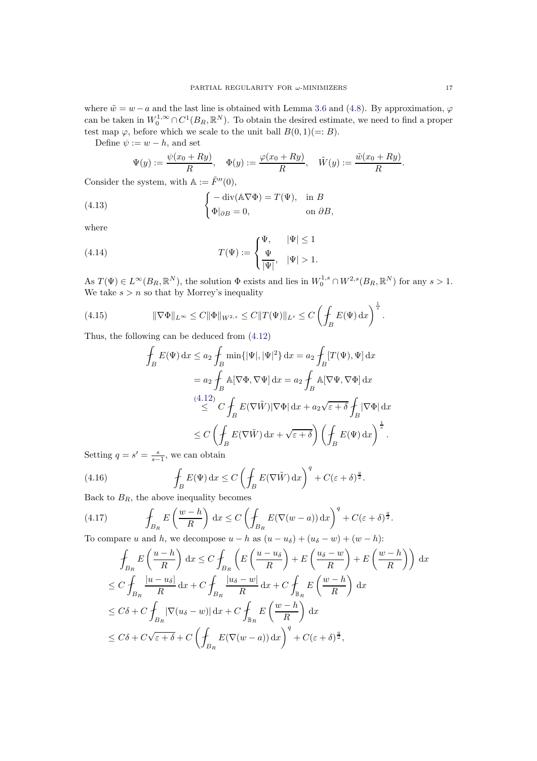where $\tilde{w} = w - a$ and the last line is obtained with Lemma 3.6 and (4.8). By approximation, $\varphi$ can be taken in $W_0^{1,\infty} \cap C^1(B_R, \mathbb{R}^N)$. To obtain the desired estimate, we need to find a proper test map $\varphi$, before which we scale to the unit ball $B(0,1)(=: B)$.

Define $\psi := w - h$, and set

$$\Psi(y) := \frac{\psi(x_0 + Ry)}{R}, \quad \Phi(y) := \frac{\varphi(x_0 + Ry)}{R}, \quad \tilde{W}(y) := \frac{\tilde{w}(x_0 + Ry)}{R}.$$

Consider the system, with $\mathbb{A} := \tilde{F}''(0)$,

$$\begin{cases} -\operatorname{div}(\mathbb{A}\nabla\Phi) = T(\Psi), & \text{in } B \\ \Phi|_{\partial B} = 0, & \text{on } \partial B, \end{cases} \tag{4.13}$$

where

$$T(\Psi) := \begin{cases} \Psi, & |\Psi| \le 1 \\ \dfrac{\Psi}{|\Psi|}, & |\Psi| > 1. \end{cases} \tag{4.14}$$

As $T(\Psi) \in L^\infty(B_R, \mathbb{R}^N)$, the solution $\Phi$ exists and lies in $W_0^{1,s} \cap W^{2,s}(B_R, \mathbb{R}^N)$ for any $s > 1$. We take $s > n$ so that by Morrey's inequality

$$\|\nabla\Phi\|_{L^\infty} \le C\|\Phi\|_{W^{2,s}} \le C\|T(\Psi)\|_{L^s} \le C\left(\fint_B E(\Psi)\,\mathrm{d}x\right)^{\frac{1}{s}}. \tag{4.15}$$

Thus, the following can be deduced from (4.12)

$$\begin{aligned}
\fint_B E(\Psi)\,\mathrm{d}x &\le a_2 \fint_B \min\{|\Psi|, |\Psi|^2\}\,\mathrm{d}x = a_2 \fint_B [T(\Psi), \Psi]\,\mathrm{d}x \\
&= a_2 \fint_B \mathbb{A}[\nabla\Phi, \nabla\Psi]\,\mathrm{d}x = a_2 \fint_B \mathbb{A}[\nabla\Psi, \nabla\Phi]\,\mathrm{d}x \\
&\overset{(4.12)}{\le} C \fint_B E(\nabla\tilde{W})|\nabla\Phi|\,\mathrm{d}x + a_2\sqrt{\varepsilon+\delta} \fint_B |\nabla\Phi|\,\mathrm{d}x \\
&\le C\left(\fint_B E(\nabla\tilde{W})\,\mathrm{d}x + \sqrt{\varepsilon+\delta}\right)\left(\fint_B E(\Psi)\,\mathrm{d}x\right)^{\frac{1}{s}}.
\end{aligned}$$

Setting $q = s' = \frac{s}{s-1}$, we can obtain

$$\fint_B E(\Psi)\,\mathrm{d}x \le C\left(\fint_B E(\nabla\tilde{W})\,\mathrm{d}x\right)^q + C(\varepsilon+\delta)^{\frac{q}{2}}. \tag{4.16}$$

Back to $B_R$, the above inequality becomes

$$\fint_{B_R} E\left(\frac{w-h}{R}\right)\,\mathrm{d}x \le C\left(\fint_{B_R} E(\nabla(w-a))\,\mathrm{d}x\right)^q + C(\varepsilon+\delta)^{\frac{q}{2}}. \tag{4.17}$$

To compare $u$ and $h$, we decompose $u - h$ as $(u - u_\delta) + (u_\delta - w) + (w - h)$:

$$\begin{aligned}
&\fint_{B_R} E\left(\frac{u-h}{R}\right)\,\mathrm{d}x \le C\fint_{B_R}\left(E\left(\frac{u-u_\delta}{R}\right) + E\left(\frac{u_\delta - w}{R}\right) + E\left(\frac{w-h}{R}\right)\right)\,\mathrm{d}x \\
&\le C\fint_{B_R} \frac{|u-u_\delta|}{R}\,\mathrm{d}x + C\fint_{B_R}\frac{|u_\delta - w|}{R}\,\mathrm{d}x + C\fint_{\mathbb{B}_R} E\left(\frac{w-h}{R}\right)\,\mathrm{d}x \\
&\le C\delta + C\fint_{B_R}|\nabla(u_\delta - w)|\,\mathrm{d}x + C\fint_{\mathbb{B}_R} E\left(\frac{w-h}{R}\right)\,\mathrm{d}x \\
&\le C\delta + C\sqrt{\varepsilon+\delta} + C\left(\fint_{B_R} E(\nabla(w-a))\,\mathrm{d}x\right)^q + C(\varepsilon+\delta)^{\frac{q}{2}},
\end{aligned}$$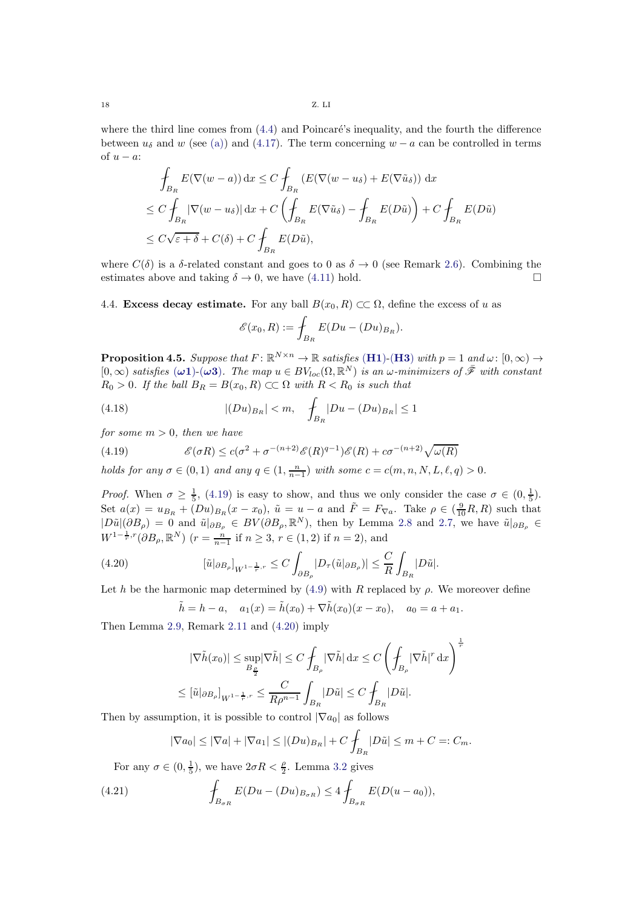where the third line comes from (4.4) and Poincaré's inequality, and the fourth the difference between $u_\delta$ and $w$ (see (a)) and (4.17). The term concerning $w-a$ can be controlled in terms of $u-a$:

$$
\begin{aligned}
&\fint_{B_R} E(\nabla(w-a))\,\mathrm{d}x \le C\fint_{B_R} \left(E(\nabla(w-u_\delta)) + E(\nabla\tilde{u}_\delta)\right)\mathrm{d}x \\
&\le C\fint_{B_R} |\nabla(w-u_\delta)|\,\mathrm{d}x + C\left(\fint_{B_R} E(\nabla\tilde{u}_\delta) - \fint_{B_R} E(D\tilde{u})\right) + C\fint_{B_R} E(D\tilde{u}) \\
&\le C\sqrt{\varepsilon+\delta} + C(\delta) + C\fint_{B_R} E(D\tilde{u}),
\end{aligned}
$$

where $C(\delta)$ is a $\delta$-related constant and goes to 0 as $\delta \to 0$ (see Remark 2.6). Combining the estimates above and taking $\delta \to 0$, we have (4.11) hold. $\square$

## 4.4. Excess decay estimate.

For any ball $B(x_0,R) \subset\subset \Omega$, define the excess of $u$ as

$$
\mathscr{E}(x_0,R) := \fint_{B_R} E(Du - (Du)_{B_R}).
$$

**Proposition 4.5.** *Suppose that $F\colon \mathbb{R}^{N\times n} \to \mathbb{R}$ satisfies* **(H1)**-**(H3)** *with $p=1$ and $\omega\colon [0,\infty) \to [0,\infty)$ satisfies* **($\omega$1)**-**($\omega$3)**. *The map $u \in BV_{loc}(\Omega,\mathbb{R}^N)$ is an $\omega$-minimizers of $\mathscr{F}$ with constant $R_0 > 0$. If the ball $B_R = B(x_0,R) \subset\subset \Omega$ with $R < R_0$ is such that*

$$
|(Du)_{B_R}| < m, \quad \fint_{B_R} |Du - (Du)_{B_R}| \le 1 \tag{4.18}
$$

*for some $m>0$, then we have*

$$
\mathscr{E}(\sigma R) \le c(\sigma^2 + \sigma^{-(n+2)}\mathscr{E}(R)^{q-1})\mathscr{E}(R) + c\sigma^{-(n+2)}\sqrt{\omega(R)} \tag{4.19}
$$

*holds for any $\sigma \in (0,1)$ and any $q \in (1,\frac{n}{n-1})$ with some $c = c(m,n,N,L,\ell,q) > 0$.*

*Proof.* When $\sigma \ge \frac{1}{5}$, (4.19) is easy to show, and thus we only consider the case $\sigma \in (0,\frac{1}{5})$. Set $a(x) = u_{B_R} + (Du)_{B_R}(x-x_0)$, $\tilde{u} = u - a$ and $\tilde{F} = F_{\nabla a}$. Take $\rho \in (\frac{9}{10}R, R)$ such that $|D\tilde{u}|(\partial B_\rho) = 0$ and $\tilde{u}|_{\partial B_\rho} \in BV(\partial B_\rho,\mathbb{R}^N)$, then by Lemma 2.8 and 2.7, we have $\tilde{u}|_{\partial B_\rho} \in W^{1-\frac{1}{r},r}(\partial B_\rho,\mathbb{R}^N)$ ($r = \frac{n}{n-1}$ if $n \ge 3$, $r \in (1,2)$ if $n=2$), and

$$
[\tilde{u}|_{\partial B_\rho}]_{W^{1-\frac{1}{r},r}} \le C\int_{\partial B_\rho} |D_\tau(\tilde{u}|_{\partial B_\rho})| \le \frac{C}{R}\int_{B_R} |D\tilde{u}|. \tag{4.20}
$$

Let $h$ be the harmonic map determined by (4.9) with $R$ replaced by $\rho$. We moreover define

$$
\tilde{h} = h - a, \quad a_1(x) = \tilde{h}(x_0) + \nabla\tilde{h}(x_0)(x-x_0), \quad a_0 = a + a_1.
$$

Then Lemma 2.9, Remark 2.11 and (4.20) imply

$$
\begin{aligned}
|\nabla\tilde{h}(x_0)| &\le \sup_{B_{\frac{\rho}{2}}} |\nabla\tilde{h}| \le C\fint_{B_\rho} |\nabla\tilde{h}|\,\mathrm{d}x \le C\left(\fint_{B_\rho} |\nabla\tilde{h}|^r\,\mathrm{d}x\right)^{\frac{1}{r}} \\
&\le [\tilde{u}|_{\partial B_\rho}]_{W^{1-\frac{1}{r},r}} \le \frac{C}{R\rho^{n-1}}\int_{B_R} |D\tilde{u}| \le C\fint_{B_R} |D\tilde{u}|.
\end{aligned}
$$

Then by assumption, it is possible to control $|\nabla a_0|$ as follows

$$
|\nabla a_0| \le |\nabla a| + |\nabla a_1| \le |(Du)_{B_R}| + C\fint_{B_R} |D\tilde{u}| \le m + C =: C_m.
$$

For any $\sigma \in (0,\frac{1}{5})$, we have $2\sigma R < \frac{\rho}{2}$. Lemma 3.2 gives

$$
\fint_{B_{\sigma R}} E(Du - (Du)_{B_{\sigma R}}) \le 4\fint_{B_{\sigma R}} E(D(u-a_0)), \tag{4.21}
$$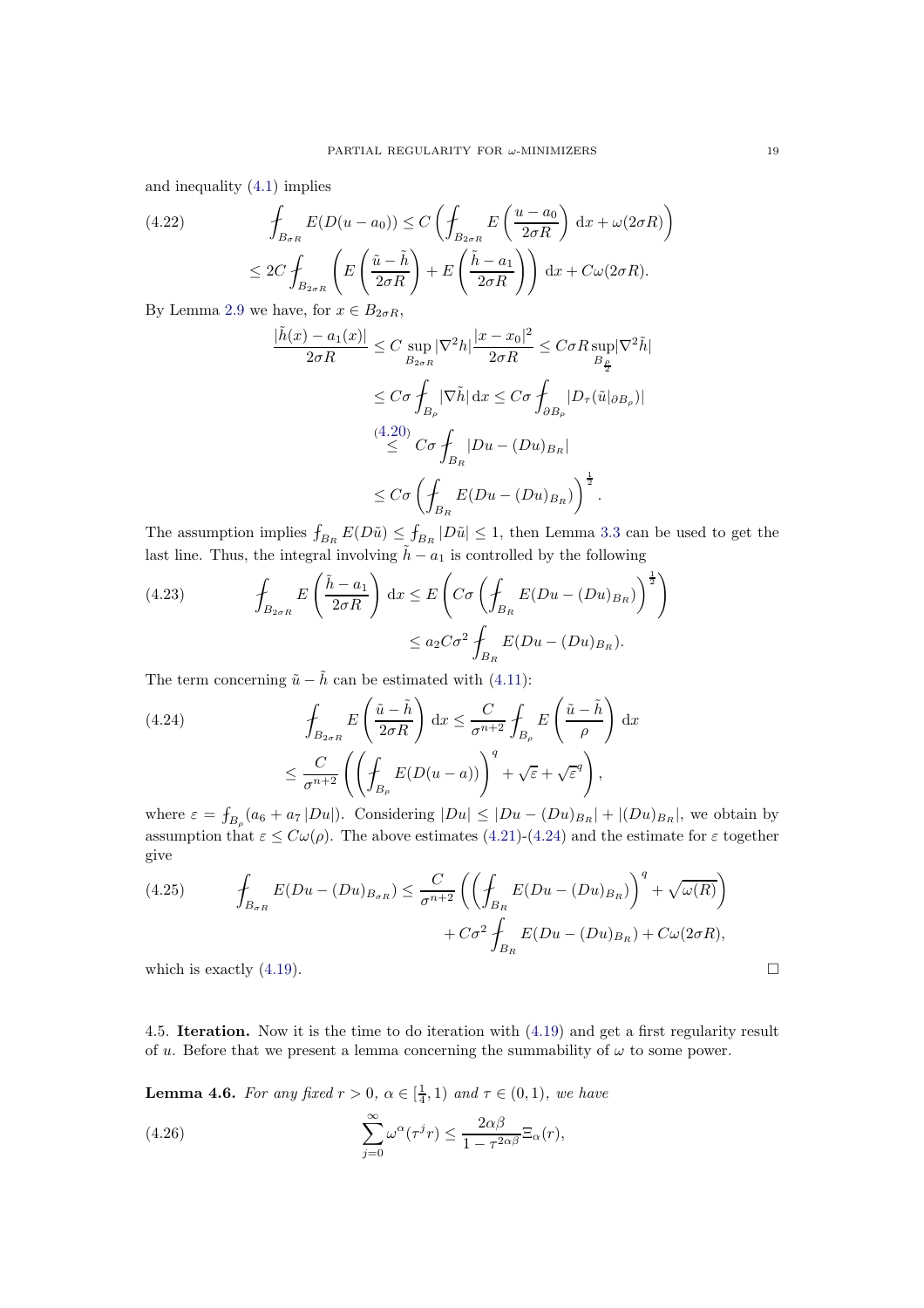and inequality (4.1) implies

$$
\begin{aligned}
\fint_{B_{\sigma R}} E(D(u-a_0)) &\le C\left(\fint_{B_{2\sigma R}} E\left(\frac{u-a_0}{2\sigma R}\right)\,\mathrm{d}x + \omega(2\sigma R)\right) \\
&\le 2C\fint_{B_{2\sigma R}}\left(E\left(\frac{\tilde u-\tilde h}{2\sigma R}\right) + E\left(\frac{\tilde h - a_1}{2\sigma R}\right)\right)\,\mathrm{d}x + C\omega(2\sigma R).
\end{aligned} \tag{4.22}
$$

By Lemma 2.9 we have, for $x \in B_{2\sigma R}$,

$$
\begin{aligned}
\frac{|\tilde h(x) - a_1(x)|}{2\sigma R} &\le C\sup_{B_{2\sigma R}}|\nabla^2 h|\frac{|x-x_0|^2}{2\sigma R} \le C\sigma R\sup_{B_{\frac{\rho}{2}}}|\nabla^2\tilde h| \\
&\le C\sigma\fint_{B_\rho}|\nabla\tilde h|\,\mathrm{d}x \le C\sigma\fint_{\partial B_\rho}|D_\tau(\tilde u|_{\partial B_\rho})| \\
&\overset{(4.20)}{\le} C\sigma\fint_{B_R}|Du-(Du)_{B_R}| \\
&\le C\sigma\left(\fint_{B_R}E(Du-(Du)_{B_R})\right)^{\frac12}.
\end{aligned}
$$

The assumption implies $\fint_{B_R}E(D\tilde u) \le \fint_{B_R}|D\tilde u| \le 1$, then Lemma 3.3 can be used to get the last line. Thus, the integral involving $\tilde h - a_1$ is controlled by the following

$$
\begin{aligned}
\fint_{B_{2\sigma R}} E\left(\frac{\tilde h - a_1}{2\sigma R}\right)\,\mathrm{d}x &\le E\left(C\sigma\left(\fint_{B_R}E(Du-(Du)_{B_R})\right)^{\frac12}\right) \\
&\le a_2 C\sigma^2\fint_{B_R}E(Du-(Du)_{B_R}).
\end{aligned} \tag{4.23}
$$

The term concerning $\tilde u - \tilde h$ can be estimated with (4.11):

$$
\begin{aligned}
\fint_{B_{2\sigma R}} E\left(\frac{\tilde u - \tilde h}{2\sigma R}\right)\,\mathrm{d}x &\le \frac{C}{\sigma^{n+2}}\fint_{B_\rho}E\left(\frac{\tilde u-\tilde h}{\rho}\right)\,\mathrm{d}x \\
&\le \frac{C}{\sigma^{n+2}}\left(\left(\fint_{B_\rho}E(D(u-a))\right)^q + \sqrt{\varepsilon} + \sqrt{\varepsilon}^q\right),
\end{aligned} \tag{4.24}
$$

where $\varepsilon = \fint_{B_\rho}(a_6 + a_7|Du|)$. Considering $|Du| \le |Du-(Du)_{B_R}| + |(Du)_{B_R}|$, we obtain by assumption that $\varepsilon \le C\omega(\rho)$. The above estimates (4.21)-(4.24) and the estimate for $\varepsilon$ together give

$$
\begin{aligned}
\fint_{B_{\sigma R}} E(Du-(Du)_{B_{\sigma R}}) &\le \frac{C}{\sigma^{n+2}}\left(\left(\fint_{B_R}E(Du-(Du)_{B_R})\right)^q + \sqrt{\omega(R)}\right) \\
&\quad + C\sigma^2\fint_{B_R}E(Du-(Du)_{B_R}) + C\omega(2\sigma R),
\end{aligned} \tag{4.25}
$$

which is exactly (4.19). □

### 4.5. Iteration.

Now it is the time to do iteration with (4.19) and get a first regularity result of $u$. Before that we present a lemma concerning the summability of $\omega$ to some power.

**Lemma 4.6.** *For any fixed $r > 0$, $\alpha \in [\frac14, 1)$ and $\tau \in (0,1)$, we have*

$$
\sum_{j=0}^{\infty}\omega^{\alpha}(\tau^j r) \le \frac{2\alpha\beta}{1-\tau^{2\alpha\beta}}\Xi_\alpha(r), \tag{4.26}
$$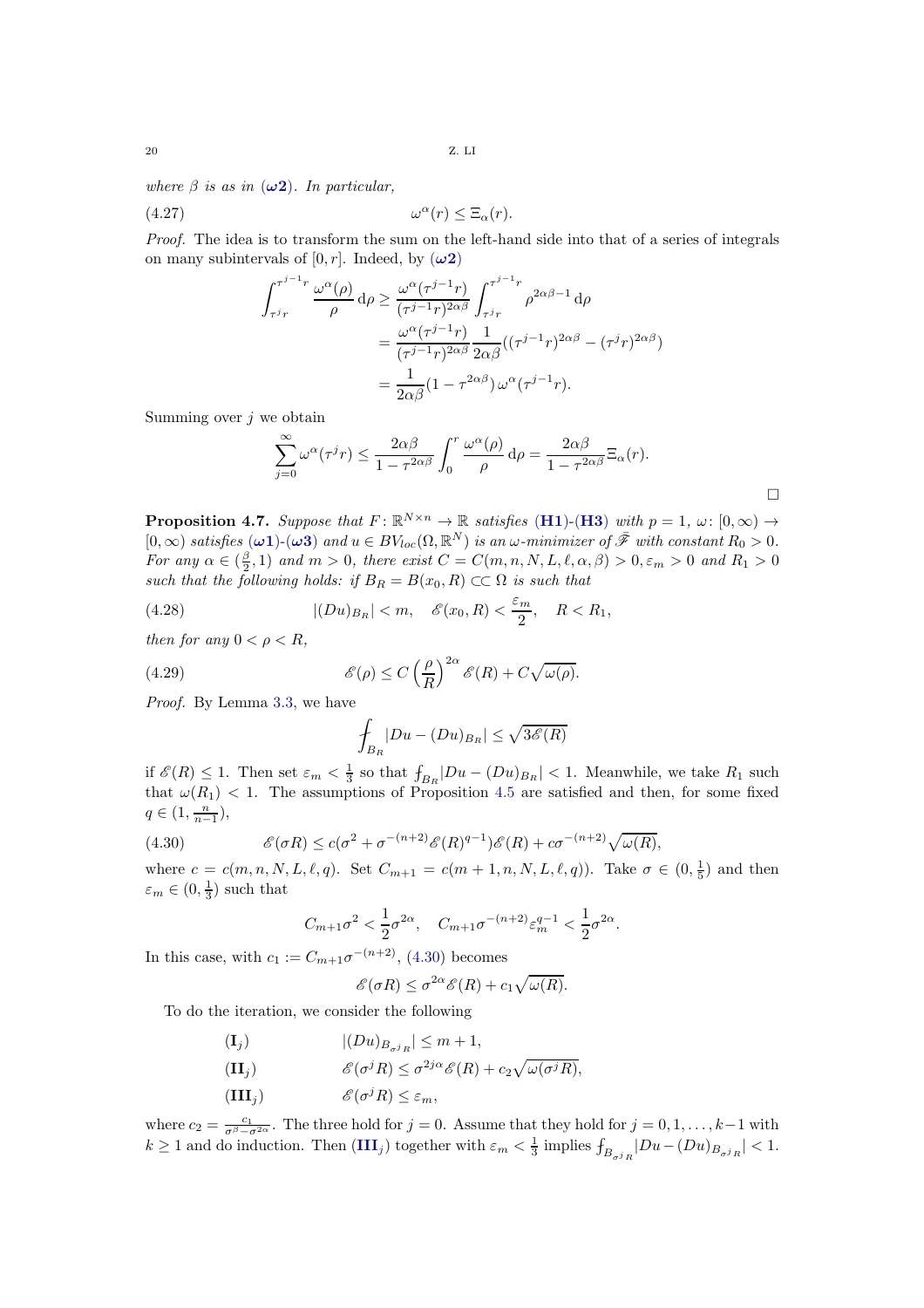*where $\beta$ is as in ($\boldsymbol{\omega 2}$). In particular,*

$$\omega^\alpha(r) \le \Xi_\alpha(r). \tag{4.27}$$

*Proof.* The idea is to transform the sum on the left-hand side into that of a series of integrals on many subintervals of $[0, r]$. Indeed, by ($\boldsymbol{\omega 2}$)

$$\begin{aligned}
\int_{\tau^j r}^{\tau^{j-1} r} \frac{\omega^\alpha(\rho)}{\rho}\,\mathrm{d}\rho &\ge \frac{\omega^\alpha(\tau^{j-1}r)}{(\tau^{j-1}r)^{2\alpha\beta}} \int_{\tau^j r}^{\tau^{j-1} r} \rho^{2\alpha\beta - 1}\,\mathrm{d}\rho \\
&= \frac{\omega^\alpha(\tau^{j-1}r)}{(\tau^{j-1}r)^{2\alpha\beta}} \frac{1}{2\alpha\beta}((\tau^{j-1}r)^{2\alpha\beta} - (\tau^j r)^{2\alpha\beta}) \\
&= \frac{1}{2\alpha\beta}(1 - \tau^{2\alpha\beta})\,\omega^\alpha(\tau^{j-1}r).
\end{aligned}$$

Summing over $j$ we obtain

$$\sum_{j=0}^{\infty} \omega^\alpha(\tau^j r) \le \frac{2\alpha\beta}{1 - \tau^{2\alpha\beta}} \int_0^r \frac{\omega^\alpha(\rho)}{\rho}\,\mathrm{d}\rho = \frac{2\alpha\beta}{1 - \tau^{2\alpha\beta}} \Xi_\alpha(r).$$

$\square$

**Proposition 4.7.** *Suppose that $F\colon \mathbb{R}^{N\times n} \to \mathbb{R}$ satisfies (**H1**)-(**H3**) with $p = 1$, $\omega\colon [0,\infty) \to [0,\infty)$ satisfies ($\boldsymbol{\omega 1}$)-($\boldsymbol{\omega 3}$) and $u \in BV_{loc}(\Omega, \mathbb{R}^N)$ is an $\omega$-minimizer of $\bar{\mathscr{F}}$ with constant $R_0 > 0$. For any $\alpha \in (\frac{\beta}{2}, 1)$ and $m > 0$, there exist $C = C(m, n, N, L, \ell, \alpha, \beta) > 0, \varepsilon_m > 0$ and $R_1 > 0$ such that the following holds: if $B_R = B(x_0, R) \subset\subset \Omega$ is such that*

$$|(Du)_{B_R}| < m, \quad \mathscr{E}(x_0, R) < \frac{\varepsilon_m}{2}, \quad R < R_1, \tag{4.28}$$

*then for any $0 < \rho < R$,*

$$\mathscr{E}(\rho) \le C \left(\frac{\rho}{R}\right)^{2\alpha} \mathscr{E}(R) + C\sqrt{\omega(\rho)}. \tag{4.29}$$

*Proof.* By Lemma 3.3, we have

$$\fint_{B_R} |Du - (Du)_{B_R}| \le \sqrt{3\mathscr{E}(R)}$$

if $\mathscr{E}(R) \le 1$. Then set $\varepsilon_m < \frac{1}{3}$ so that $\fint_{B_R} |Du - (Du)_{B_R}| < 1$. Meanwhile, we take $R_1$ such that $\omega(R_1) < 1$. The assumptions of Proposition 4.5 are satisfied and then, for some fixed $q \in (1, \frac{n}{n-1})$,

$$\mathscr{E}(\sigma R) \le c(\sigma^2 + \sigma^{-(n+2)}\mathscr{E}(R)^{q-1})\mathscr{E}(R) + c\sigma^{-(n+2)}\sqrt{\omega(R)}, \tag{4.30}$$

where $c = c(m, n, N, L, \ell, q)$. Set $C_{m+1} = c(m+1, n, N, L, \ell, q))$. Take $\sigma \in (0, \frac{1}{5})$ and then $\varepsilon_m \in (0, \frac{1}{3})$ such that

$$C_{m+1}\sigma^2 < \frac{1}{2}\sigma^{2\alpha}, \quad C_{m+1}\sigma^{-(n+2)}\varepsilon_m^{q-1} < \frac{1}{2}\sigma^{2\alpha}.$$

In this case, with $c_1 := C_{m+1}\sigma^{-(n+2)}$, (4.30) becomes

$$\mathscr{E}(\sigma R) \le \sigma^{2\alpha}\mathscr{E}(R) + c_1\sqrt{\omega(R)}.$$

To do the iteration, we consider the following

$$\begin{aligned}
&(\mathbf{I}_j) && |(Du)_{B_{\sigma^j R}}| \le m + 1, \\
&(\mathbf{II}_j) && \mathscr{E}(\sigma^j R) \le \sigma^{2j\alpha}\mathscr{E}(R) + c_2\sqrt{\omega(\sigma^j R)}, \\
&(\mathbf{III}_j) && \mathscr{E}(\sigma^j R) \le \varepsilon_m,
\end{aligned}$$

where $c_2 = \frac{c_1}{\sigma^\beta - \sigma^{2\alpha}}$. The three hold for $j = 0$. Assume that they hold for $j = 0, 1, \ldots, k-1$ with $k \ge 1$ and do induction. Then ($\mathbf{III}_j$) together with $\varepsilon_m < \frac{1}{3}$ implies $\fint_{B_{\sigma^j R}} |Du - (Du)_{B_{\sigma^j R}}| < 1$.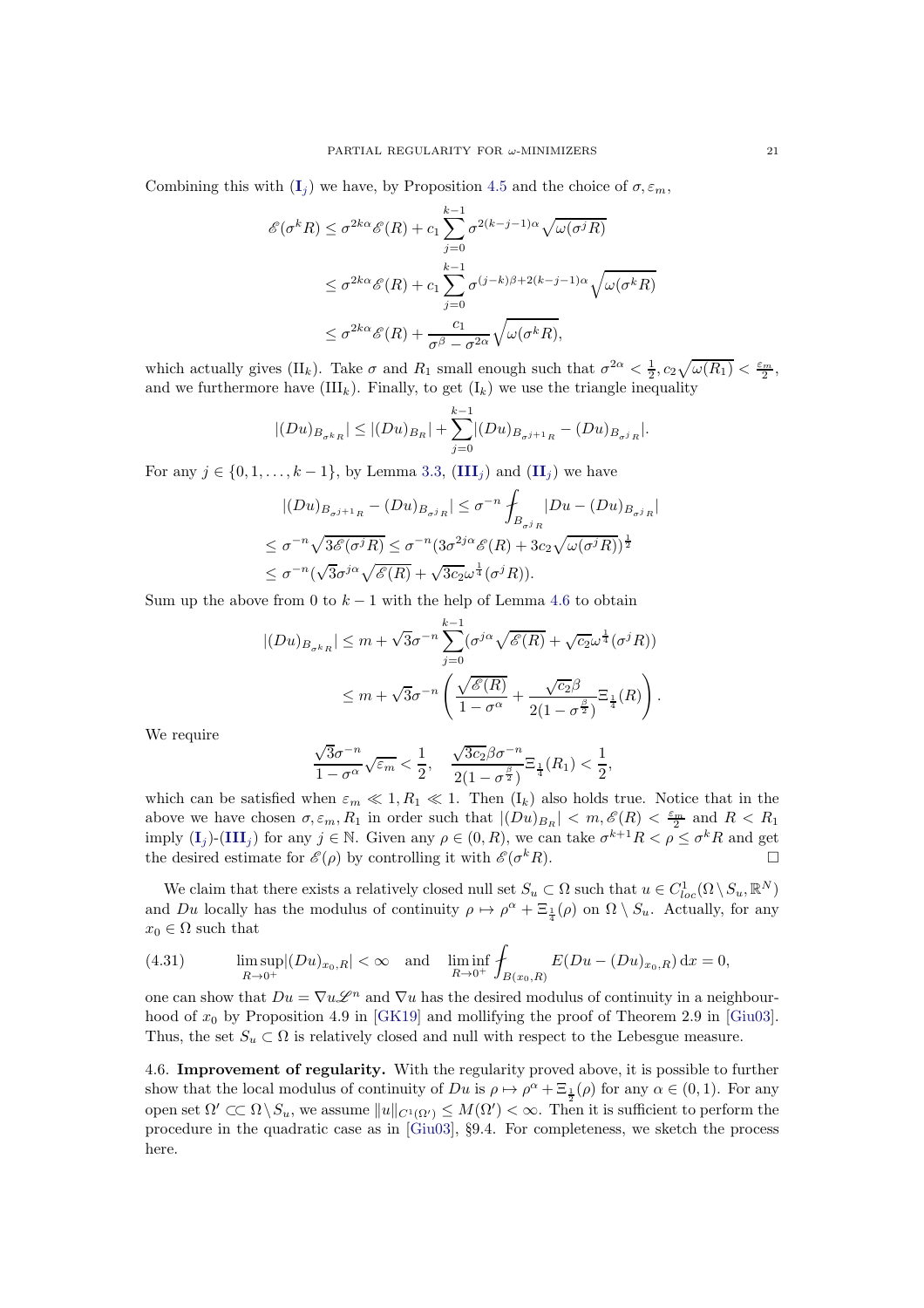Combining this with ($\mathbf{I}_j$) we have, by Proposition 4.5 and the choice of $\sigma, \varepsilon_m$,

$$
\begin{aligned}
\mathscr{E}(\sigma^k R) &\le \sigma^{2k\alpha}\mathscr{E}(R) + c_1 \sum_{j=0}^{k-1} \sigma^{2(k-j-1)\alpha}\sqrt{\omega(\sigma^j R)} \\
&\le \sigma^{2k\alpha}\mathscr{E}(R) + c_1 \sum_{j=0}^{k-1} \sigma^{(j-k)\beta + 2(k-j-1)\alpha}\sqrt{\omega(\sigma^k R)} \\
&\le \sigma^{2k\alpha}\mathscr{E}(R) + \frac{c_1}{\sigma^\beta - \sigma^{2\alpha}}\sqrt{\omega(\sigma^k R)},
\end{aligned}
$$

which actually gives ($\mathrm{II}_k$). Take $\sigma$ and $R_1$ small enough such that $\sigma^{2\alpha} < \frac{1}{2}, c_2\sqrt{\omega(R_1)} < \frac{\varepsilon_m}{2}$, and we furthermore have ($\mathrm{III}_k$). Finally, to get ($\mathrm{I}_k$) we use the triangle inequality

$$
|(Du)_{B_{\sigma^k R}}| \le |(Du)_{B_R}| + \sum_{j=0}^{k-1} |(Du)_{B_{\sigma^{j+1}R}} - (Du)_{B_{\sigma^j R}}|.
$$

For any $j \in \{0, 1, \ldots, k-1\}$, by Lemma 3.3, ($\mathbf{III}_j$) and ($\mathbf{II}_j$) we have

$$
\begin{aligned}
&|(Du)_{B_{\sigma^{j+1}R}} - (Du)_{B_{\sigma^j R}}| \le \sigma^{-n} \fint_{B_{\sigma^j R}} |Du - (Du)_{B_{\sigma^j R}}| \\
&\le \sigma^{-n}\sqrt{3\mathscr{E}(\sigma^j R)} \le \sigma^{-n}(3\sigma^{2j\alpha}\mathscr{E}(R) + 3c_2\sqrt{\omega(\sigma^j R)})^{\frac{1}{2}} \\
&\le \sigma^{-n}(\sqrt{3}\sigma^{j\alpha}\sqrt{\mathscr{E}(R)} + \sqrt{3c_2}\,\omega^{\frac{1}{4}}(\sigma^j R)).
\end{aligned}
$$

Sum up the above from 0 to $k-1$ with the help of Lemma 4.6 to obtain

$$
\begin{aligned}
|(Du)_{B_{\sigma^k R}}| &\le m + \sqrt{3}\sigma^{-n} \sum_{j=0}^{k-1} (\sigma^{j\alpha}\sqrt{\mathscr{E}(R)} + \sqrt{c_2}\,\omega^{\frac{1}{4}}(\sigma^j R)) \\
&\le m + \sqrt{3}\sigma^{-n}\left(\frac{\sqrt{\mathscr{E}(R)}}{1-\sigma^\alpha} + \frac{\sqrt{c_2}\beta}{2(1-\sigma^{\frac{\beta}{2}})}\Xi_{\frac{1}{4}}(R)\right).
\end{aligned}
$$

We require

$$
\frac{\sqrt{3}\sigma^{-n}}{1-\sigma^\alpha}\sqrt{\varepsilon_m} < \frac{1}{2}, \quad \frac{\sqrt{3c_2}\beta\sigma^{-n}}{2(1-\sigma^{\frac{\beta}{2}})}\Xi_{\frac{1}{4}}(R_1) < \frac{1}{2},
$$

which can be satisfied when $\varepsilon_m \ll 1, R_1 \ll 1$. Then ($\mathrm{I}_k$) also holds true. Notice that in the above we have chosen $\sigma, \varepsilon_m, R_1$ in order such that $|(Du)_{B_R}| < m, \mathscr{E}(R) < \frac{\varepsilon_m}{2}$ and $R < R_1$ imply ($\mathbf{I}_j$)-($\mathbf{III}_j$) for any $j \in \mathbb{N}$. Given any $\rho \in (0, R)$, we can take $\sigma^{k+1}R < \rho \le \sigma^k R$ and get the desired estimate for $\mathscr{E}(\rho)$ by controlling it with $\mathscr{E}(\sigma^k R)$. $\square$

We claim that there exists a relatively closed null set $S_u \subset \Omega$ such that $u \in C^1_{loc}(\Omega \setminus S_u, \mathbb{R}^N)$ and $Du$ locally has the modulus of continuity $\rho \mapsto \rho^\alpha + \Xi_{\frac{1}{4}}(\rho)$ on $\Omega \setminus S_u$. Actually, for any $x_0 \in \Omega$ such that

$$
\limsup_{R \to 0^+} |(Du)_{x_0,R}| < \infty \quad \text{and} \quad \liminf_{R \to 0^+} \fint_{B(x_0,R)} E(Du - (Du)_{x_0,R})\,\mathrm{d}x = 0, \tag{4.31}
$$

one can show that $Du = \nabla u \mathscr{L}^n$ and $\nabla u$ has the desired modulus of continuity in a neighbourhood of $x_0$ by Proposition 4.9 in [GK19] and mollifying the proof of Theorem 2.9 in [Giu03]. Thus, the set $S_u \subset \Omega$ is relatively closed and null with respect to the Lebesgue measure.

4.6. **Improvement of regularity.** With the regularity proved above, it is possible to further show that the local modulus of continuity of $Du$ is $\rho \mapsto \rho^\alpha + \Xi_{\frac{1}{2}}(\rho)$ for any $\alpha \in (0, 1)$. For any open set $\Omega' \subset\subset \Omega \setminus S_u$, we assume $\|u\|_{C^1(\Omega')} \le M(\Omega') < \infty$. Then it is sufficient to perform the procedure in the quadratic case as in [Giu03], §9.4. For completeness, we sketch the process here.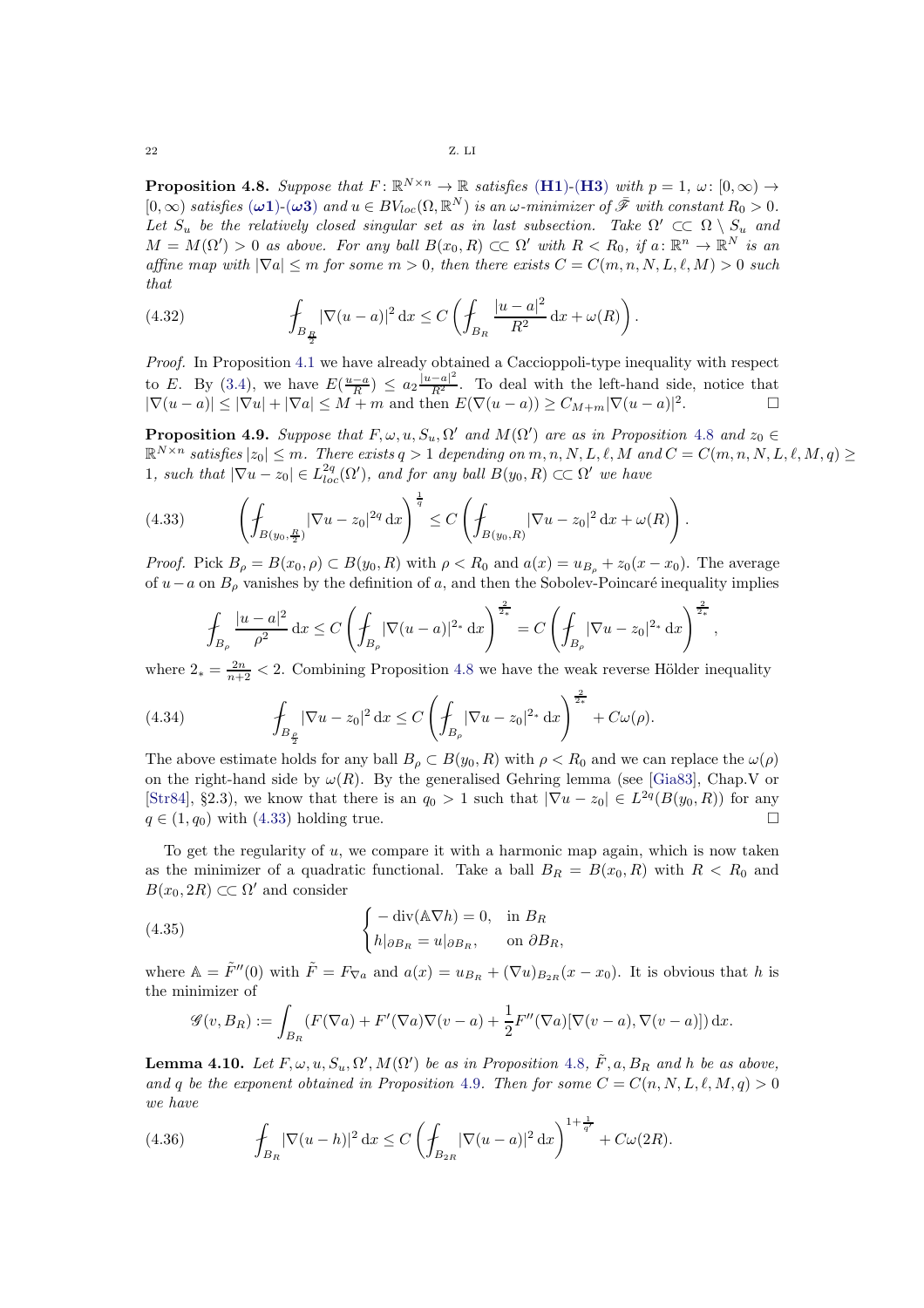**Proposition 4.8.** *Suppose that $F\colon \mathbb{R}^{N\times n}\to\mathbb{R}$ satisfies* (**H1**)*-*(**H3**) *with $p=1$, $\omega\colon[0,\infty)\to[0,\infty)$ satisfies* ($\boldsymbol{\omega}$**1**)*-*($\boldsymbol{\omega}$**3**) *and $u\in BV_{loc}(\Omega,\mathbb{R}^N)$ is an $\omega$-minimizer of $\tilde{\mathscr{F}}$ with constant $R_0>0$. Let $S_u$ be the relatively closed singular set as in last subsection. Take $\Omega'\subset\subset\Omega\setminus S_u$ and $M=M(\Omega')>0$ as above. For any ball $B(x_0,R)\subset\subset\Omega'$ with $R<R_0$, if $a\colon\mathbb{R}^n\to\mathbb{R}^N$ is an affine map with $|\nabla a|\le m$ for some $m>0$, then there exists $C=C(m,n,N,L,\ell,M)>0$ such that*

$$
\fint_{B_{\frac{R}{2}}}|\nabla(u-a)|^2\,\mathrm{d}x\le C\left(\fint_{B_R}\frac{|u-a|^2}{R^2}\,\mathrm{d}x+\omega(R)\right). \tag{4.32}
$$

*Proof.* In Proposition 4.1 we have already obtained a Caccioppoli-type inequality with respect to $E$. By (3.4), we have $E(\frac{u-a}{R})\le a_2\frac{|u-a|^2}{R^2}$. To deal with the left-hand side, notice that $|\nabla(u-a)|\le|\nabla u|+|\nabla a|\le M+m$ and then $E(\nabla(u-a))\ge C_{M+m}|\nabla(u-a)|^2$. $\square$

**Proposition 4.9.** *Suppose that $F,\omega,u,S_u,\Omega'$ and $M(\Omega')$ are as in Proposition 4.8 and $z_0\in\mathbb{R}^{N\times n}$ satisfies $|z_0|\le m$. There exists $q>1$ depending on $m,n,N,L,\ell,M$ and $C=C(m,n,N,L,\ell,M,q)\ge 1$, such that $|\nabla u-z_0|\in L^{2q}_{loc}(\Omega')$, and for any ball $B(y_0,R)\subset\subset\Omega'$ we have*

$$
\left(\fint_{B(y_0,\frac{R}{2})}|\nabla u-z_0|^{2q}\,\mathrm{d}x\right)^{\frac{1}{q}}\le C\left(\fint_{B(y_0,R)}|\nabla u-z_0|^2\,\mathrm{d}x+\omega(R)\right). \tag{4.33}
$$

*Proof.* Pick $B_\rho=B(x_0,\rho)\subset B(y_0,R)$ with $\rho<R_0$ and $a(x)=u_{B_\rho}+z_0(x-x_0)$. The average of $u-a$ on $B_\rho$ vanishes by the definition of $a$, and then the Sobolev-Poincaré inequality implies

$$
\fint_{B_\rho}\frac{|u-a|^2}{\rho^2}\,\mathrm{d}x\le C\left(\fint_{B_\rho}|\nabla(u-a)|^{2_*}\,\mathrm{d}x\right)^{\frac{2}{2_*}}=C\left(\fint_{B_\rho}|\nabla u-z_0|^{2_*}\,\mathrm{d}x\right)^{\frac{2}{2_*}},
$$

where $2_*=\frac{2n}{n+2}<2$. Combining Proposition 4.8 we have the weak reverse Hölder inequality

$$
\fint_{B_{\frac{\rho}{2}}}|\nabla u-z_0|^2\,\mathrm{d}x\le C\left(\fint_{B_\rho}|\nabla u-z_0|^{2_*}\,\mathrm{d}x\right)^{\frac{2}{2_*}}+C\omega(\rho). \tag{4.34}
$$

The above estimate holds for any ball $B_\rho\subset B(y_0,R)$ with $\rho<R_0$ and we can replace the $\omega(\rho)$ on the right-hand side by $\omega(R)$. By the generalised Gehring lemma (see [Gia83], Chap.V or [Str84], §2.3), we know that there is an $q_0>1$ such that $|\nabla u-z_0|\in L^{2q}(B(y_0,R))$ for any $q\in(1,q_0)$ with (4.33) holding true. $\square$

To get the regularity of $u$, we compare it with a harmonic map again, which is now taken as the minimizer of a quadratic functional. Take a ball $B_R=B(x_0,R)$ with $R<R_0$ and $B(x_0,2R)\subset\subset\Omega'$ and consider

$$
\begin{cases}-\operatorname{div}(\mathbb{A}\nabla h)=0, & \text{in } B_R\\ h|_{\partial B_R}=u|_{\partial B_R}, & \text{on } \partial B_R,\end{cases} \tag{4.35}
$$

where $\mathbb{A}=\tilde{F}''(0)$ with $\tilde{F}=F_{\nabla a}$ and $a(x)=u_{B_R}+(\nabla u)_{B_{2R}}(x-x_0)$. It is obvious that $h$ is the minimizer of

$$
\mathscr{G}(v,B_R):=\int_{B_R}\left(F(\nabla a)+F'(\nabla a)\nabla(v-a)+\frac{1}{2}F''(\nabla a)[\nabla(v-a),\nabla(v-a)]\right)\mathrm{d}x.
$$

**Lemma 4.10.** *Let $F,\omega,u,S_u,\Omega',M(\Omega')$ be as in Proposition 4.8, $\tilde{F},a,B_R$ and $h$ be as above, and $q$ be the exponent obtained in Proposition 4.9. Then for some $C=C(n,N,L,\ell,M,q)>0$ we have*

$$
\fint_{B_R}|\nabla(u-h)|^2\,\mathrm{d}x\le C\left(\fint_{B_{2R}}|\nabla(u-a)|^2\,\mathrm{d}x\right)^{1+\frac{1}{q'}}+C\omega(2R). \tag{4.36}
$$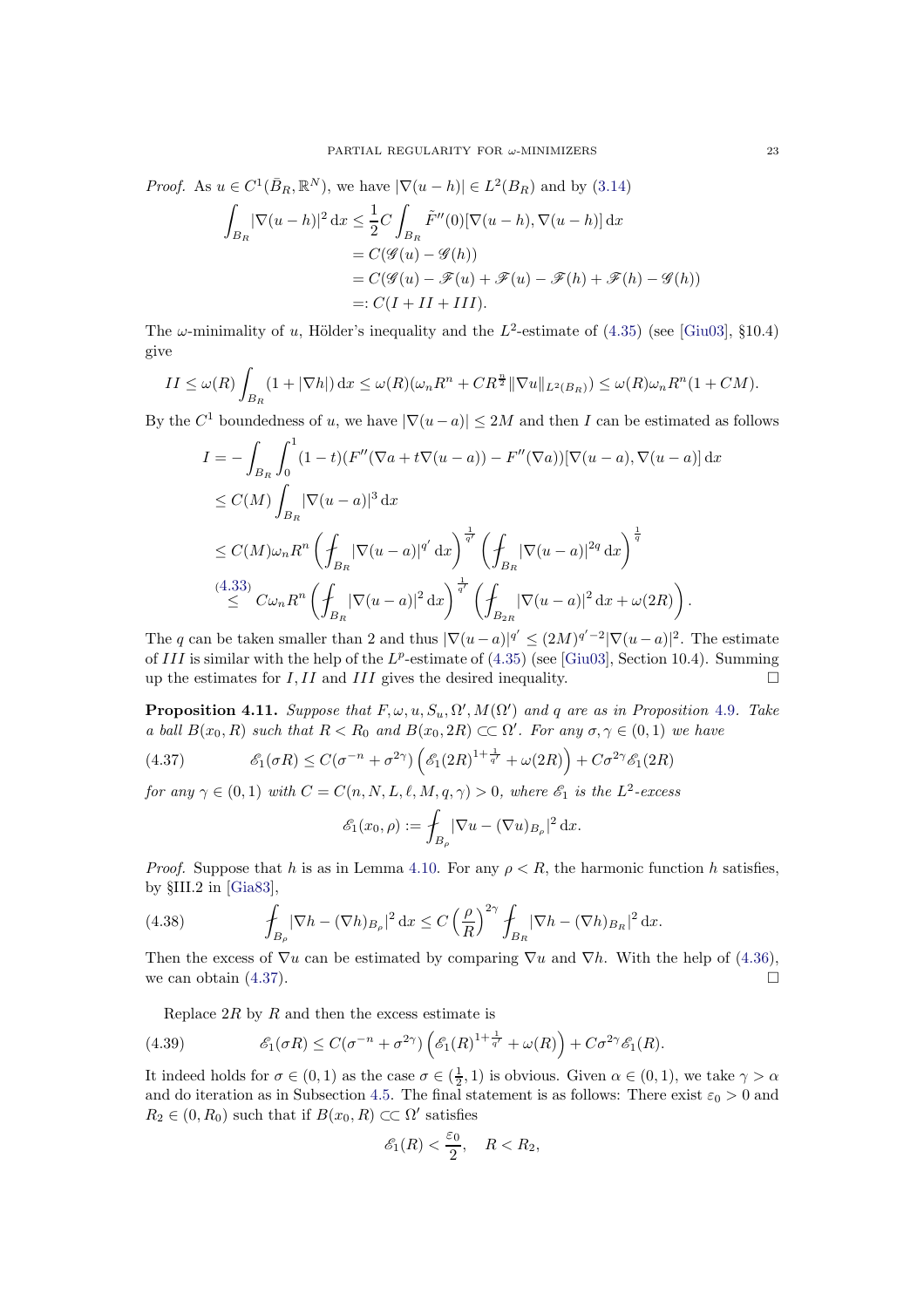*Proof.* As $u \in C^1(\bar{B}_R, \mathbb{R}^N)$, we have $|\nabla(u-h)| \in L^2(B_R)$ and by (3.14)

$$
\begin{aligned}
\int_{B_R} |\nabla(u-h)|^2 \, \mathrm{d}x &\le \frac{1}{2} C \int_{B_R} \tilde{F}''(0)[\nabla(u-h), \nabla(u-h)] \, \mathrm{d}x \\
&= C(\mathscr{G}(u) - \mathscr{G}(h)) \\
&= C(\mathscr{G}(u) - \mathscr{F}(u) + \mathscr{F}(u) - \mathscr{F}(h) + \mathscr{F}(h) - \mathscr{G}(h)) \\
&=: C(I + II + III).
\end{aligned}
$$

The $\omega$-minimality of $u$, Hölder's inequality and the $L^2$-estimate of (4.35) (see [Giu03], §10.4) give

$$
II \le \omega(R) \int_{B_R} (1 + |\nabla h|) \, \mathrm{d}x \le \omega(R)(\omega_n R^n + C R^{\frac{n}{2}} \|\nabla u\|_{L^2(B_R)}) \le \omega(R) \omega_n R^n (1 + CM).
$$

By the $C^1$ boundedness of $u$, we have $|\nabla(u-a)| \le 2M$ and then $I$ can be estimated as follows

$$
\begin{aligned}
I &= -\int_{B_R} \int_0^1 (1-t)(F''(\nabla a + t\nabla(u-a)) - F''(\nabla a))[\nabla(u-a), \nabla(u-a)] \, \mathrm{d}x \\
&\le C(M) \int_{B_R} |\nabla(u-a)|^3 \, \mathrm{d}x \\
&\le C(M) \omega_n R^n \left( \fint_{B_R} |\nabla(u-a)|^{q'} \, \mathrm{d}x \right)^{\frac{1}{q'}} \left( \fint_{B_R} |\nabla(u-a)|^{2q} \, \mathrm{d}x \right)^{\frac{1}{q}} \\
&\overset{(4.33)}{\le} C \omega_n R^n \left( \fint_{B_R} |\nabla(u-a)|^2 \, \mathrm{d}x \right)^{\frac{1}{q'}} \left( \fint_{B_{2R}} |\nabla(u-a)|^2 \, \mathrm{d}x + \omega(2R) \right).
\end{aligned}
$$

The $q$ can be taken smaller than 2 and thus $|\nabla(u-a)|^{q'} \le (2M)^{q'-2} |\nabla(u-a)|^2$. The estimate of $III$ is similar with the help of the $L^p$-estimate of (4.35) (see [Giu03], Section 10.4). Summing up the estimates for $I, II$ and $III$ gives the desired inequality. $\square$

**Proposition 4.11.** *Suppose that $F, \omega, u, S_u, \Omega', M(\Omega')$ and $q$ are as in Proposition 4.9. Take a ball $B(x_0, R)$ such that $R < R_0$ and $B(x_0, 2R) \subset\subset \Omega'$. For any $\sigma, \gamma \in (0,1)$ we have*

$$
\mathscr{E}_1(\sigma R) \le C(\sigma^{-n} + \sigma^{2\gamma}) \left( \mathscr{E}_1(2R)^{1+\frac{1}{q'}} + \omega(2R) \right) + C\sigma^{2\gamma} \mathscr{E}_1(2R) \tag{4.37}
$$

*for any $\gamma \in (0,1)$ with $C = C(n, N, L, \ell, M, q, \gamma) > 0$, where $\mathscr{E}_1$ is the $L^2$-excess*

$$
\mathscr{E}_1(x_0, \rho) := \fint_{B_\rho} |\nabla u - (\nabla u)_{B_\rho}|^2 \, \mathrm{d}x.
$$

*Proof.* Suppose that $h$ is as in Lemma 4.10. For any $\rho < R$, the harmonic function $h$ satisfies, by §III.2 in [Gia83],

$$
\fint_{B_\rho} |\nabla h - (\nabla h)_{B_\rho}|^2 \, \mathrm{d}x \le C \left( \frac{\rho}{R} \right)^{2\gamma} \fint_{B_R} |\nabla h - (\nabla h)_{B_R}|^2 \, \mathrm{d}x. \tag{4.38}
$$

Then the excess of $\nabla u$ can be estimated by comparing $\nabla u$ and $\nabla h$. With the help of (4.36), we can obtain (4.37). $\square$

Replace $2R$ by $R$ and then the excess estimate is

$$
\mathscr{E}_1(\sigma R) \le C(\sigma^{-n} + \sigma^{2\gamma}) \left( \mathscr{E}_1(R)^{1+\frac{1}{q'}} + \omega(R) \right) + C\sigma^{2\gamma} \mathscr{E}_1(R). \tag{4.39}
$$

It indeed holds for $\sigma \in (0,1)$ as the case $\sigma \in (\frac{1}{2}, 1)$ is obvious. Given $\alpha \in (0,1)$, we take $\gamma > \alpha$ and do iteration as in Subsection 4.5. The final statement is as follows: There exist $\varepsilon_0 > 0$ and $R_2 \in (0, R_0)$ such that if $B(x_0, R) \subset\subset \Omega'$ satisfies

$$
\mathscr{E}_1(R) < \frac{\varepsilon_0}{2}, \quad R < R_2,
$$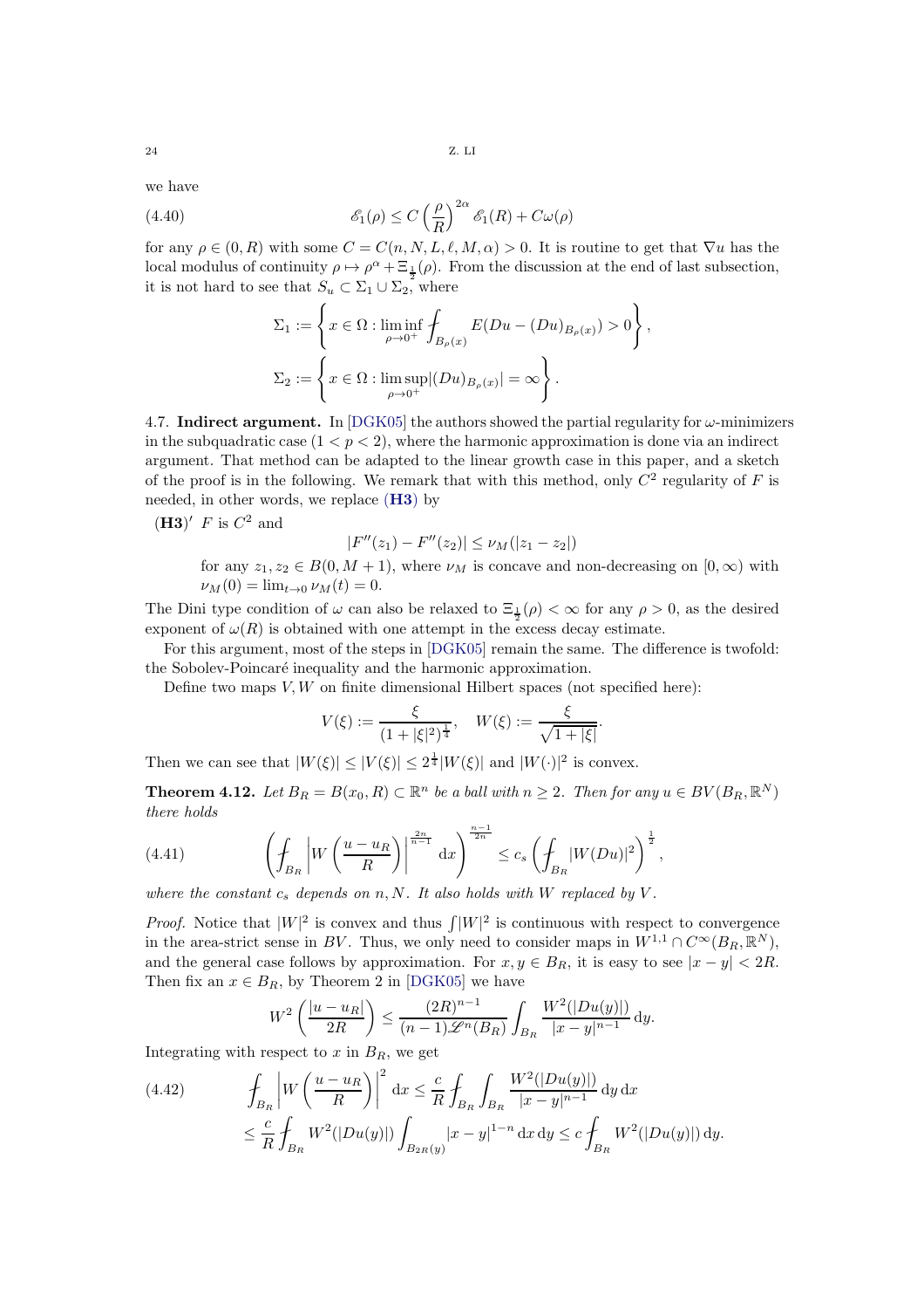we have

$$
\mathscr{E}_1(\rho) \le C\left(\frac{\rho}{R}\right)^{2\alpha} \mathscr{E}_1(R) + C\omega(\rho) \tag{4.40}
$$

for any $\rho \in (0, R)$ with some $C = C(n, N, L, \ell, M, \alpha) > 0$. It is routine to get that $\nabla u$ has the local modulus of continuity $\rho \mapsto \rho^\alpha + \Xi_{\frac{1}{2}}(\rho)$. From the discussion at the end of last subsection, it is not hard to see that $S_u \subset \Sigma_1 \cup \Sigma_2$, where

$$
\Sigma_1 := \left\{ x \in \Omega : \liminf_{\rho \to 0^+} \fint_{B_\rho(x)} E(Du - (Du)_{B_\rho(x)}) > 0 \right\},
$$

$$
\Sigma_2 := \left\{ x \in \Omega : \limsup_{\rho \to 0^+} |(Du)_{B_\rho(x)}| = \infty \right\}.
$$

4.7. **Indirect argument.** In [DGK05] the authors showed the partial regularity for $\omega$-minimizers in the subquadratic case ($1 < p < 2$), where the harmonic approximation is done via an indirect argument. That method can be adapted to the linear growth case in this paper, and a sketch of the proof is in the following. We remark that with this method, only $C^2$ regularity of $F$ is needed, in other words, we replace (**H3**) by

(**H3**)$'$ $F$ is $C^2$ and

$$
|F''(z_1) - F''(z_2)| \le \nu_M(|z_1 - z_2|)
$$

for any $z_1, z_2 \in B(0, M+1)$, where $\nu_M$ is concave and non-decreasing on $[0, \infty)$ with $\nu_M(0) = \lim_{t \to 0} \nu_M(t) = 0$.

The Dini type condition of $\omega$ can also be relaxed to $\Xi_{\frac{1}{2}}(\rho) < \infty$ for any $\rho > 0$, as the desired exponent of $\omega(R)$ is obtained with one attempt in the excess decay estimate.

For this argument, most of the steps in [DGK05] remain the same. The difference is twofold: the Sobolev-Poincaré inequality and the harmonic approximation.

Define two maps $V, W$ on finite dimensional Hilbert spaces (not specified here):

$$
V(\xi) := \frac{\xi}{(1 + |\xi|^2)^{\frac{1}{4}}}, \quad W(\xi) := \frac{\xi}{\sqrt{1 + |\xi|}}.
$$

Then we can see that $|W(\xi)| \le |V(\xi)| \le 2^{\frac{1}{4}} |W(\xi)|$ and $|W(\cdot)|^2$ is convex.

**Theorem 4.12.** *Let $B_R = B(x_0, R) \subset \mathbb{R}^n$ be a ball with $n \ge 2$. Then for any $u \in BV(B_R, \mathbb{R}^N)$ there holds*

$$
\left( \fint_{B_R} \left| W\left(\frac{u - u_R}{R}\right) \right|^{\frac{2n}{n-1}} \mathrm{d}x \right)^{\frac{n-1}{2n}} \le c_s \left( \fint_{B_R} |W(Du)|^2 \right)^{\frac{1}{2}}, \tag{4.41}
$$

*where the constant $c_s$ depends on $n, N$. It also holds with $W$ replaced by $V$.*

*Proof.* Notice that $|W|^2$ is convex and thus $\int |W|^2$ is continuous with respect to convergence in the area-strict sense in $BV$. Thus, we only need to consider maps in $W^{1,1} \cap C^\infty(B_R, \mathbb{R}^N)$, and the general case follows by approximation. For $x, y \in B_R$, it is easy to see $|x - y| < 2R$. Then fix an $x \in B_R$, by Theorem 2 in [DGK05] we have

$$
W^2\left(\frac{|u - u_R|}{2R}\right) \le \frac{(2R)^{n-1}}{(n-1)\mathscr{L}^n(B_R)} \int_{B_R} \frac{W^2(|Du(y)|)}{|x - y|^{n-1}} \mathrm{d}y.
$$

Integrating with respect to $x$ in $B_R$, we get

$$
\begin{aligned}
\fint_{B_R} \left| W\left(\frac{u - u_R}{R}\right) \right|^2 \mathrm{d}x &\le \frac{c}{R} \fint_{B_R} \int_{B_R} \frac{W^2(|Du(y)|)}{|x - y|^{n-1}} \mathrm{d}y \, \mathrm{d}x \\
&\le \frac{c}{R} \fint_{B_R} W^2(|Du(y)|) \int_{B_{2R}(y)} |x - y|^{1-n} \mathrm{d}x \, \mathrm{d}y \le c \fint_{B_R} W^2(|Du(y)|) \, \mathrm{d}y.
\end{aligned} \tag{4.42}
$$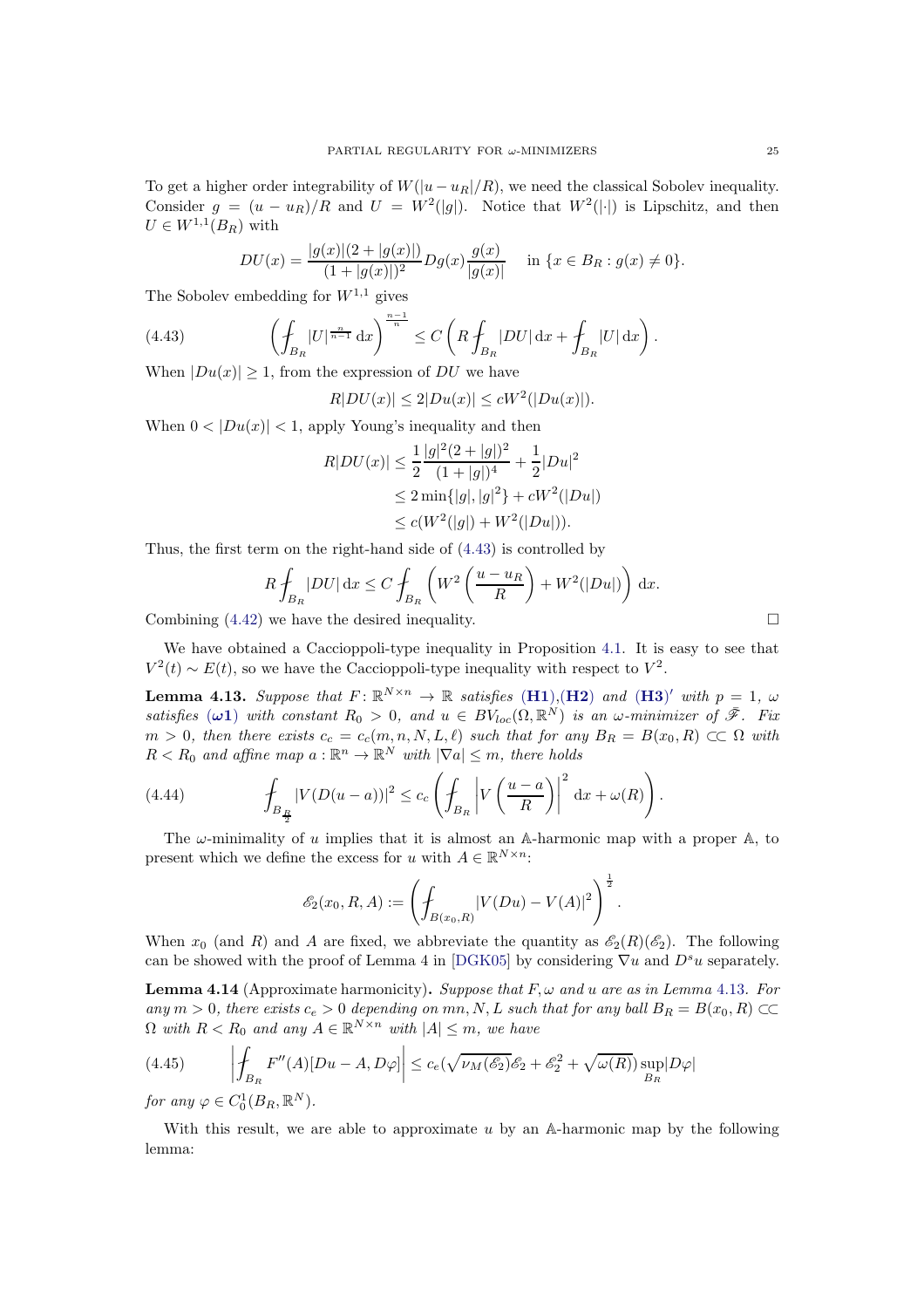To get a higher order integrability of $W(|u-u_R|/R)$, we need the classical Sobolev inequality. Consider $g = (u-u_R)/R$ and $U = W^2(|g|)$. Notice that $W^2(|\cdot|)$ is Lipschitz, and then $U \in W^{1,1}(B_R)$ with

$$DU(x) = \frac{|g(x)|(2+|g(x)|)}{(1+|g(x)|)^2} Dg(x) \frac{g(x)}{|g(x)|} \quad \text{ in } \{x \in B_R : g(x) \neq 0\}.$$

The Sobolev embedding for $W^{1,1}$ gives

$$\left( \fint_{B_R} |U|^{\frac{n}{n-1}} \, \mathrm{d}x \right)^{\frac{n-1}{n}} \leq C \left( R \fint_{B_R} |DU| \, \mathrm{d}x + \fint_{B_R} |U| \, \mathrm{d}x \right). \tag{4.43}$$

When $|Du(x)| \geq 1$, from the expression of $DU$ we have

$$R|DU(x)| \leq 2|Du(x)| \leq cW^2(|Du(x)|).$$

When $0 < |Du(x)| < 1$, apply Young's inequality and then

$$\begin{aligned} R|DU(x)| &\leq \frac{1}{2} \frac{|g|^2(2+|g|)^2}{(1+|g|)^4} + \frac{1}{2}|Du|^2 \\ &\leq 2\min\{|g|, |g|^2\} + cW^2(|Du|) \\ &\leq c(W^2(|g|) + W^2(|Du|)). \end{aligned}$$

Thus, the first term on the right-hand side of (4.43) is controlled by

$$R \fint_{B_R} |DU| \, \mathrm{d}x \leq C \fint_{B_R} \left( W^2\left(\frac{u-u_R}{R}\right) + W^2(|Du|) \right) \, \mathrm{d}x.$$

Combining (4.42) we have the desired inequality. □

We have obtained a Caccioppoli-type inequality in Proposition 4.1. It is easy to see that $V^2(t) \sim E(t)$, so we have the Caccioppoli-type inequality with respect to $V^2$.

**Lemma 4.13.** *Suppose that $F\colon \mathbb{R}^{N\times n} \to \mathbb{R}$ satisfies* **(H1)**,**(H2)** *and* **(H3)**$'$ *with $p=1$, $\omega$ satisfies* **($\omega$1)** *with constant $R_0 > 0$, and $u \in BV_{loc}(\Omega, \mathbb{R}^N)$ is an $\omega$-minimizer of $\bar{\mathscr{F}}$. Fix $m > 0$, then there exists $c_c = c_c(m,n,N,L,\ell)$ such that for any $B_R = B(x_0,R) \subset\subset \Omega$ with $R < R_0$ and affine map $a : \mathbb{R}^n \to \mathbb{R}^N$ with $|\nabla a| \leq m$, there holds*

$$\fint_{B_{\frac{R}{2}}} |V(D(u-a))|^2 \leq c_c \left( \fint_{B_R} \left| V\left(\frac{u-a}{R}\right) \right|^2 \mathrm{d}x + \omega(R) \right). \tag{4.44}$$

The $\omega$-minimality of $u$ implies that it is almost an $\mathbb{A}$-harmonic map with a proper $\mathbb{A}$, to present which we define the excess for $u$ with $A \in \mathbb{R}^{N\times n}$:

$$\mathscr{E}_2(x_0,R,A) := \left( \fint_{B(x_0,R)} |V(Du) - V(A)|^2 \right)^{\frac{1}{2}}.$$

When $x_0$ (and $R$) and $A$ are fixed, we abbreviate the quantity as $\mathscr{E}_2(R)(\mathscr{E}_2)$. The following can be showed with the proof of Lemma 4 in [DGK05] by considering $\nabla u$ and $D^s u$ separately.

**Lemma 4.14** (Approximate harmonicity)**.** *Suppose that $F, \omega$ and $u$ are as in Lemma 4.13. For any $m > 0$, there exists $c_e > 0$ depending on $mn, N, L$ such that for any ball $B_R = B(x_0,R) \subset\subset \Omega$ with $R < R_0$ and any $A \in \mathbb{R}^{N\times n}$ with $|A| \leq m$, we have*

$$\left| \fint_{B_R} F''(A)[Du - A, D\varphi] \right| \leq c_e(\sqrt{\nu_M(\mathscr{E}_2)}\mathscr{E}_2 + \mathscr{E}_2^2 + \sqrt{\omega(R)}) \sup_{B_R} |D\varphi| \tag{4.45}$$

*for any $\varphi \in C_0^1(B_R, \mathbb{R}^N)$.*

With this result, we are able to approximate $u$ by an $\mathbb{A}$-harmonic map by the following lemma: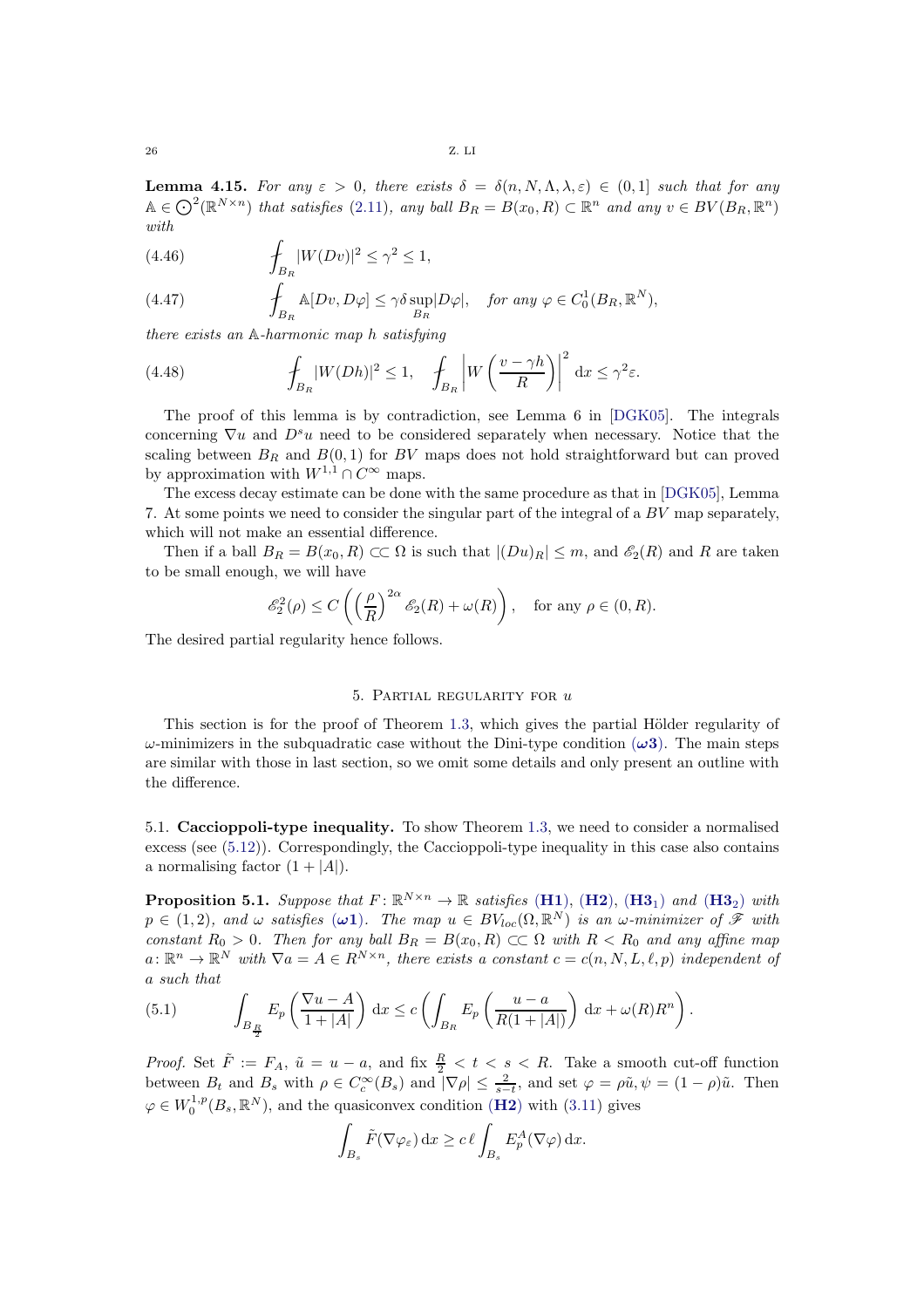**Lemma 4.15.** *For any $\varepsilon > 0$, there exists $\delta = \delta(n, N, \Lambda, \lambda, \varepsilon) \in (0, 1]$ such that for any $\mathbb{A} \in \bigodot^2(\mathbb{R}^{N\times n})$ that satisfies (2.11), any ball $B_R = B(x_0, R) \subset \mathbb{R}^n$ and any $v \in BV(B_R, \mathbb{R}^n)$ with*

$$\fint_{B_R} |W(Dv)|^2 \leq \gamma^2 \leq 1, \tag{4.46}$$

$$\fint_{B_R} \mathbb{A}[Dv, D\varphi] \leq \gamma\delta \sup_{B_R} |D\varphi|, \quad \text{for any } \varphi \in C^1_0(B_R, \mathbb{R}^N), \tag{4.47}$$

*there exists an $\mathbb{A}$-harmonic map $h$ satisfying*

$$\fint_{B_R} |W(Dh)|^2 \leq 1, \quad \fint_{B_R} \left| W\left(\frac{v - \gamma h}{R}\right)\right|^2 \mathrm{d}x \leq \gamma^2 \varepsilon. \tag{4.48}$$

The proof of this lemma is by contradiction, see Lemma 6 in [DGK05]. The integrals concerning $\nabla u$ and $D^s u$ need to be considered separately when necessary. Notice that the scaling between $B_R$ and $B(0, 1)$ for $BV$ maps does not hold straightforward but can proved by approximation with $W^{1,1} \cap C^\infty$ maps.

The excess decay estimate can be done with the same procedure as that in [DGK05], Lemma 7. At some points we need to consider the singular part of the integral of a $BV$ map separately, which will not make an essential difference.

Then if a ball $B_R = B(x_0, R) \subset\subset \Omega$ is such that $|(Du)_R| \leq m$, and $\mathscr{E}_2(R)$ and $R$ are taken to be small enough, we will have

$$\mathscr{E}_2^2(\rho) \leq C\left(\left(\frac{\rho}{R}\right)^{2\alpha} \mathscr{E}_2(R) + \omega(R)\right), \quad \text{for any } \rho \in (0, R).$$

The desired partial regularity hence follows.

## 5. Partial regularity for $u$

This section is for the proof of Theorem 1.3, which gives the partial Hölder regularity of $\omega$-minimizers in the subquadratic case without the Dini-type condition (**$\omega$3**). The main steps are similar with those in last section, so we omit some details and only present an outline with the difference.

### 5.1. Caccioppoli-type inequality.

To show Theorem 1.3, we need to consider a normalised excess (see (5.12)). Correspondingly, the Caccioppoli-type inequality in this case also contains a normalising factor $(1 + |A|)$.

**Proposition 5.1.** *Suppose that $F: \mathbb{R}^{N\times n} \to \mathbb{R}$ satisfies (**H1**), (**H2**), (**H3$_1$**) and (**H3$_2$**) with $p \in (1, 2)$, and $\omega$ satisfies (**$\omega$1**). The map $u \in BV_{loc}(\Omega, \mathbb{R}^N)$ is an $\omega$-minimizer of $\mathscr{F}$ with constant $R_0 > 0$. Then for any ball $B_R = B(x_0, R) \subset\subset \Omega$ with $R < R_0$ and any affine map $a: \mathbb{R}^n \to \mathbb{R}^N$ with $\nabla a = A \in R^{N\times n}$, there exists a constant $c = c(n, N, L, \ell, p)$ independent of $a$ such that*

$$\int_{B_{\frac{R}{2}}} E_p\left(\frac{\nabla u - A}{1 + |A|}\right) \mathrm{d}x \leq c\left(\int_{B_R} E_p\left(\frac{u - a}{R(1 + |A|)}\right) \mathrm{d}x + \omega(R) R^n\right). \tag{5.1}$$

*Proof.* Set $\tilde{F} := F_A$, $\tilde{u} = u - a$, and fix $\frac{R}{2} < t < s < R$. Take a smooth cut-off function between $B_t$ and $B_s$ with $\rho \in C_c^\infty(B_s)$ and $|\nabla\rho| \leq \frac{2}{s-t}$, and set $\varphi = \rho\tilde{u}, \psi = (1 - \rho)\tilde{u}$. Then $\varphi \in W_0^{1,p}(B_s, \mathbb{R}^N)$, and the quasiconvex condition (**H2**) with (3.11) gives

$$\int_{B_s} \tilde{F}(\nabla\varphi_\varepsilon)\, \mathrm{d}x \geq c\,\ell \int_{B_s} E_p^A(\nabla\varphi)\, \mathrm{d}x.$$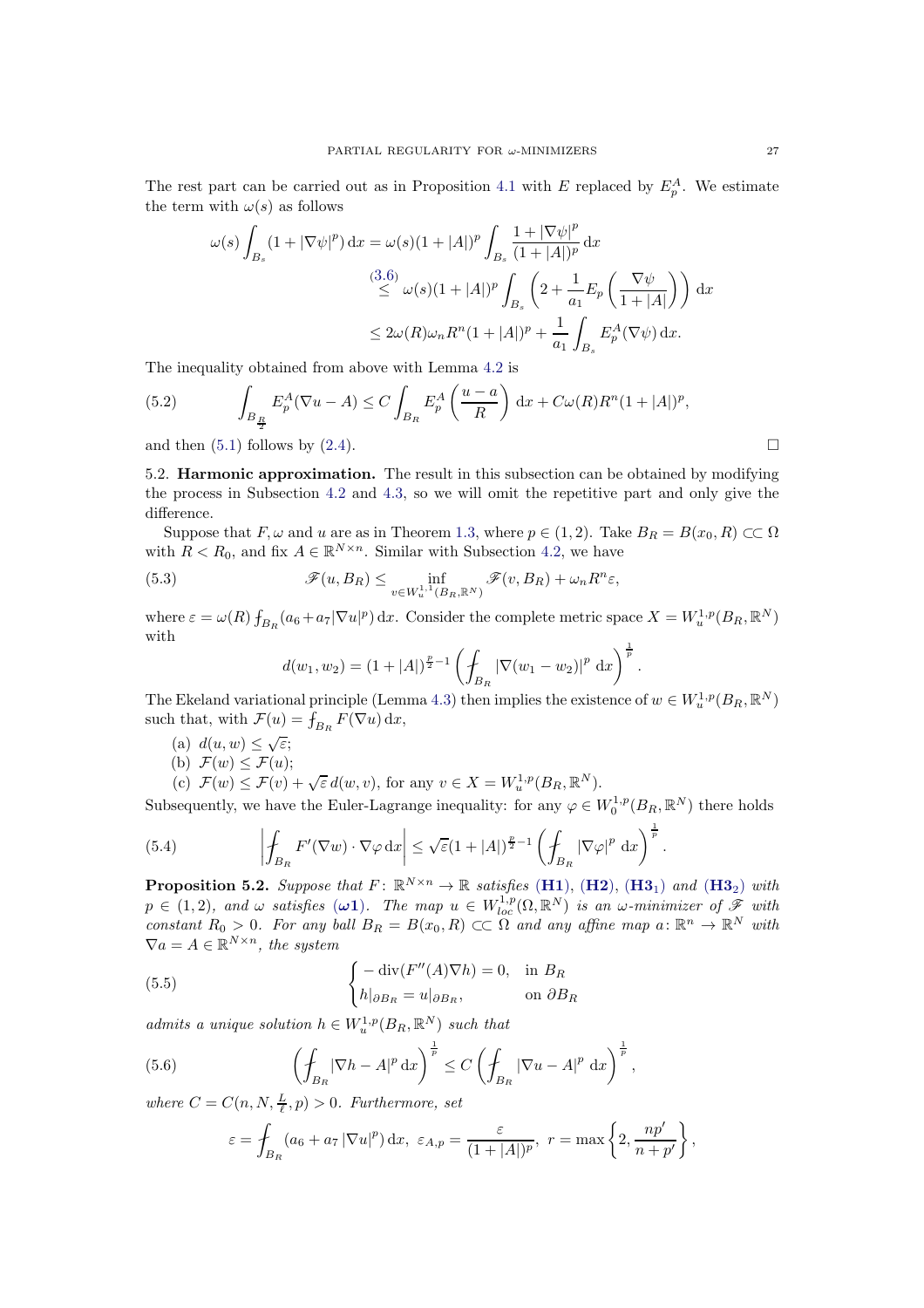The rest part can be carried out as in Proposition 4.1 with $E$ replaced by $E_p^A$. We estimate the term with $\omega(s)$ as follows

$$
\begin{aligned}
\omega(s)\int_{B_s}(1+|\nabla\psi|^p)\,\mathrm{d}x &= \omega(s)(1+|A|)^p\int_{B_s}\frac{1+|\nabla\psi|^p}{(1+|A|)^p}\,\mathrm{d}x\\
&\overset{(3.6)}{\leq} \omega(s)(1+|A|)^p\int_{B_s}\left(2+\frac{1}{a_1}E_p\left(\frac{\nabla\psi}{1+|A|}\right)\right)\mathrm{d}x\\
&\leq 2\omega(R)\omega_n R^n(1+|A|)^p+\frac{1}{a_1}\int_{B_s}E_p^A(\nabla\psi)\,\mathrm{d}x.
\end{aligned}
$$

The inequality obtained from above with Lemma 4.2 is

$$
\int_{B_{\frac{R}{2}}}E_p^A(\nabla u-A)\leq C\int_{B_R}E_p^A\left(\frac{u-a}{R}\right)\mathrm{d}x+C\omega(R)R^n(1+|A|)^p, \tag{5.2}
$$

and then (5.1) follows by (2.4). $\square$

5.2. **Harmonic approximation.** The result in this subsection can be obtained by modifying the process in Subsection 4.2 and 4.3, so we will omit the repetitive part and only give the difference.

Suppose that $F,\omega$ and $u$ are as in Theorem 1.3, where $p\in(1,2)$. Take $B_R=B(x_0,R)\subset\subset\Omega$ with $R<R_0$, and fix $A\in\mathbb{R}^{N\times n}$. Similar with Subsection 4.2, we have

$$
\mathscr{F}(u,B_R)\leq \inf_{v\in W_u^{1,1}(B_R,\mathbb{R}^N)}\mathscr{F}(v,B_R)+\omega_n R^n\varepsilon, \tag{5.3}
$$

where $\varepsilon=\omega(R)\fint_{B_R}(a_6+a_7|\nabla u|^p)\,\mathrm{d}x$. Consider the complete metric space $X=W_u^{1,p}(B_R,\mathbb{R}^N)$ with

$$
d(w_1,w_2)=(1+|A|)^{\frac{p}{2}-1}\left(\fint_{B_R}|\nabla(w_1-w_2)|^p\,\mathrm{d}x\right)^{\frac{1}{p}}.
$$

The Ekeland variational principle (Lemma 4.3) then implies the existence of $w\in W_u^{1,p}(B_R,\mathbb{R}^N)$ such that, with $\mathcal{F}(u)=\fint_{B_R}F(\nabla u)\,\mathrm{d}x$,

(a) $d(u,w)\leq\sqrt{\varepsilon}$;
(b) $\mathcal{F}(w)\leq\mathcal{F}(u)$;
(c) $\mathcal{F}(w)\leq\mathcal{F}(v)+\sqrt{\varepsilon}\,d(w,v)$, for any $v\in X=W_u^{1,p}(B_R,\mathbb{R}^N)$.

Subsequently, we have the Euler-Lagrange inequality: for any $\varphi\in W_0^{1,p}(B_R,\mathbb{R}^N)$ there holds

$$
\left|\fint_{B_R}F'(\nabla w)\cdot\nabla\varphi\,\mathrm{d}x\right|\leq\sqrt{\varepsilon}(1+|A|)^{\frac{p}{2}-1}\left(\fint_{B_R}|\nabla\varphi|^p\,\mathrm{d}x\right)^{\frac{1}{p}}. \tag{5.4}
$$

**Proposition 5.2.** *Suppose that $F\colon\mathbb{R}^{N\times n}\to\mathbb{R}$ satisfies* (**H1**), (**H2**), (**H3$_1$**) *and* (**H3$_2$**) *with $p\in(1,2)$, and $\omega$ satisfies* (**$\omega$1**). *The map $u\in W_{loc}^{1,p}(\Omega,\mathbb{R}^N)$ is an $\omega$-minimizer of $\mathscr{F}$ with constant $R_0>0$. For any ball $B_R=B(x_0,R)\subset\subset\Omega$ and any affine map $a\colon\mathbb{R}^n\to\mathbb{R}^N$ with $\nabla a=A\in\mathbb{R}^{N\times n}$, the system*

$$
\begin{cases}
-\operatorname{div}(F''(A)\nabla h)=0, & \text{in } B_R\\
h|_{\partial B_R}=u|_{\partial B_R}, & \text{on } \partial B_R
\end{cases} \tag{5.5}
$$

*admits a unique solution $h\in W_u^{1,p}(B_R,\mathbb{R}^N)$ such that*

$$
\left(\fint_{B_R}|\nabla h-A|^p\,\mathrm{d}x\right)^{\frac{1}{p}}\leq C\left(\fint_{B_R}|\nabla u-A|^p\,\mathrm{d}x\right)^{\frac{1}{p}}, \tag{5.6}
$$

*where $C=C(n,N,\frac{L}{\ell},p)>0$. Furthermore, set*

$$
\varepsilon=\fint_{B_R}(a_6+a_7|\nabla u|^p)\,\mathrm{d}x,\ \varepsilon_{A,p}=\frac{\varepsilon}{(1+|A|)^p},\ r=\max\left\{2,\frac{np'}{n+p'}\right\},
$$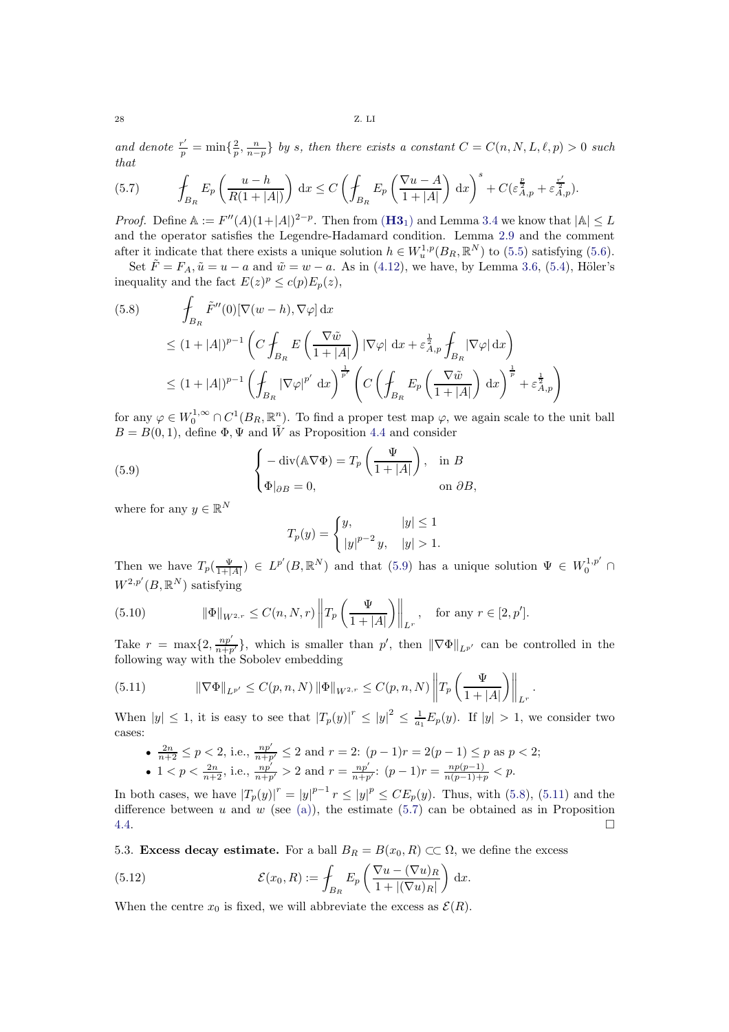*and denote $\frac{r'}{p} = \min\{\frac{2}{p}, \frac{n}{n-p}\}$ by $s$, then there exists a constant $C = C(n, N, L, \ell, p) > 0$ such that*

$$
\fint_{B_R} E_p\left(\frac{u-h}{R(1+|A|)}\right) \mathrm{d}x \le C\left(\fint_{B_R} E_p\left(\frac{\nabla u - A}{1+|A|}\right) \mathrm{d}x\right)^s + C(\varepsilon_{A,p}^{\frac{p}{2}} + \varepsilon_{A,p}^{\frac{r'}{2}}). \tag{5.7}
$$

*Proof.* Define $\mathbb{A} := F''(A)(1+|A|)^{2-p}$. Then from **(H3$_1$)** and Lemma 3.4 we know that $|\mathbb{A}| \le L$ and the operator satisfies the Legendre-Hadamard condition. Lemma 2.9 and the comment after it indicate that there exists a unique solution $h \in W_u^{1,p}(B_R, \mathbb{R}^N)$ to (5.5) satisfying (5.6).

Set $\tilde{F} = F_A, \tilde{u} = u - a$ and $\tilde{w} = w - a$. As in (4.12), we have, by Lemma 3.6, (5.4), Höler's inequality and the fact $E(z)^p \le c(p)E_p(z)$,

$$
\begin{aligned}
&\fint_{B_R} \tilde{F}''(0)[\nabla(w-h), \nabla\varphi] \,\mathrm{d}x \\
&\le (1+|A|)^{p-1}\left(C\fint_{B_R} E\left(\frac{\nabla\tilde{w}}{1+|A|}\right)|\nabla\varphi| \,\mathrm{d}x + \varepsilon_{A,p}^{\frac{1}{2}}\fint_{B_R}|\nabla\varphi| \,\mathrm{d}x\right) \\
&\le (1+|A|)^{p-1}\left(\fint_{B_R}|\nabla\varphi|^{p'} \,\mathrm{d}x\right)^{\frac{1}{p'}}\left(C\left(\fint_{B_R} E_p\left(\frac{\nabla\tilde{w}}{1+|A|}\right) \mathrm{d}x\right)^{\frac{1}{p}} + \varepsilon_{A,p}^{\frac{1}{2}}\right)
\end{aligned} \tag{5.8}
$$

for any $\varphi \in W_0^{1,\infty} \cap C^1(B_R, \mathbb{R}^n)$. To find a proper test map $\varphi$, we again scale to the unit ball $B = B(0,1)$, define $\Phi, \Psi$ and $\tilde{W}$ as Proposition 4.4 and consider

$$
\begin{cases}
-\operatorname{div}(\mathbb{A}\nabla\Phi) = T_p\left(\dfrac{\Psi}{1+|A|}\right), & \text{in } B \\
\Phi|_{\partial B} = 0, & \text{on } \partial B,
\end{cases} \tag{5.9}
$$

where for any $y \in \mathbb{R}^N$

$$
T_p(y) = \begin{cases} y, & |y| \le 1 \\ |y|^{p-2}y, & |y| > 1. \end{cases}
$$

Then we have $T_p(\frac{\Psi}{1+|A|}) \in L^{p'}(B, \mathbb{R}^N)$ and that (5.9) has a unique solution $\Psi \in W_0^{1,p'} \cap W^{2,p'}(B, \mathbb{R}^N)$ satisfying

$$
\|\Phi\|_{W^{2,r}} \le C(n, N, r)\left\|T_p\left(\frac{\Psi}{1+|A|}\right)\right\|_{L^r}, \quad \text{for any } r \in [2, p']. \tag{5.10}
$$

Take $r = \max\{2, \frac{np'}{n+p'}\}$, which is smaller than $p'$, then $\|\nabla\Phi\|_{L^{p'}}$ can be controlled in the following way with the Sobolev embedding

$$
\|\nabla\Phi\|_{L^{p'}} \le C(p, n, N)\|\Phi\|_{W^{2,r}} \le C(p, n, N)\left\|T_p\left(\frac{\Psi}{1+|A|}\right)\right\|_{L^r}. \tag{5.11}
$$

When $|y| \le 1$, it is easy to see that $|T_p(y)|^r \le |y|^2 \le \frac{1}{a_1}E_p(y)$. If $|y| > 1$, we consider two cases:

- $\frac{2n}{n+2} \le p < 2$, i.e., $\frac{np'}{n+p'} \le 2$ and $r = 2$: $(p-1)r = 2(p-1) \le p$ as $p < 2$;
- $1 < p < \frac{2n}{n+2}$, i.e., $\frac{np'}{n+p'} > 2$ and $r = \frac{np'}{n+p'}$: $(p-1)r = \frac{np(p-1)}{n(p-1)+p} < p$.

In both cases, we have $|T_p(y)|^r = |y|^{p-1}r \le |y|^p \le CE_p(y)$. Thus, with (5.8), (5.11) and the difference between $u$ and $w$ (see (a)), the estimate (5.7) can be obtained as in Proposition 4.4. □

### 5.3. Excess decay estimate.

For a ball $B_R = B(x_0, R) \subset\subset \Omega$, we define the excess

$$
\mathcal{E}(x_0, R) := \fint_{B_R} E_p\left(\frac{\nabla u - (\nabla u)_R}{1+|(\nabla u)_R|}\right) \mathrm{d}x. \tag{5.12}
$$

When the centre $x_0$ is fixed, we will abbreviate the excess as $\mathcal{E}(R)$.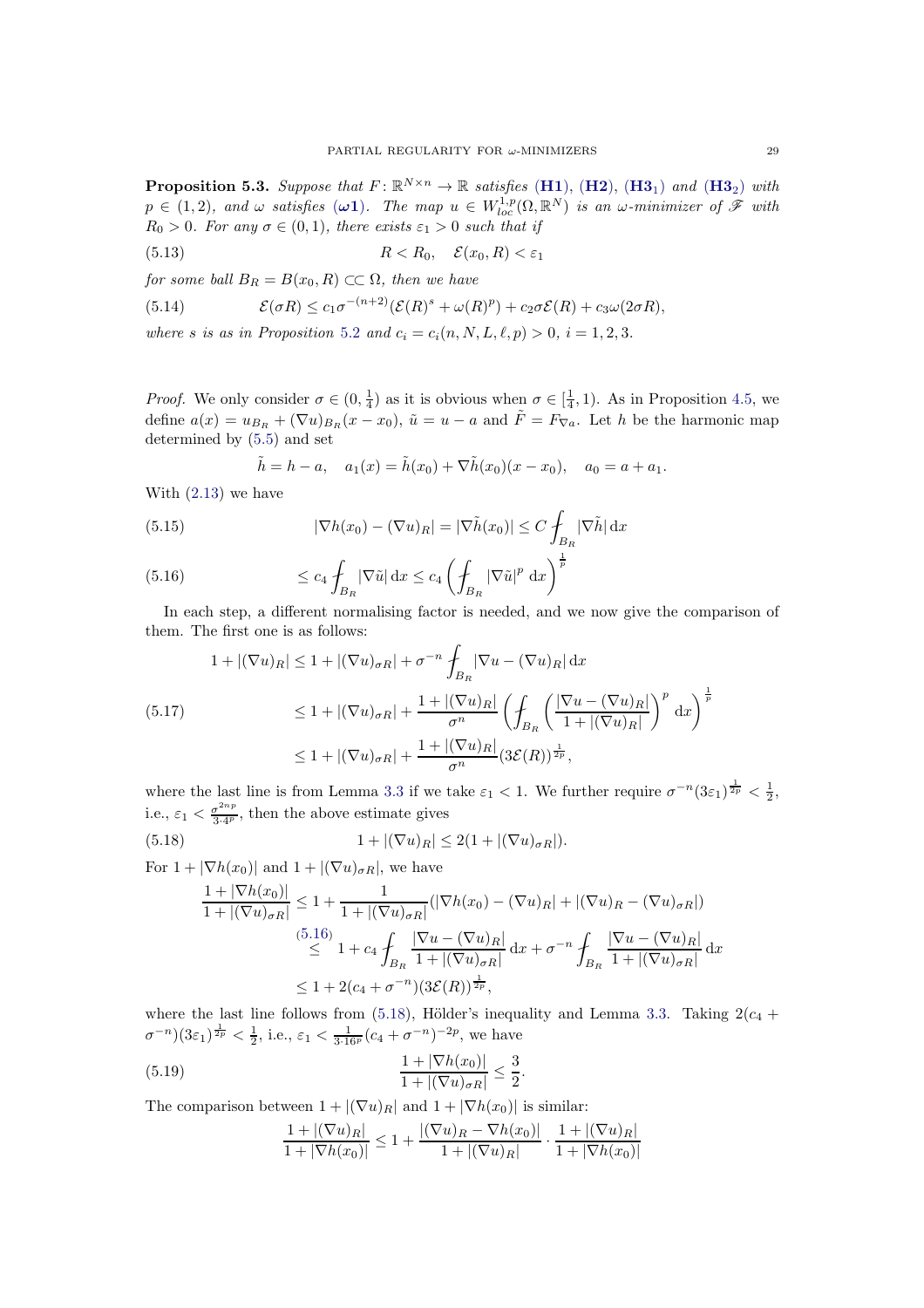**Proposition 5.3.** *Suppose that $F\colon \mathbb{R}^{N\times n}\to\mathbb{R}$ satisfies (**H1**), (**H2**), (**H3$_1$**) and (**H3$_2$**) with $p\in(1,2)$, and $\omega$ satisfies (**$\omega$1**). The map $u\in W^{1,p}_{loc}(\Omega,\mathbb{R}^N)$ is an $\omega$-minimizer of $\mathscr{F}$ with $R_0>0$. For any $\sigma\in(0,1)$, there exists $\varepsilon_1>0$ such that if*

$$R<R_0,\quad \mathcal{E}(x_0,R)<\varepsilon_1 \tag{5.13}$$

*for some ball $B_R=B(x_0,R)\subset\subset\Omega$, then we have*

$$\mathcal{E}(\sigma R)\le c_1\sigma^{-(n+2)}(\mathcal{E}(R)^s+\omega(R)^p)+c_2\sigma\mathcal{E}(R)+c_3\omega(2\sigma R), \tag{5.14}$$

*where $s$ is as in Proposition 5.2 and $c_i=c_i(n,N,L,\ell,p)>0$, $i=1,2,3$.*

*Proof.* We only consider $\sigma\in(0,\frac14)$ as it is obvious when $\sigma\in[\frac14,1)$. As in Proposition 4.5, we define $a(x)=u_{B_R}+(\nabla u)_{B_R}(x-x_0)$, $\tilde u=u-a$ and $\tilde F=F_{\nabla a}$. Let $h$ be the harmonic map determined by (5.5) and set

$$\tilde h=h-a,\quad a_1(x)=\tilde h(x_0)+\nabla\tilde h(x_0)(x-x_0),\quad a_0=a+a_1.$$

With (2.13) we have

$$|\nabla h(x_0)-(\nabla u)_R|=|\nabla\tilde h(x_0)|\le C⨍_{B_R}|\nabla\tilde h|\,\mathrm{d}x \tag{5.15}$$

$$\le c_4⨍_{B_R}|\nabla\tilde u|\,\mathrm{d}x\le c_4\left(⨍_{B_R}|\nabla\tilde u|^p\,\mathrm{d}x\right)^{\frac1p} \tag{5.16}$$

In each step, a different normalising factor is needed, and we now give the comparison of them. The first one is as follows:

$$\begin{aligned}
1+|(\nabla u)_R|&\le 1+|(\nabla u)_{\sigma R}|+\sigma^{-n}⨍_{B_R}|\nabla u-(\nabla u)_R|\,\mathrm{d}x\\
&\le 1+|(\nabla u)_{\sigma R}|+\frac{1+|(\nabla u)_R|}{\sigma^n}\left(⨍_{B_R}\left(\frac{|\nabla u-(\nabla u)_R|}{1+|(\nabla u)_R|}\right)^p\mathrm{d}x\right)^{\frac1p}\\
&\le 1+|(\nabla u)_{\sigma R}|+\frac{1+|(\nabla u)_R|}{\sigma^n}(3\mathcal{E}(R))^{\frac{1}{2p}},
\end{aligned} \tag{5.17}$$

where the last line is from Lemma 3.3 if we take $\varepsilon_1<1$. We further require $\sigma^{-n}(3\varepsilon_1)^{\frac{1}{2p}}<\frac12$, i.e., $\varepsilon_1<\frac{\sigma^{2np}}{3\cdot 4^p}$, then the above estimate gives

$$1+|(\nabla u)_R|\le 2(1+|(\nabla u)_{\sigma R}|). \tag{5.18}$$

For $1+|\nabla h(x_0)|$ and $1+|(\nabla u)_{\sigma R}|$, we have

$$\begin{aligned}
\frac{1+|\nabla h(x_0)|}{1+|(\nabla u)_{\sigma R}|}&\le 1+\frac{1}{1+|(\nabla u)_{\sigma R}|}(|\nabla h(x_0)-(\nabla u)_R|+|(\nabla u)_R-(\nabla u)_{\sigma R}|)\\
&\overset{(5.16)}{\le} 1+c_4⨍_{B_R}\frac{|\nabla u-(\nabla u)_R|}{1+|(\nabla u)_{\sigma R}|}\,\mathrm{d}x+\sigma^{-n}⨍_{B_R}\frac{|\nabla u-(\nabla u)_R|}{1+|(\nabla u)_{\sigma R}|}\,\mathrm{d}x\\
&\le 1+2(c_4+\sigma^{-n})(3\mathcal{E}(R))^{\frac{1}{2p}},
\end{aligned}$$

where the last line follows from (5.18), Hölder's inequality and Lemma 3.3. Taking $2(c_4+\sigma^{-n})(3\varepsilon_1)^{\frac{1}{2p}}<\frac12$, i.e., $\varepsilon_1<\frac{1}{3\cdot 16^p}(c_4+\sigma^{-n})^{-2p}$, we have

$$\frac{1+|\nabla h(x_0)|}{1+|(\nabla u)_{\sigma R}|}\le\frac32. \tag{5.19}$$

The comparison between $1+|(\nabla u)_R|$ and $1+|\nabla h(x_0)|$ is similar:

$$\frac{1+|(\nabla u)_R|}{1+|\nabla h(x_0)|}\le 1+\frac{|(\nabla u)_R-\nabla h(x_0)|}{1+|(\nabla u)_R|}\cdot\frac{1+|(\nabla u)_R|}{1+|\nabla h(x_0)|}$$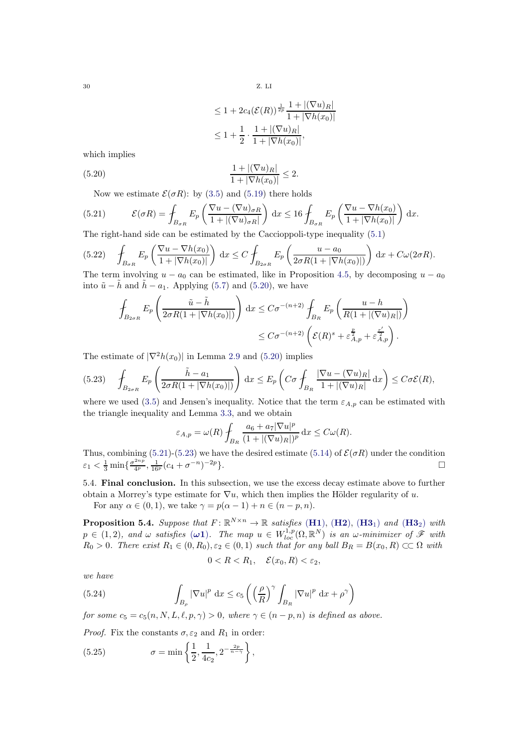$$
\begin{aligned}
&\leq 1 + 2c_4(\mathcal{E}(R))^{\frac{1}{2p}} \frac{1+|(\nabla u)_R|}{1+|\nabla h(x_0)|} \\
&\leq 1 + \frac{1}{2} \cdot \frac{1+|(\nabla u)_R|}{1+|\nabla h(x_0)|},
\end{aligned}
$$

which implies

$$
\frac{1+|(\nabla u)_R|}{1+|\nabla h(x_0)|} \leq 2. \tag{5.20}
$$

Now we estimate $\mathcal{E}(\sigma R)$: by (3.5) and (5.19) there holds

$$
\mathcal{E}(\sigma R) = \fint_{B_{\sigma R}} E_p\left(\frac{\nabla u - (\nabla u)_{\sigma R}}{1+|(\nabla u)_{\sigma R}|}\right) \mathrm{d}x \leq 16 \fint_{B_{\sigma R}} E_p\left(\frac{\nabla u - \nabla h(x_0)}{1+|\nabla h(x_0)|}\right) \mathrm{d}x. \tag{5.21}
$$

The right-hand side can be estimated by the Caccioppoli-type inequality (5.1)

$$
\fint_{B_{\sigma R}} E_p\left(\frac{\nabla u - \nabla h(x_0)}{1+|\nabla h(x_0)|}\right) \mathrm{d}x \leq C \fint_{B_{2\sigma R}} E_p\left(\frac{u-a_0}{2\sigma R(1+|\nabla h(x_0)|)}\right) \mathrm{d}x + C\omega(2\sigma R). \tag{5.22}
$$

The term involving $u - a_0$ can be estimated, like in Proposition 4.5, by decomposing $u - a_0$ into $\tilde{u} - \tilde{h}$ and $\tilde{h} - a_1$. Applying (5.7) and (5.20), we have

$$
\begin{aligned}
\fint_{B_{2\sigma R}} E_p\left(\frac{\tilde{u}-\tilde{h}}{2\sigma R(1+|\nabla h(x_0)|)}\right) \mathrm{d}x &\leq C\sigma^{-(n+2)} \fint_{B_R} E_p\left(\frac{u-h}{R(1+|(\nabla u)_R|)}\right) \\
&\leq C\sigma^{-(n+2)}\left(\mathcal{E}(R)^s + \varepsilon_{A,p}^{\frac{p}{2}} + \varepsilon_{A,p}^{\frac{r'}{2}}\right).
\end{aligned}
$$

The estimate of $|\nabla^2 h(x_0)|$ in Lemma 2.9 and (5.20) implies

$$
\fint_{B_{2\sigma R}} E_p\left(\frac{\tilde{h}-a_1}{2\sigma R(1+|\nabla h(x_0)|)}\right) \mathrm{d}x \leq E_p\left(C\sigma \fint_{B_R} \frac{|\nabla u - (\nabla u)_R|}{1+|(\nabla u)_R|}\mathrm{d}x\right) \leq C\sigma\mathcal{E}(R), \tag{5.23}
$$

where we used (3.5) and Jensen's inequality. Notice that the term $\varepsilon_{A,p}$ can be estimated with the triangle inequality and Lemma 3.3, and we obtain

$$
\varepsilon_{A,p} = \omega(R) \fint_{B_R} \frac{a_6 + a_7|\nabla u|^p}{(1+|(\nabla u)_R|)^p} \mathrm{d}x \leq C\omega(R).
$$

Thus, combining (5.21)-(5.23) we have the desired estimate (5.14) of $\mathcal{E}(\sigma R)$ under the condition $\varepsilon_1 < \frac{1}{3}\min\{\frac{\sigma^{2np}}{4^p}, \frac{1}{16^p}(c_4 + \sigma^{-n})^{-2p}\}$. □

**5.4. Final conclusion.** In this subsection, we use the excess decay estimate above to further obtain a Morrey's type estimate for $\nabla u$, which then implies the Hölder regularity of $u$.

For any $\alpha \in (0,1)$, we take $\gamma = p(\alpha - 1) + n \in (n-p, n)$.

**Proposition 5.4.** *Suppose that $F\colon \mathbb{R}^{N\times n} \to \mathbb{R}$ satisfies* (**H1**), (**H2**), (**H3**$_1$) *and* (**H3**$_2$) *with $p \in (1,2)$, and $\omega$ satisfies* ($\boldsymbol{\omega}$**1**). *The map $u \in W^{1,p}_{loc}(\Omega, \mathbb{R}^N)$ is an $\omega$-minimizer of $\mathscr{F}$ with $R_0 > 0$. There exist $R_1 \in (0, R_0), \varepsilon_2 \in (0,1)$ such that for any ball $B_R = B(x_0, R) \subset\subset \Omega$ with*

$$
0 < R < R_1, \quad \mathcal{E}(x_0, R) < \varepsilon_2,
$$

*we have*

$$
\int_{B_\rho} |\nabla u|^p \ \mathrm{d}x \leq c_5\left(\left(\frac{\rho}{R}\right)^\gamma \int_{B_R} |\nabla u|^p \ \mathrm{d}x + \rho^\gamma\right) \tag{5.24}
$$

*for some $c_5 = c_5(n, N, L, \ell, p, \gamma) > 0$, where $\gamma \in (n-p, n)$ is defined as above.*

*Proof.* Fix the constants $\sigma, \varepsilon_2$ and $R_1$ in order:

$$
\sigma = \min\left\{\frac{1}{2}, \frac{1}{4c_2}, 2^{-\frac{2p}{n-\gamma}}\right\}, \tag{5.25}
$$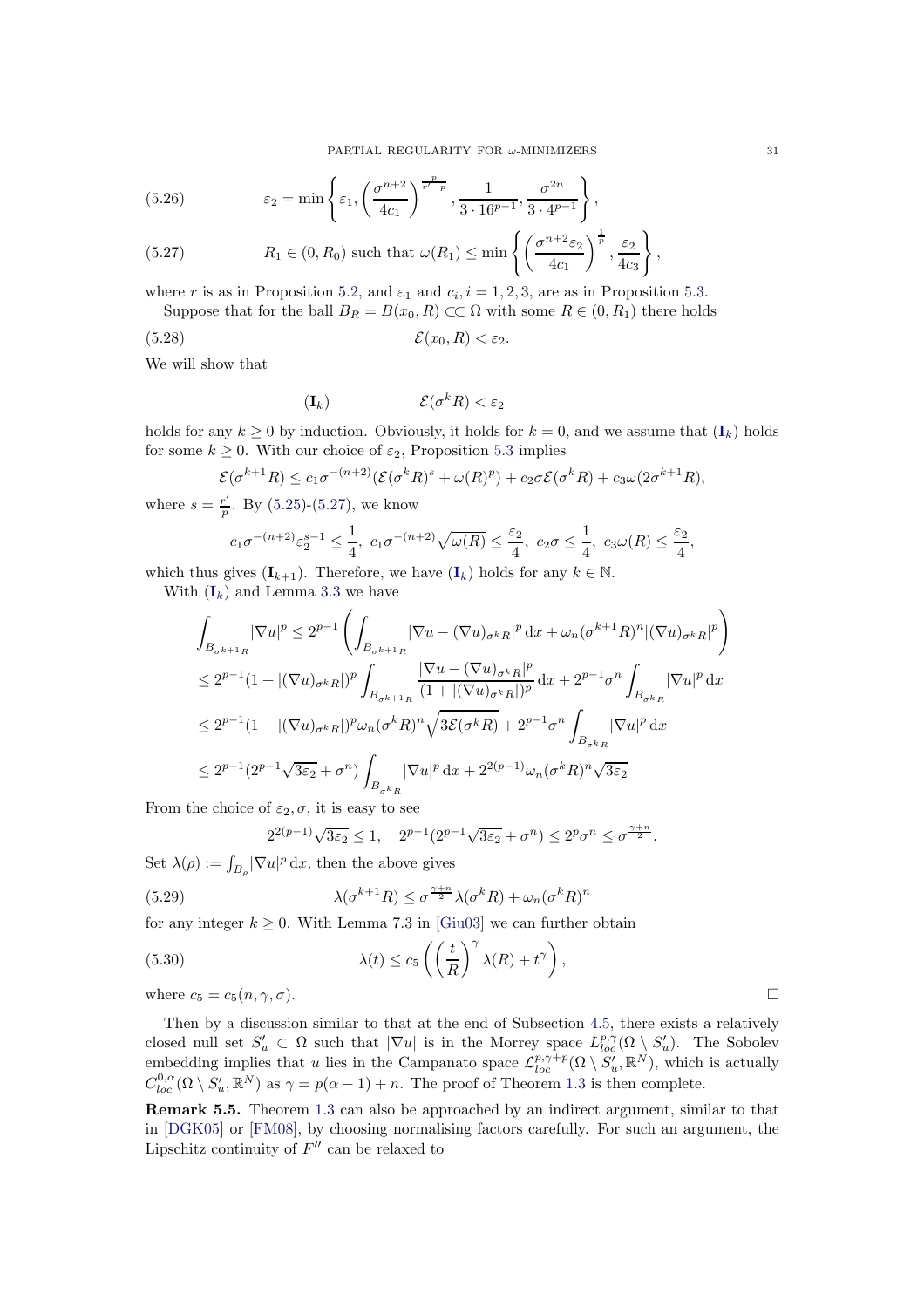$$\varepsilon_2 = \min\left\{\varepsilon_1, \left(\frac{\sigma^{n+2}}{4c_1}\right)^{\frac{p}{r'-p}}, \frac{1}{3\cdot 16^{p-1}}, \frac{\sigma^{2n}}{3\cdot 4^{p-1}}\right\}, \tag{5.26}$$

$$R_1 \in (0, R_0) \text{ such that } \omega(R_1) \leq \min\left\{\left(\frac{\sigma^{n+2}\varepsilon_2}{4c_1}\right)^{\frac{1}{p}}, \frac{\varepsilon_2}{4c_3}\right\}, \tag{5.27}$$

where $r$ is as in Proposition 5.2, and $\varepsilon_1$ and $c_i, i = 1, 2, 3$, are as in Proposition 5.3.

Suppose that for the ball $B_R = B(x_0, R) \subset\subset \Omega$ with some $R \in (0, R_1)$ there holds

$$\mathcal{E}(x_0, R) < \varepsilon_2. \tag{5.28}$$

We will show that

$$(\mathbf{I}_k) \qquad\qquad \mathcal{E}(\sigma^k R) < \varepsilon_2$$

holds for any $k \geq 0$ by induction. Obviously, it holds for $k = 0$, and we assume that $(\mathbf{I}_k)$ holds for some $k \geq 0$. With our choice of $\varepsilon_2$, Proposition 5.3 implies

$$\mathcal{E}(\sigma^{k+1}R) \leq c_1\sigma^{-(n+2)}(\mathcal{E}(\sigma^k R)^s + \omega(R)^p) + c_2\sigma\mathcal{E}(\sigma^k R) + c_3\omega(2\sigma^{k+1}R),$$

where $s = \frac{r'}{p}$. By (5.25)-(5.27), we know

$$c_1\sigma^{-(n+2)}\varepsilon_2^{s-1} \leq \frac{1}{4},\ c_1\sigma^{-(n+2)}\sqrt{\omega(R)} \leq \frac{\varepsilon_2}{4},\ c_2\sigma \leq \frac{1}{4},\ c_3\omega(R) \leq \frac{\varepsilon_2}{4},$$

which thus gives $(\mathbf{I}_{k+1})$. Therefore, we have $(\mathbf{I}_k)$ holds for any $k \in \mathbb{N}$.

With $(\mathbf{I}_k)$ and Lemma 3.3 we have

$$\begin{aligned}
\int_{B_{\sigma^{k+1}R}} |\nabla u|^p &\leq 2^{p-1}\left(\int_{B_{\sigma^{k+1}R}} |\nabla u - (\nabla u)_{\sigma^k R}|^p \,\mathrm{d}x + \omega_n(\sigma^{k+1}R)^n |(\nabla u)_{\sigma^k R}|^p\right) \\
&\leq 2^{p-1}(1 + |(\nabla u)_{\sigma^k R}|)^p \int_{B_{\sigma^{k+1}R}} \frac{|\nabla u - (\nabla u)_{\sigma^k R}|^p}{(1 + |(\nabla u)_{\sigma^k R}|)^p} \,\mathrm{d}x + 2^{p-1}\sigma^n \int_{B_{\sigma^k R}} |\nabla u|^p \,\mathrm{d}x \\
&\leq 2^{p-1}(1 + |(\nabla u)_{\sigma^k R}|)^p \omega_n(\sigma^k R)^n \sqrt{3\mathcal{E}(\sigma^k R)} + 2^{p-1}\sigma^n \int_{B_{\sigma^k R}} |\nabla u|^p \,\mathrm{d}x \\
&\leq 2^{p-1}(2^{p-1}\sqrt{3\varepsilon_2} + \sigma^n) \int_{B_{\sigma^k R}} |\nabla u|^p \,\mathrm{d}x + 2^{2(p-1)}\omega_n(\sigma^k R)^n \sqrt{3\varepsilon_2}
\end{aligned}$$

From the choice of $\varepsilon_2, \sigma$, it is easy to see

$$2^{2(p-1)}\sqrt{3\varepsilon_2} \leq 1, \quad 2^{p-1}(2^{p-1}\sqrt{3\varepsilon_2} + \sigma^n) \leq 2^p\sigma^n \leq \sigma^{\frac{\gamma+n}{2}}.$$

Set $\lambda(\rho) := \int_{B_\rho} |\nabla u|^p \,\mathrm{d}x$, then the above gives

$$\lambda(\sigma^{k+1}R) \leq \sigma^{\frac{\gamma+n}{2}}\lambda(\sigma^k R) + \omega_n(\sigma^k R)^n \tag{5.29}$$

for any integer $k \geq 0$. With Lemma 7.3 in [Giu03] we can further obtain

$$\lambda(t) \leq c_5\left(\left(\frac{t}{R}\right)^\gamma \lambda(R) + t^\gamma\right), \tag{5.30}$$

where $c_5 = c_5(n, \gamma, \sigma)$. □

Then by a discussion similar to that at the end of Subsection 4.5, there exists a relatively closed null set $S_u' \subset \Omega$ such that $|\nabla u|$ is in the Morrey space $L^{p,\gamma}_{loc}(\Omega \setminus S_u')$. The Sobolev embedding implies that $u$ lies in the Campanato space $\mathcal{L}^{p,\gamma+p}_{loc}(\Omega \setminus S_u', \mathbb{R}^N)$, which is actually $C^{0,\alpha}_{loc}(\Omega \setminus S_u', \mathbb{R}^N)$ as $\gamma = p(\alpha - 1) + n$. The proof of Theorem 1.3 is then complete.

**Remark 5.5.** Theorem 1.3 can also be approached by an indirect argument, similar to that in [DGK05] or [FM08], by choosing normalising factors carefully. For such an argument, the Lipschitz continuity of $F''$ can be relaxed to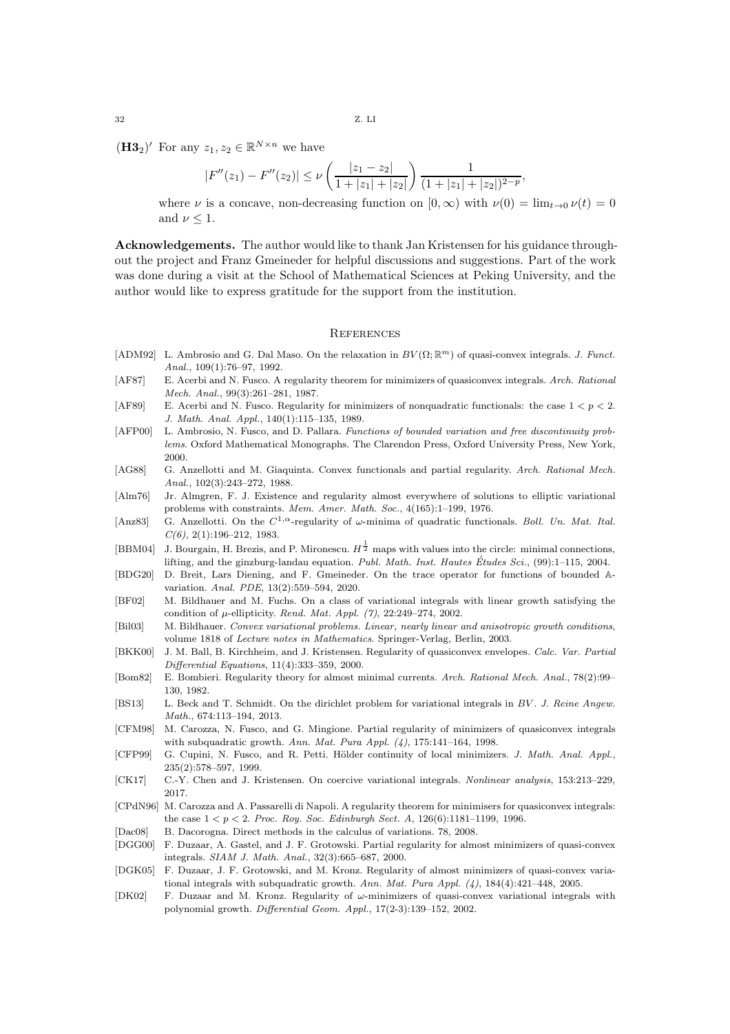**(H3$_2$)$'$** For any $z_1, z_2 \in \mathbb{R}^{N\times n}$ we have

$$|F''(z_1) - F''(z_2)| \leq \nu\left(\frac{|z_1 - z_2|}{1 + |z_1| + |z_2|}\right)\frac{1}{(1 + |z_1| + |z_2|)^{2-p}},$$

where $\nu$ is a concave, non-decreasing function on $[0, \infty)$ with $\nu(0) = \lim_{t\to 0}\nu(t) = 0$ and $\nu \leq 1$.

**Acknowledgements.** The author would like to thank Jan Kristensen for his guidance throughout the project and Franz Gmeineder for helpful discussions and suggestions. Part of the work was done during a visit at the School of Mathematical Sciences at Peking University, and the author would like to express gratitude for the support from the institution.

## References

[ADM92] L. Ambrosio and G. Dal Maso. On the relaxation in $BV(\Omega;\mathbb{R}^m)$ of quasi-convex integrals. *J. Funct. Anal.*, 109(1):76–97, 1992.

[AF87] E. Acerbi and N. Fusco. A regularity theorem for minimizers of quasiconvex integrals. *Arch. Rational Mech. Anal.*, 99(3):261–281, 1987.

[AF89] E. Acerbi and N. Fusco. Regularity for minimizers of nonquadratic functionals: the case $1 < p < 2$. *J. Math. Anal. Appl.*, 140(1):115–135, 1989.

[AFP00] L. Ambrosio, N. Fusco, and D. Pallara. *Functions of bounded variation and free discontinuity problems*. Oxford Mathematical Monographs. The Clarendon Press, Oxford University Press, New York, 2000.

[AG88] G. Anzellotti and M. Giaquinta. Convex functionals and partial regularity. *Arch. Rational Mech. Anal.*, 102(3):243–272, 1988.

[Alm76] Jr. Almgren, F. J. Existence and regularity almost everywhere of solutions to elliptic variational problems with constraints. *Mem. Amer. Math. Soc.*, 4(165):1–199, 1976.

[Anz83] G. Anzellotti. On the $C^{1,\alpha}$-regularity of $\omega$-minima of quadratic functionals. *Boll. Un. Mat. Ital. C(6)*, 2(1):196–212, 1983.

[BBM04] J. Bourgain, H. Brezis, and P. Mironescu. $H^{\frac{1}{2}}$ maps with values into the circle: minimal connections, lifting, and the ginzburg-landau equation. *Publ. Math. Inst. Hautes Études Sci.*, (99):1–115, 2004.

[BDG20] D. Breit, Lars Diening, and F. Gmeineder. On the trace operator for functions of bounded $\mathbb{A}$-variation. *Anal. PDE*, 13(2):559–594, 2020.

[BF02] M. Bildhauer and M. Fuchs. On a class of variational integrals with linear growth satisfying the condition of $\mu$-ellipticity. *Rend. Mat. Appl. (7)*, 22:249–274, 2002.

[Bil03] M. Bildhauer. *Convex variational problems. Linear, nearly linear and anisotropic growth conditions*, volume 1818 of *Lecture notes in Mathematics*. Springer-Verlag, Berlin, 2003.

[BKK00] J. M. Ball, B. Kirchheim, and J. Kristensen. Regularity of quasiconvex envelopes. *Calc. Var. Partial Differential Equations*, 11(4):333–359, 2000.

[Bom82] E. Bombieri. Regularity theory for almost minimal currents. *Arch. Rational Mech. Anal.*, 78(2):99–130, 1982.

[BS13] L. Beck and T. Schmidt. On the dirichlet problem for variational integrals in $BV$. *J. Reine Angew. Math.*, 674:113–194, 2013.

[CFM98] M. Carozza, N. Fusco, and G. Mingione. Partial regularity of minimizers of quasiconvex integrals with subquadratic growth. *Ann. Mat. Pura Appl. (4)*, 175:141–164, 1998.

[CFP99] G. Cupini, N. Fusco, and R. Petti. Hölder continuity of local minimizers. *J. Math. Anal. Appl.*, 235(2):578–597, 1999.

[CK17] C.-Y. Chen and J. Kristensen. On coercive variational integrals. *Nonlinear analysis*, 153:213–229, 2017.

[CPdN96] M. Carozza and A. Passarelli di Napoli. A regularity theorem for minimisers for quasiconvex integrals: the case $1 < p < 2$. *Proc. Roy. Soc. Edinburgh Sect. A*, 126(6):1181–1199, 1996.

[Dac08] B. Dacorogna. Direct methods in the calculus of variations. 78, 2008.

[DGG00] F. Duzaar, A. Gastel, and J. F. Grotowski. Partial regularity for almost minimizers of quasi-convex integrals. *SIAM J. Math. Anal.*, 32(3):665–687, 2000.

[DGK05] F. Duzaar, J. F. Grotowski, and M. Kronz. Regularity of almost minimizers of quasi-convex variational integrals with subquadratic growth. *Ann. Mat. Pura Appl. (4)*, 184(4):421–448, 2005.

[DK02] F. Duzaar and M. Kronz. Regularity of $\omega$-minimizers of quasi-convex variational integrals with polynomial growth. *Differential Geom. Appl.*, 17(2-3):139–152, 2002.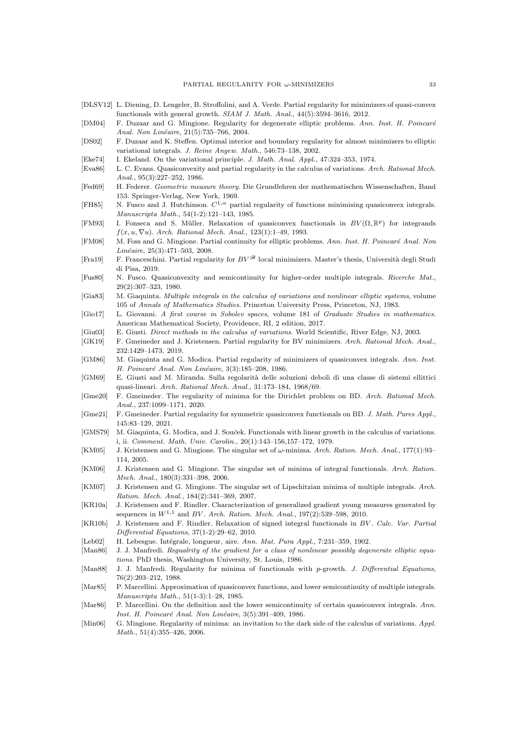[DLSV12] L. Diening, D. Lengeler, B. Stroffolini, and A. Verde. Partial regularity for minimizers of quasi-convex functionals with general growth. *SIAM J. Math. Anal.*, 44(5):3594–3616, 2012.

[DM04] F. Duzaar and G. Mingione. Regularity for degenerate elliptic problems. *Ann. Inst. H. Poincaré Anal. Non Linéaire*, 21(5):735–766, 2004.

[DS02] F. Duzaar and K. Steffen. Optimal interior and boundary regularity for almost minimizers to elliptic variational integrals. *J. Reine Angew. Math.*, 546:73–138, 2002.

[Eke74] I. Ekeland. On the variational principle. *J. Math. Anal. Appl.*, 47:324–353, 1974.

[Eva86] L. C. Evans. Quasiconvexity and partial regularity in the calculus of variations. *Arch. Rational Mech. Anal.*, 95(3):227–252, 1986.

[Fed69] H. Federer. *Geometric measure theory*. Die Grundlehren der mathematischen Wissenschaften, Band 153. Springer-Verlag, New York, 1969.

[FH85] N. Fusco and J. Hutchinson. $C^{1,\alpha}$ partial regularity of functions minimising quasiconvex integrals. *Manuscripta Math.*, 54(1-2):121–143, 1985.

[FM93] I. Fonseca and S. Müller. Relaxation of quasiconvex functionals in $BV(\Omega, \mathbb{R}^p)$ for integrands $f(x, u, \nabla u)$. *Arch. Rational Mech. Anal.*, 123(1):1–49, 1993.

[FM08] M. Foss and G. Mingione. Partial continuity for elliptic problems. *Ann. Inst. H. Poincaré Anal. Non Linéaire*, 25(3):471–503, 2008.

[Fra19] F. Franceschini. Partial regularity for $BV^{\mathscr{B}}$ local minimizers. Master's thesis, Università degli Studi di Pisa, 2019.

[Fus80] N. Fusco. Quasiconvexity and semicontinuity for higher-order multiple integrals. *Ricerche Mat.*, 29(2):307–323, 1980.

[Gia83] M. Giaquinta. *Multiple integrals in the calculus of variations and nonlinear elliptic systems*, volume 105 of *Annals of Mathematics Studies*. Princeton University Press, Princeton, NJ, 1983.

[Gio17] L. Giovanni. *A first course in Sobolev spaces*, volume 181 of *Graduate Studies in mathematics*. American Mathematical Society, Providence, RI, 2 edition, 2017.

[Giu03] E. Giusti. *Direct methods in the calculus of variations*. World Scientific, River Edge, NJ, 2003.

[GK19] F. Gmeineder and J. Kristensen. Partial regularity for BV minimizers. *Arch. Rational Mech. Anal.*, 232:1429–1473, 2019.

[GM86] M. Giaquinta and G. Modica. Partial regularity of minimizers of quasiconvex integrals. *Ann. Inst. H. Poincaré Anal. Non Linéaire*, 3(3):185–208, 1986.

[GM69] E. Giusti and M. Miranda. Sulla regolarità delle soluzioni deboli di una classe di sistemi ellittici quasi-lineari. *Arch. Rational Mech. Anal.*, 31:173–184, 1968/69.

[Gme20] F. Gmeineder. The regularity of minima for the Dirichlet problem on BD. *Arch. Rational Mech. Anal.*, 237:1099–1171, 2020.

[Gme21] F. Gmeineder. Partial regularity for symmetric quasiconvex functionals on BD. *J. Math. Pures Appl.*, 145:83–129, 2021.

[GMS79] M. Giaquinta, G. Modica, and J. Souček. Functionals with linear growth in the calculus of variations. i, ii. *Comment. Math. Univ. Carolin.*, 20(1):143–156,157–172, 1979.

[KM05] J. Kristensen and G. Mingione. The singular set of $\omega$-minima. *Arch. Ration. Mech. Anal.*, 177(1):93–114, 2005.

[KM06] J. Kristensen and G. Mingione. The singular set of minima of integral functionals. *Arch. Ration. Mech. Anal.*, 180(3):331–398, 2006.

[KM07] J. Kristensen and G. Mingione. The singular set of Lipschitzian minima of multiple integrals. *Arch. Ration. Mech. Anal.*, 184(2):341–369, 2007.

[KR10a] J. Kristensen and F. Rindler. Characterization of generalized gradient young measures generated by sequences in $W^{1,1}$ and $BV$. *Arch. Ration. Mech. Anal.*, 197(2):539–598, 2010.

[KR10b] J. Kristensen and F. Rindler. Relaxation of signed integral functionals in $BV$. *Calc. Var. Partial Differential Equations*, 37(1-2):29–62, 2010.

[Leb02] H. Lebesgue. Intégrale, longueur, aire. *Ann. Mat. Pura Appl.*, 7:231–359, 1902.

[Man86] J. J. Manfredi. *Regualrity of the gradient for a class of nonlinear possibly degenerate elliptic equations*. PhD thesis, Washington University, St. Louis, 1986.

[Man88] J. J. Manfredi. Regularity for minima of functionals with $p$-growth. *J. Differential Equations*, 76(2):203–212, 1988.

[Mar85] P. Marcellini. Approximation of quasiconvex functions, and lower semicontinuity of multiple integrals. *Manuscripta Math.*, 51(1-3):1–28, 1985.

[Mar86] P. Marcellini. On the definition and the lower semicontinuity of certain quasiconvex integrals. *Ann. Inst. H. Poincaré Anal. Non Linéaire*, 3(5):391–409, 1986.

[Min06] G. Mingione. Regularity of minima: an invitation to the dark side of the calculus of variations. *Appl. Math.*, 51(4):355–426, 2006.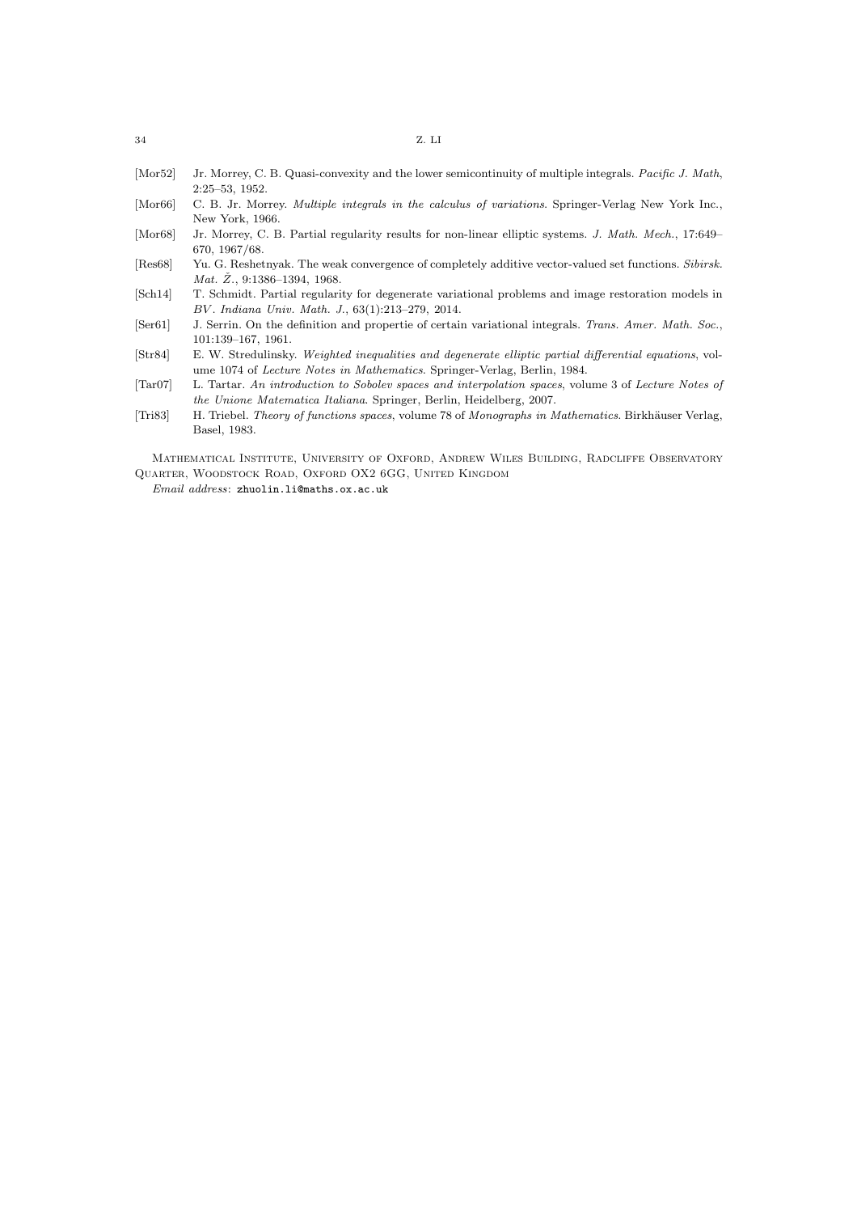[Mor52] Jr. Morrey, C. B. Quasi-convexity and the lower semicontinuity of multiple integrals. *Pacific J. Math*, 2:25–53, 1952.

[Mor66] C. B. Jr. Morrey. *Multiple integrals in the calculus of variations*. Springer-Verlag New York Inc., New York, 1966.

[Mor68] Jr. Morrey, C. B. Partial regularity results for non-linear elliptic systems. *J. Math. Mech.*, 17:649–670, 1967/68.

[Res68] Yu. G. Reshetnyak. The weak convergence of completely additive vector-valued set functions. *Sibirsk. Mat. Ž.*, 9:1386–1394, 1968.

[Sch14] T. Schmidt. Partial regularity for degenerate variational problems and image restoration models in *BV*. *Indiana Univ. Math. J.*, 63(1):213–279, 2014.

[Ser61] J. Serrin. On the definition and propertie of certain variational integrals. *Trans. Amer. Math. Soc.*, 101:139–167, 1961.

[Str84] E. W. Stredulinsky. *Weighted inequalities and degenerate elliptic partial differential equations*, volume 1074 of *Lecture Notes in Mathematics*. Springer-Verlag, Berlin, 1984.

[Tar07] L. Tartar. *An introduction to Sobolev spaces and interpolation spaces*, volume 3 of *Lecture Notes of the Unione Matematica Italiana*. Springer, Berlin, Heidelberg, 2007.

[Tri83] H. Triebel. *Theory of functions spaces*, volume 78 of *Monographs in Mathematics*. Birkhäuser Verlag, Basel, 1983.

Mathematical Institute, University of Oxford, Andrew Wiles Building, Radcliffe Observatory Quarter, Woodstock Road, Oxford OX2 6GG, United Kingdom

*Email address*: zhuolin.li@maths.ox.ac.uk